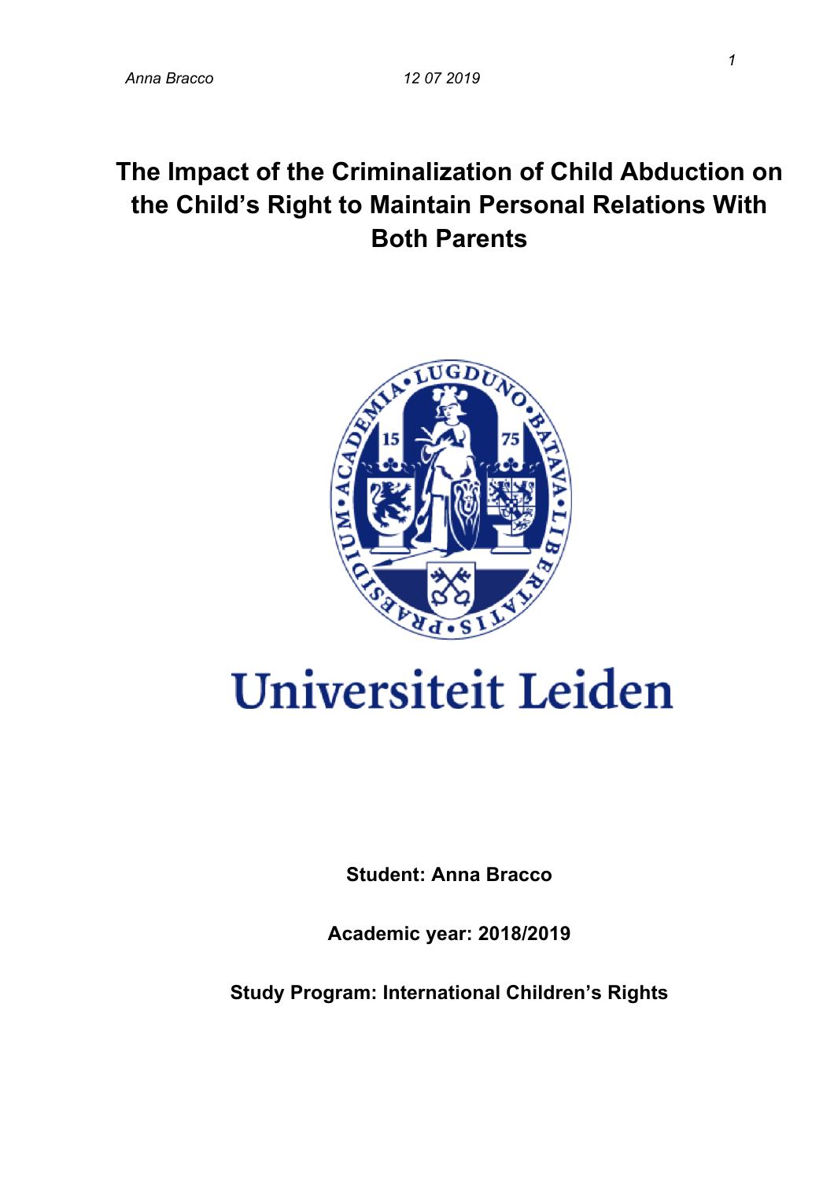Anna Bracco 12 07 2019

# The Impact of the Criminalization of Child Abduction on the Child's Right to Maintain Personal Relations With Both Parents

Universiteit Leiden

**Student: Anna Bracco**

**Academic year: 2018/2019**

**Study Program: International Children's Rights**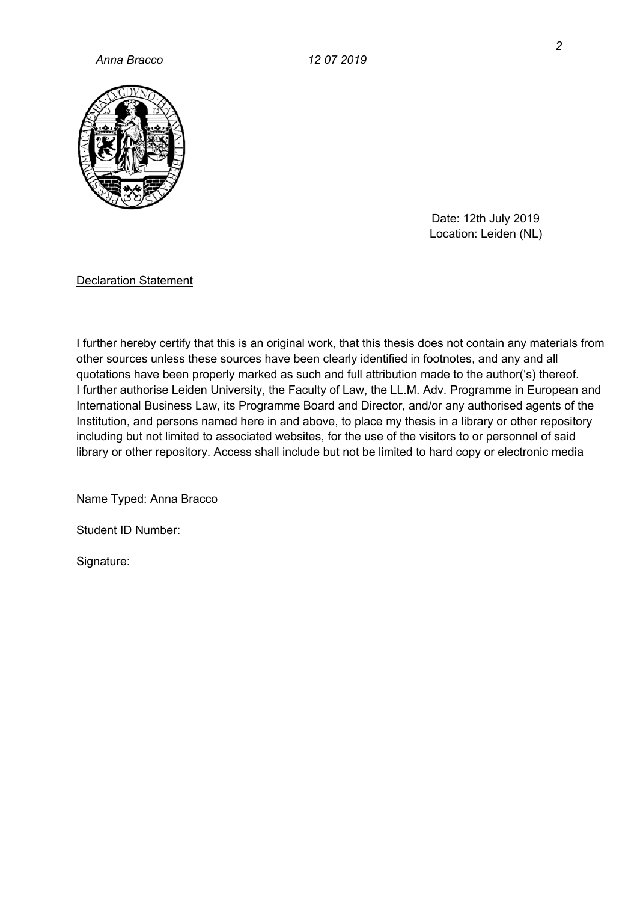Date: 12th July 2019
Location: Leiden (NL)

<u>Declaration Statement</u>

I further hereby certify that this is an original work, that this thesis does not contain any materials from other sources unless these sources have been clearly identified in footnotes, and any and all quotations have been properly marked as such and full attribution made to the author('s) thereof.
I further authorise Leiden University, the Faculty of Law, the LL.M. Adv. Programme in European and International Business Law, its Programme Board and Director, and/or any authorised agents of the Institution, and persons named here in and above, to place my thesis in a library or other repository including but not limited to associated websites, for the use of the visitors to or personnel of said library or other repository. Access shall include but not be limited to hard copy or electronic media

Name Typed: Anna Bracco

Student ID Number:

Signature: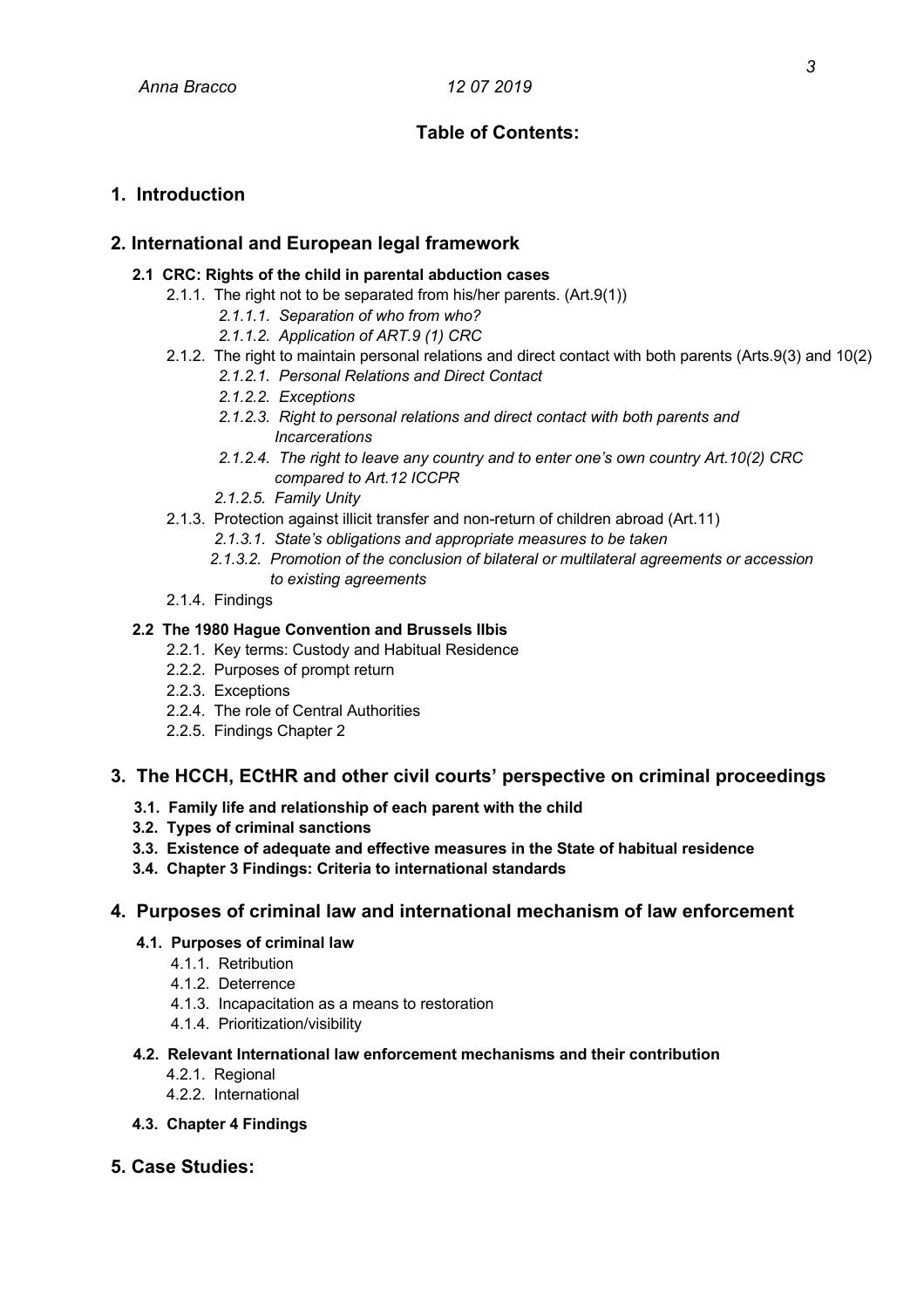## Table of Contents:

**1. Introduction**

**2. International and European legal framework**

**2.1 CRC: Rights of the child in parental abduction cases**

- 2.1.1. The right not to be separated from his/her parents. (Art.9(1))
  - *2.1.1.1. Separation of who from who?*
  - *2.1.1.2. Application of ART.9 (1) CRC*
- 2.1.2. The right to maintain personal relations and direct contact with both parents (Arts.9(3) and 10(2)
  - *2.1.2.1. Personal Relations and Direct Contact*
  - *2.1.2.2. Exceptions*
  - *2.1.2.3. Right to personal relations and direct contact with both parents and Incarcerations*
  - *2.1.2.4. The right to leave any country and to enter one's own country Art.10(2) CRC compared to Art.12 ICCPR*
  - *2.1.2.5. Family Unity*
- 2.1.3. Protection against illicit transfer and non-return of children abroad (Art.11)
  - *2.1.3.1. State's obligations and appropriate measures to be taken*
  - *2.1.3.2. Promotion of the conclusion of bilateral or multilateral agreements or accession to existing agreements*
- 2.1.4. Findings

**2.2 The 1980 Hague Convention and Brussels IIbis**

- 2.2.1. Key terms: Custody and Habitual Residence
- 2.2.2. Purposes of prompt return
- 2.2.3. Exceptions
- 2.2.4. The role of Central Authorities
- 2.2.5. Findings Chapter 2

**3. The HCCH, ECtHR and other civil courts' perspective on criminal proceedings**

- **3.1. Family life and relationship of each parent with the child**
- **3.2. Types of criminal sanctions**
- **3.3. Existence of adequate and effective measures in the State of habitual residence**
- **3.4. Chapter 3 Findings: Criteria to international standards**

**4. Purposes of criminal law and international mechanism of law enforcement**

**4.1. Purposes of criminal law**

- 4.1.1. Retribution
- 4.1.2. Deterrence
- 4.1.3. Incapacitation as a means to restoration
- 4.1.4. Prioritization/visibility

**4.2. Relevant International law enforcement mechanisms and their contribution**

- 4.2.1. Regional
- 4.2.2. International

**4.3. Chapter 4 Findings**

**5. Case Studies:**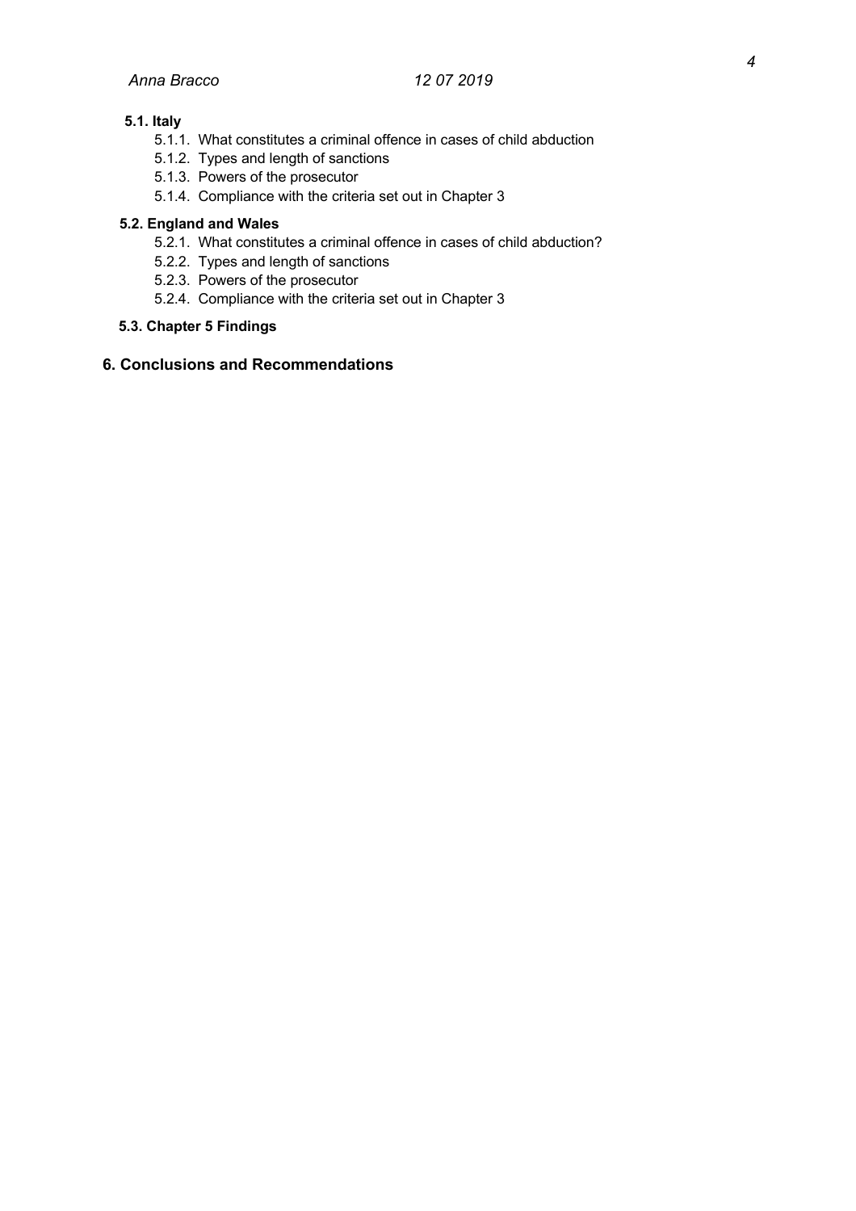**5.1. Italy**

- 5.1.1. What constitutes a criminal offence in cases of child abduction
- 5.1.2. Types and length of sanctions
- 5.1.3. Powers of the prosecutor
- 5.1.4. Compliance with the criteria set out in Chapter 3

**5.2. England and Wales**

- 5.2.1. What constitutes a criminal offence in cases of child abduction?
- 5.2.2. Types and length of sanctions
- 5.2.3. Powers of the prosecutor
- 5.2.4. Compliance with the criteria set out in Chapter 3

**5.3. Chapter 5 Findings**

**6. Conclusions and Recommendations**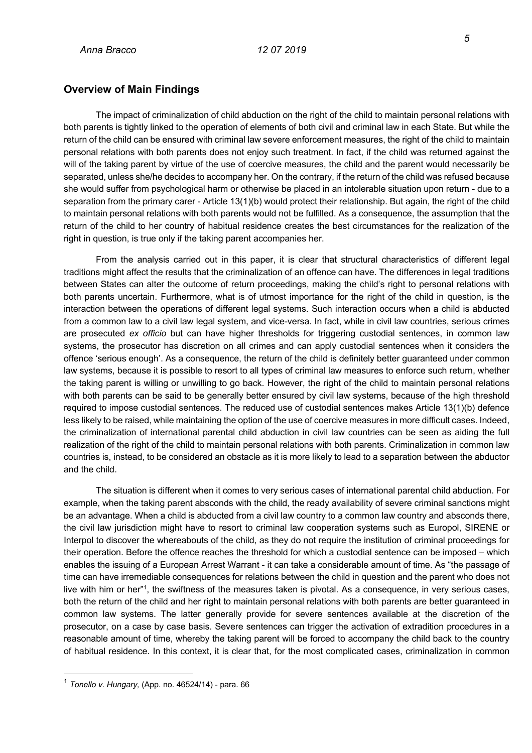## Overview of Main Findings

The impact of criminalization of child abduction on the right of the child to maintain personal relations with both parents is tightly linked to the operation of elements of both civil and criminal law in each State. But while the return of the child can be ensured with criminal law severe enforcement measures, the right of the child to maintain personal relations with both parents does not enjoy such treatment. In fact, if the child was returned against the will of the taking parent by virtue of the use of coercive measures, the child and the parent would necessarily be separated, unless she/he decides to accompany her. On the contrary, if the return of the child was refused because she would suffer from psychological harm or otherwise be placed in an intolerable situation upon return - due to a separation from the primary carer - Article 13(1)(b) would protect their relationship. But again, the right of the child to maintain personal relations with both parents would not be fulfilled. As a consequence, the assumption that the return of the child to her country of habitual residence creates the best circumstances for the realization of the right in question, is true only if the taking parent accompanies her.

From the analysis carried out in this paper, it is clear that structural characteristics of different legal traditions might affect the results that the criminalization of an offence can have. The differences in legal traditions between States can alter the outcome of return proceedings, making the child's right to personal relations with both parents uncertain. Furthermore, what is of utmost importance for the right of the child in question, is the interaction between the operations of different legal systems. Such interaction occurs when a child is abducted from a common law to a civil law legal system, and vice-versa. In fact, while in civil law countries, serious crimes are prosecuted *ex officio* but can have higher thresholds for triggering custodial sentences, in common law systems, the prosecutor has discretion on all crimes and can apply custodial sentences when it considers the offence 'serious enough'. As a consequence, the return of the child is definitely better guaranteed under common law systems, because it is possible to resort to all types of criminal law measures to enforce such return, whether the taking parent is willing or unwilling to go back. However, the right of the child to maintain personal relations with both parents can be said to be generally better ensured by civil law systems, because of the high threshold required to impose custodial sentences. The reduced use of custodial sentences makes Article 13(1)(b) defence less likely to be raised, while maintaining the option of the use of coercive measures in more difficult cases. Indeed, the criminalization of international parental child abduction in civil law countries can be seen as aiding the full realization of the right of the child to maintain personal relations with both parents. Criminalization in common law countries is, instead, to be considered an obstacle as it is more likely to lead to a separation between the abductor and the child.

The situation is different when it comes to very serious cases of international parental child abduction. For example, when the taking parent absconds with the child, the ready availability of severe criminal sanctions might be an advantage. When a child is abducted from a civil law country to a common law country and absconds there, the civil law jurisdiction might have to resort to criminal law cooperation systems such as Europol, SIRENE or Interpol to discover the whereabouts of the child, as they do not require the institution of criminal proceedings for their operation. Before the offence reaches the threshold for which a custodial sentence can be imposed – which enables the issuing of a European Arrest Warrant - it can take a considerable amount of time. As "the passage of time can have irremediable consequences for relations between the child in question and the parent who does not live with him or her"[1], the swiftness of the measures taken is pivotal. As a consequence, in very serious cases, both the return of the child and her right to maintain personal relations with both parents are better guaranteed in common law systems. The latter generally provide for severe sentences available at the discretion of the prosecutor, on a case by case basis. Severe sentences can trigger the activation of extradition procedures in a reasonable amount of time, whereby the taking parent will be forced to accompany the child back to the country of habitual residence. In this context, it is clear that, for the most complicated cases, criminalization in common

---

[1] *Tonello v. Hungary,* (App. no. 46524/14) - para. 66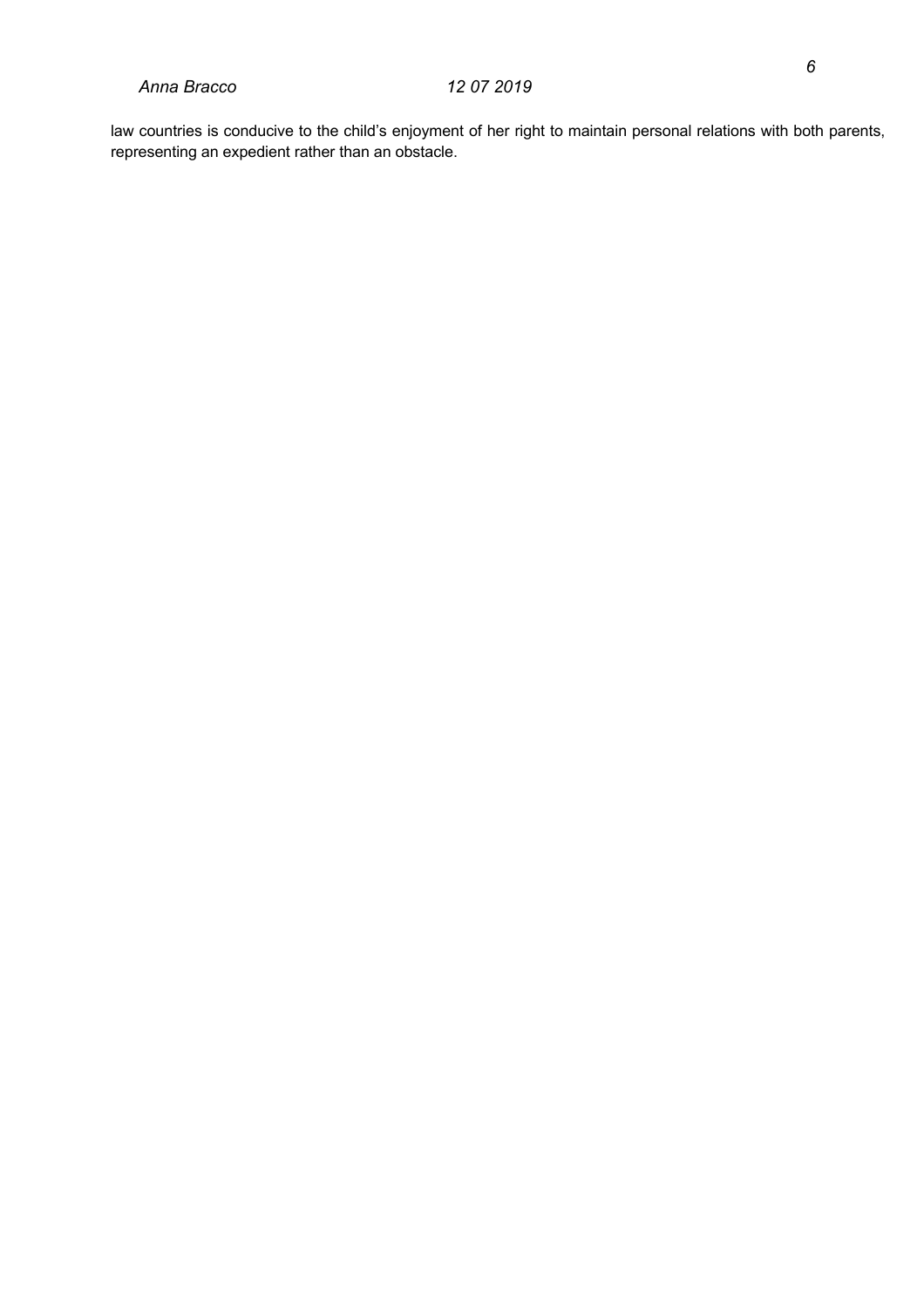law countries is conducive to the child’s enjoyment of her right to maintain personal relations with both parents, representing an expedient rather than an obstacle.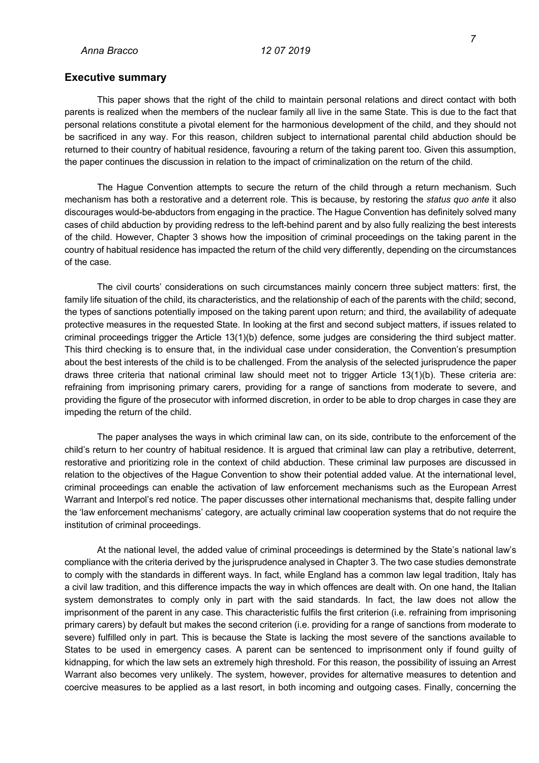## Executive summary

This paper shows that the right of the child to maintain personal relations and direct contact with both parents is realized when the members of the nuclear family all live in the same State. This is due to the fact that personal relations constitute a pivotal element for the harmonious development of the child, and they should not be sacrificed in any way. For this reason, children subject to international parental child abduction should be returned to their country of habitual residence, favouring a return of the taking parent too. Given this assumption, the paper continues the discussion in relation to the impact of criminalization on the return of the child.

The Hague Convention attempts to secure the return of the child through a return mechanism. Such mechanism has both a restorative and a deterrent role. This is because, by restoring the *status quo ante* it also discourages would-be-abductors from engaging in the practice. The Hague Convention has definitely solved many cases of child abduction by providing redress to the left-behind parent and by also fully realizing the best interests of the child. However, Chapter 3 shows how the imposition of criminal proceedings on the taking parent in the country of habitual residence has impacted the return of the child very differently, depending on the circumstances of the case.

The civil courts' considerations on such circumstances mainly concern three subject matters: first, the family life situation of the child, its characteristics, and the relationship of each of the parents with the child; second, the types of sanctions potentially imposed on the taking parent upon return; and third, the availability of adequate protective measures in the requested State. In looking at the first and second subject matters, if issues related to criminal proceedings trigger the Article 13(1)(b) defence, some judges are considering the third subject matter. This third checking is to ensure that, in the individual case under consideration, the Convention's presumption about the best interests of the child is to be challenged. From the analysis of the selected jurisprudence the paper draws three criteria that national criminal law should meet not to trigger Article 13(1)(b). These criteria are: refraining from imprisoning primary carers, providing for a range of sanctions from moderate to severe, and providing the figure of the prosecutor with informed discretion, in order to be able to drop charges in case they are impeding the return of the child.

The paper analyses the ways in which criminal law can, on its side, contribute to the enforcement of the child's return to her country of habitual residence. It is argued that criminal law can play a retributive, deterrent, restorative and prioritizing role in the context of child abduction. These criminal law purposes are discussed in relation to the objectives of the Hague Convention to show their potential added value. At the international level, criminal proceedings can enable the activation of law enforcement mechanisms such as the European Arrest Warrant and Interpol's red notice. The paper discusses other international mechanisms that, despite falling under the 'law enforcement mechanisms' category, are actually criminal law cooperation systems that do not require the institution of criminal proceedings.

At the national level, the added value of criminal proceedings is determined by the State's national law's compliance with the criteria derived by the jurisprudence analysed in Chapter 3. The two case studies demonstrate to comply with the standards in different ways. In fact, while England has a common law legal tradition, Italy has a civil law tradition, and this difference impacts the way in which offences are dealt with. On one hand, the Italian system demonstrates to comply only in part with the said standards. In fact, the law does not allow the imprisonment of the parent in any case. This characteristic fulfils the first criterion (i.e. refraining from imprisoning primary carers) by default but makes the second criterion (i.e. providing for a range of sanctions from moderate to severe) fulfilled only in part. This is because the State is lacking the most severe of the sanctions available to States to be used in emergency cases. A parent can be sentenced to imprisonment only if found guilty of kidnapping, for which the law sets an extremely high threshold. For this reason, the possibility of issuing an Arrest Warrant also becomes very unlikely. The system, however, provides for alternative measures to detention and coercive measures to be applied as a last resort, in both incoming and outgoing cases. Finally, concerning the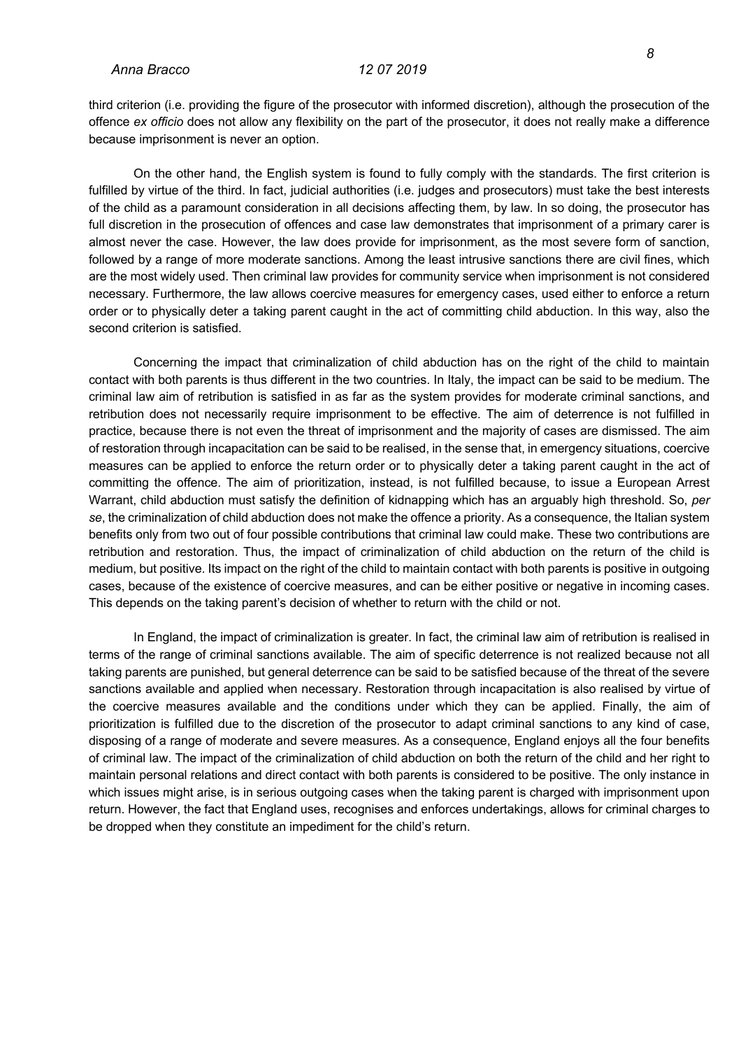third criterion (i.e. providing the figure of the prosecutor with informed discretion), although the prosecution of the offence *ex officio* does not allow any flexibility on the part of the prosecutor, it does not really make a difference because imprisonment is never an option.

On the other hand, the English system is found to fully comply with the standards. The first criterion is fulfilled by virtue of the third. In fact, judicial authorities (i.e. judges and prosecutors) must take the best interests of the child as a paramount consideration in all decisions affecting them, by law. In so doing, the prosecutor has full discretion in the prosecution of offences and case law demonstrates that imprisonment of a primary carer is almost never the case. However, the law does provide for imprisonment, as the most severe form of sanction, followed by a range of more moderate sanctions. Among the least intrusive sanctions there are civil fines, which are the most widely used. Then criminal law provides for community service when imprisonment is not considered necessary. Furthermore, the law allows coercive measures for emergency cases, used either to enforce a return order or to physically deter a taking parent caught in the act of committing child abduction. In this way, also the second criterion is satisfied.

Concerning the impact that criminalization of child abduction has on the right of the child to maintain contact with both parents is thus different in the two countries. In Italy, the impact can be said to be medium. The criminal law aim of retribution is satisfied in as far as the system provides for moderate criminal sanctions, and retribution does not necessarily require imprisonment to be effective. The aim of deterrence is not fulfilled in practice, because there is not even the threat of imprisonment and the majority of cases are dismissed. The aim of restoration through incapacitation can be said to be realised, in the sense that, in emergency situations, coercive measures can be applied to enforce the return order or to physically deter a taking parent caught in the act of committing the offence. The aim of prioritization, instead, is not fulfilled because, to issue a European Arrest Warrant, child abduction must satisfy the definition of kidnapping which has an arguably high threshold. So, *per se*, the criminalization of child abduction does not make the offence a priority. As a consequence, the Italian system benefits only from two out of four possible contributions that criminal law could make. These two contributions are retribution and restoration. Thus, the impact of criminalization of child abduction on the return of the child is medium, but positive. Its impact on the right of the child to maintain contact with both parents is positive in outgoing cases, because of the existence of coercive measures, and can be either positive or negative in incoming cases. This depends on the taking parent's decision of whether to return with the child or not.

In England, the impact of criminalization is greater. In fact, the criminal law aim of retribution is realised in terms of the range of criminal sanctions available. The aim of specific deterrence is not realized because not all taking parents are punished, but general deterrence can be said to be satisfied because of the threat of the severe sanctions available and applied when necessary. Restoration through incapacitation is also realised by virtue of the coercive measures available and the conditions under which they can be applied. Finally, the aim of prioritization is fulfilled due to the discretion of the prosecutor to adapt criminal sanctions to any kind of case, disposing of a range of moderate and severe measures. As a consequence, England enjoys all the four benefits of criminal law. The impact of the criminalization of child abduction on both the return of the child and her right to maintain personal relations and direct contact with both parents is considered to be positive. The only instance in which issues might arise, is in serious outgoing cases when the taking parent is charged with imprisonment upon return. However, the fact that England uses, recognises and enforces undertakings, allows for criminal charges to be dropped when they constitute an impediment for the child's return.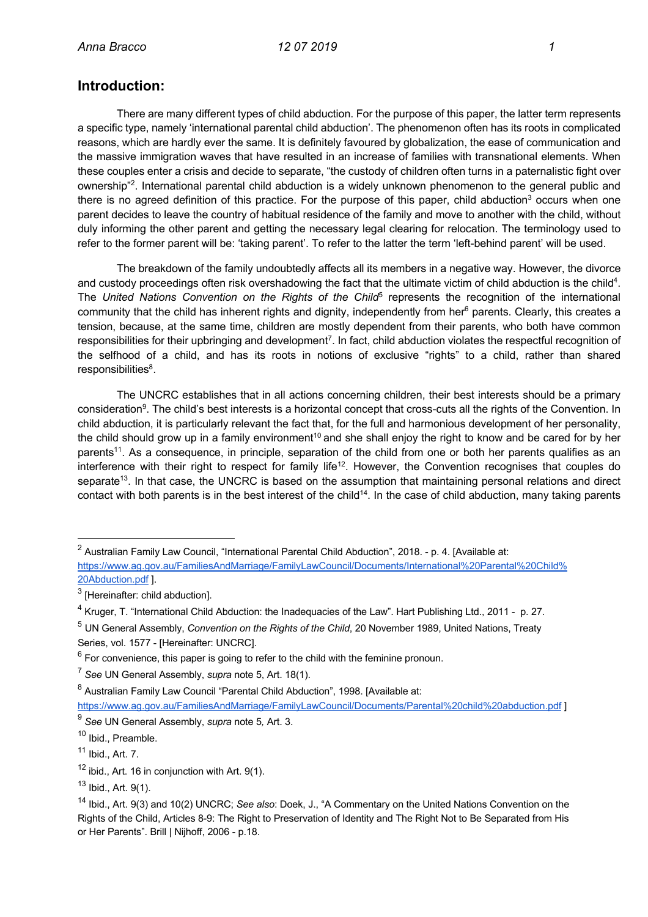## Introduction:

There are many different types of child abduction. For the purpose of this paper, the latter term represents a specific type, namely 'international parental child abduction'. The phenomenon often has its roots in complicated reasons, which are hardly ever the same. It is definitely favoured by globalization, the ease of communication and the massive immigration waves that have resulted in an increase of families with transnational elements. When these couples enter a crisis and decide to separate, "the custody of children often turns in a paternalistic fight over ownership"[2]. International parental child abduction is a widely unknown phenomenon to the general public and there is no agreed definition of this practice. For the purpose of this paper, child abduction[3] occurs when one parent decides to leave the country of habitual residence of the family and move to another with the child, without duly informing the other parent and getting the necessary legal clearing for relocation. The terminology used to refer to the former parent will be: 'taking parent'. To refer to the latter the term 'left-behind parent' will be used.

The breakdown of the family undoubtedly affects all its members in a negative way. However, the divorce and custody proceedings often risk overshadowing the fact that the ultimate victim of child abduction is the child[4]. The *United Nations Convention on the Rights of the Child*[5] represents the recognition of the international community that the child has inherent rights and dignity, independently from her[6] parents. Clearly, this creates a tension, because, at the same time, children are mostly dependent from their parents, who both have common responsibilities for their upbringing and development[7]. In fact, child abduction violates the respectful recognition of the selfhood of a child, and has its roots in notions of exclusive "rights" to a child, rather than shared responsibilities[8].

The UNCRC establishes that in all actions concerning children, their best interests should be a primary consideration[9]. The child's best interests is a horizontal concept that cross-cuts all the rights of the Convention. In child abduction, it is particularly relevant the fact that, for the full and harmonious development of her personality, the child should grow up in a family environment[10] and she shall enjoy the right to know and be cared for by her parents[11]. As a consequence, in principle, separation of the child from one or both her parents qualifies as an interference with their right to respect for family life[12]. However, the Convention recognises that couples do separate[13]. In that case, the UNCRC is based on the assumption that maintaining personal relations and direct contact with both parents is in the best interest of the child[14]. In the case of child abduction, many taking parents

---

[2] Australian Family Law Council, "International Parental Child Abduction", 2018. - p. 4. [Available at: https://www.ag.gov.au/FamiliesAndMarriage/FamilyLawCouncil/Documents/International%20Parental%20Child%20Abduction.pdf ].

[3] [Hereinafter: child abduction].

[4] Kruger, T. "International Child Abduction: the Inadequacies of the Law". Hart Publishing Ltd., 2011 - p. 27.

[5] UN General Assembly, *Convention on the Rights of the Child*, 20 November 1989, United Nations, Treaty Series, vol. 1577 - [Hereinafter: UNCRC].

[6] For convenience, this paper is going to refer to the child with the feminine pronoun.

[7] *See* UN General Assembly, *supra* note 5, Art. 18(1).

[8] Australian Family Law Council "Parental Child Abduction", 1998. [Available at: https://www.ag.gov.au/FamiliesAndMarriage/FamilyLawCouncil/Documents/Parental%20child%20abduction.pdf ]

[9] *See* UN General Assembly, *supra* note 5*,* Art. 3.

[10] Ibid., Preamble.

[11] Ibid., Art. 7.

[12] ibid., Art. 16 in conjunction with Art. 9(1).

[13] Ibid., Art. 9(1).

[14] Ibid., Art. 9(3) and 10(2) UNCRC; *See also*: Doek, J., "A Commentary on the United Nations Convention on the Rights of the Child, Articles 8-9: The Right to Preservation of Identity and The Right Not to Be Separated from His or Her Parents". Brill | Nijhoff, 2006 - p.18.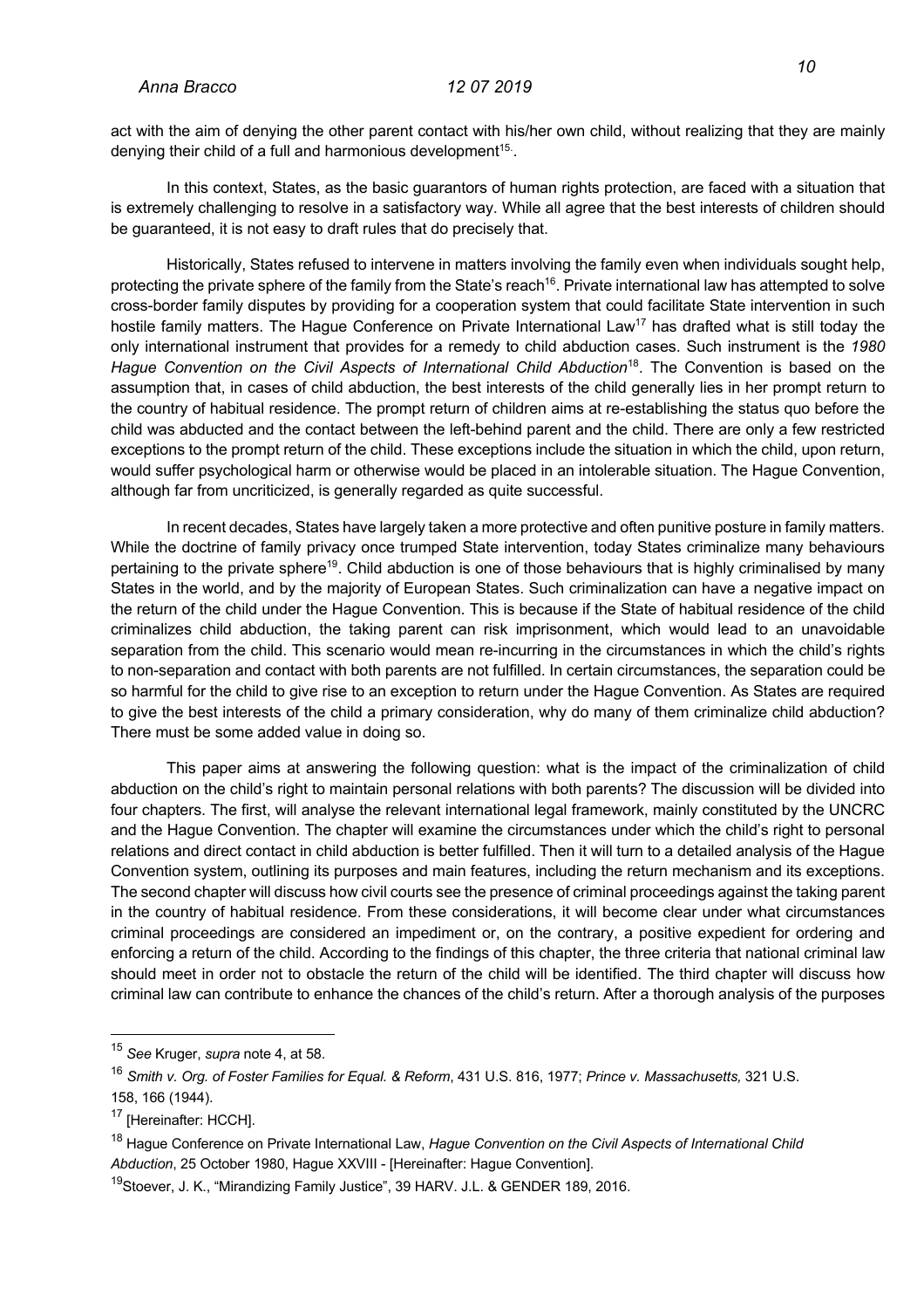act with the aim of denying the other parent contact with his/her own child, without realizing that they are mainly denying their child of a full and harmonious development[15].

In this context, States, as the basic guarantors of human rights protection, are faced with a situation that is extremely challenging to resolve in a satisfactory way. While all agree that the best interests of children should be guaranteed, it is not easy to draft rules that do precisely that.

Historically, States refused to intervene in matters involving the family even when individuals sought help, protecting the private sphere of the family from the State's reach[16]. Private international law has attempted to solve cross-border family disputes by providing for a cooperation system that could facilitate State intervention in such hostile family matters. The Hague Conference on Private International Law[17] has drafted what is still today the only international instrument that provides for a remedy to child abduction cases. Such instrument is the *1980 Hague Convention on the Civil Aspects of International Child Abduction*[18]. The Convention is based on the assumption that, in cases of child abduction, the best interests of the child generally lies in her prompt return to the country of habitual residence. The prompt return of children aims at re-establishing the status quo before the child was abducted and the contact between the left-behind parent and the child. There are only a few restricted exceptions to the prompt return of the child. These exceptions include the situation in which the child, upon return, would suffer psychological harm or otherwise would be placed in an intolerable situation. The Hague Convention, although far from uncriticized, is generally regarded as quite successful.

In recent decades, States have largely taken a more protective and often punitive posture in family matters. While the doctrine of family privacy once trumped State intervention, today States criminalize many behaviours pertaining to the private sphere[19]. Child abduction is one of those behaviours that is highly criminalised by many States in the world, and by the majority of European States. Such criminalization can have a negative impact on the return of the child under the Hague Convention. This is because if the State of habitual residence of the child criminalizes child abduction, the taking parent can risk imprisonment, which would lead to an unavoidable separation from the child. This scenario would mean re-incurring in the circumstances in which the child's rights to non-separation and contact with both parents are not fulfilled. In certain circumstances, the separation could be so harmful for the child to give rise to an exception to return under the Hague Convention. As States are required to give the best interests of the child a primary consideration, why do many of them criminalize child abduction? There must be some added value in doing so.

This paper aims at answering the following question: what is the impact of the criminalization of child abduction on the child's right to maintain personal relations with both parents? The discussion will be divided into four chapters. The first, will analyse the relevant international legal framework, mainly constituted by the UNCRC and the Hague Convention. The chapter will examine the circumstances under which the child's right to personal relations and direct contact in child abduction is better fulfilled. Then it will turn to a detailed analysis of the Hague Convention system, outlining its purposes and main features, including the return mechanism and its exceptions. The second chapter will discuss how civil courts see the presence of criminal proceedings against the taking parent in the country of habitual residence. From these considerations, it will become clear under what circumstances criminal proceedings are considered an impediment or, on the contrary, a positive expedient for ordering and enforcing a return of the child. According to the findings of this chapter, the three criteria that national criminal law should meet in order not to obstacle the return of the child will be identified. The third chapter will discuss how criminal law can contribute to enhance the chances of the child's return. After a thorough analysis of the purposes

---

[15] *See* Kruger, *supra* note 4, at 58.

[16] *Smith v. Org. of Foster Families for Equal. & Reform*, 431 U.S. 816, 1977; *Prince v. Massachusetts,* 321 U.S. 158, 166 (1944).

[17] [Hereinafter: HCCH].

[18] Hague Conference on Private International Law, *Hague Convention on the Civil Aspects of International Child Abduction*, 25 October 1980, Hague XXVIII - [Hereinafter: Hague Convention].

[19] Stoever, J. K., "Mirandizing Family Justice", 39 HARV. J.L. & GENDER 189, 2016.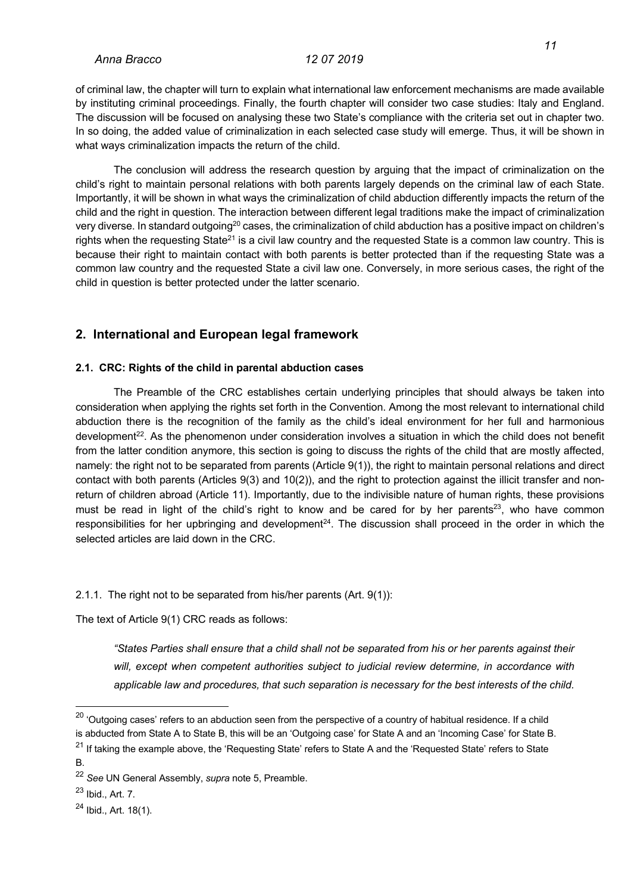of criminal law, the chapter will turn to explain what international law enforcement mechanisms are made available by instituting criminal proceedings. Finally, the fourth chapter will consider two case studies: Italy and England. The discussion will be focused on analysing these two State's compliance with the criteria set out in chapter two. In so doing, the added value of criminalization in each selected case study will emerge. Thus, it will be shown in what ways criminalization impacts the return of the child.

The conclusion will address the research question by arguing that the impact of criminalization on the child's right to maintain personal relations with both parents largely depends on the criminal law of each State. Importantly, it will be shown in what ways the criminalization of child abduction differently impacts the return of the child and the right in question. The interaction between different legal traditions make the impact of criminalization very diverse. In standard outgoing[20] cases, the criminalization of child abduction has a positive impact on children's rights when the requesting State[21] is a civil law country and the requested State is a common law country. This is because their right to maintain contact with both parents is better protected than if the requesting State was a common law country and the requested State a civil law one. Conversely, in more serious cases, the right of the child in question is better protected under the latter scenario.

## 2. International and European legal framework

### 2.1. CRC: Rights of the child in parental abduction cases

The Preamble of the CRC establishes certain underlying principles that should always be taken into consideration when applying the rights set forth in the Convention. Among the most relevant to international child abduction there is the recognition of the family as the child's ideal environment for her full and harmonious development[22]. As the phenomenon under consideration involves a situation in which the child does not benefit from the latter condition anymore, this section is going to discuss the rights of the child that are mostly affected, namely: the right not to be separated from parents (Article 9(1)), the right to maintain personal relations and direct contact with both parents (Articles 9(3) and 10(2)), and the right to protection against the illicit transfer and non-return of children abroad (Article 11). Importantly, due to the indivisible nature of human rights, these provisions must be read in light of the child's right to know and be cared for by her parents[23], who have common responsibilities for her upbringing and development[24]. The discussion shall proceed in the order in which the selected articles are laid down in the CRC.

2.1.1. The right not to be separated from his/her parents (Art. 9(1)):

The text of Article 9(1) CRC reads as follows:

> *"States Parties shall ensure that a child shall not be separated from his or her parents against their will, except when competent authorities subject to judicial review determine, in accordance with applicable law and procedures, that such separation is necessary for the best interests of the child.*

---

[20] 'Outgoing cases' refers to an abduction seen from the perspective of a country of habitual residence. If a child is abducted from State A to State B, this will be an 'Outgoing case' for State A and an 'Incoming Case' for State B.

[21] If taking the example above, the 'Requesting State' refers to State A and the 'Requested State' refers to State B.

[22] *See* UN General Assembly, *supra* note 5, Preamble.

[23] Ibid., Art. 7.

[24] Ibid., Art. 18(1).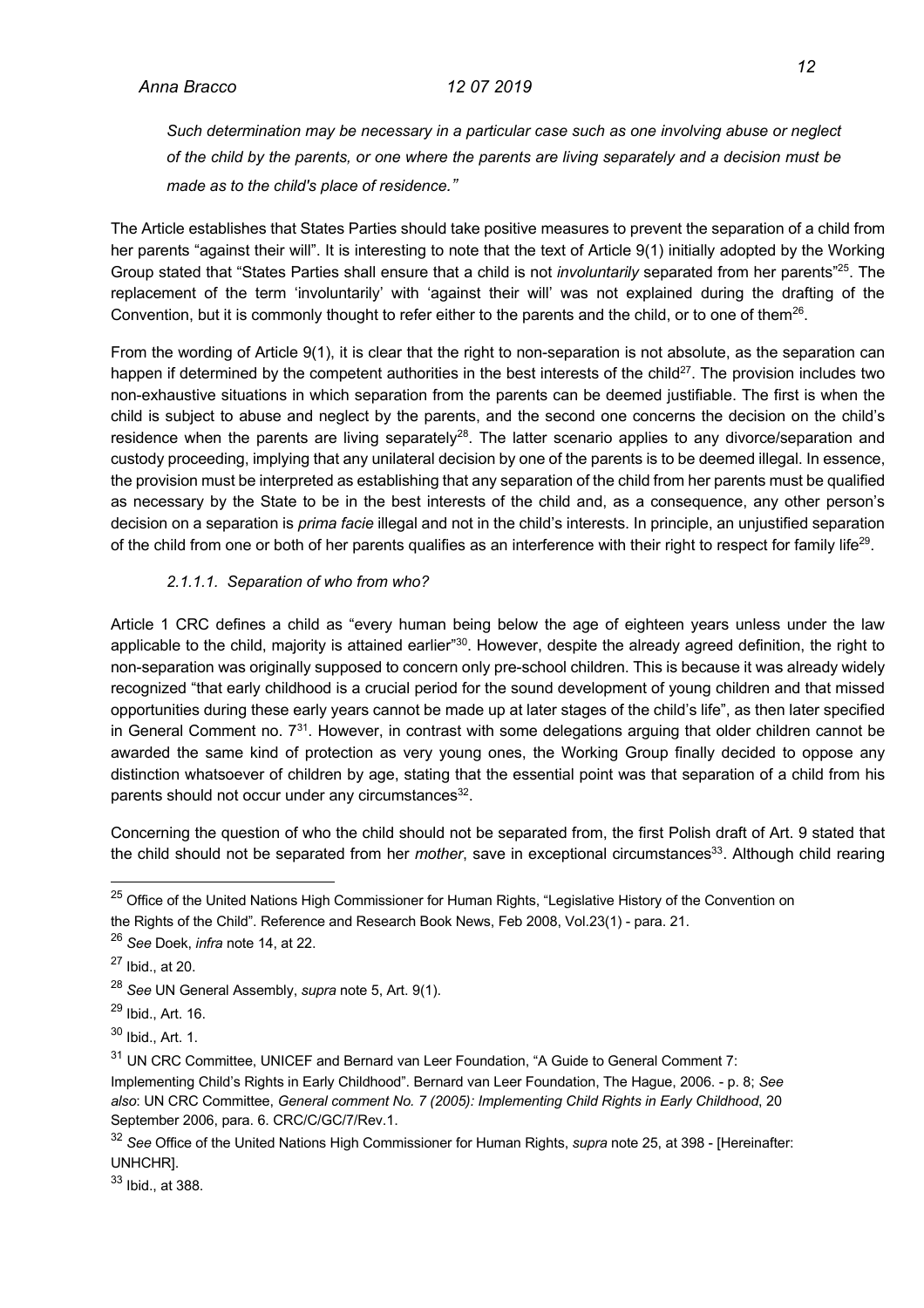*Such determination may be necessary in a particular case such as one involving abuse or neglect of the child by the parents, or one where the parents are living separately and a decision must be made as to the child's place of residence."*

The Article establishes that States Parties should take positive measures to prevent the separation of a child from her parents "against their will". It is interesting to note that the text of Article 9(1) initially adopted by the Working Group stated that "States Parties shall ensure that a child is not *involuntarily* separated from her parents"[25]. The replacement of the term 'involuntarily' with 'against their will' was not explained during the drafting of the Convention, but it is commonly thought to refer either to the parents and the child, or to one of them[26].

From the wording of Article 9(1), it is clear that the right to non-separation is not absolute, as the separation can happen if determined by the competent authorities in the best interests of the child[27]. The provision includes two non-exhaustive situations in which separation from the parents can be deemed justifiable. The first is when the child is subject to abuse and neglect by the parents, and the second one concerns the decision on the child's residence when the parents are living separately[28]. The latter scenario applies to any divorce/separation and custody proceeding, implying that any unilateral decision by one of the parents is to be deemed illegal. In essence, the provision must be interpreted as establishing that any separation of the child from her parents must be qualified as necessary by the State to be in the best interests of the child and, as a consequence, any other person's decision on a separation is *prima facie* illegal and not in the child's interests. In principle, an unjustified separation of the child from one or both of her parents qualifies as an interference with their right to respect for family life[29].

#### *2.1.1.1. Separation of who from who?*

Article 1 CRC defines a child as "every human being below the age of eighteen years unless under the law applicable to the child, majority is attained earlier"[30]. However, despite the already agreed definition, the right to non-separation was originally supposed to concern only pre-school children. This is because it was already widely recognized "that early childhood is a crucial period for the sound development of young children and that missed opportunities during these early years cannot be made up at later stages of the child's life", as then later specified in General Comment no. 7[31]. However, in contrast with some delegations arguing that older children cannot be awarded the same kind of protection as very young ones, the Working Group finally decided to oppose any distinction whatsoever of children by age, stating that the essential point was that separation of a child from his parents should not occur under any circumstances[32].

Concerning the question of who the child should not be separated from, the first Polish draft of Art. 9 stated that the child should not be separated from her *mother*, save in exceptional circumstances[33]. Although child rearing

---

[25] Office of the United Nations High Commissioner for Human Rights, "Legislative History of the Convention on the Rights of the Child". Reference and Research Book News, Feb 2008, Vol.23(1) - para. 21.

[26] *See* Doek, *infra* note 14, at 22.

[27] Ibid., at 20.

[28] *See* UN General Assembly, *supra* note 5, Art. 9(1).

[29] Ibid., Art. 16.

[30] Ibid., Art. 1.

[31] UN CRC Committee, UNICEF and Bernard van Leer Foundation, "A Guide to General Comment 7: Implementing Child's Rights in Early Childhood". Bernard van Leer Foundation, The Hague, 2006. - p. 8; *See also*: UN CRC Committee, *General comment No. 7 (2005): Implementing Child Rights in Early Childhood*, 20 September 2006, para. 6. CRC/C/GC/7/Rev.1.

[32] *See* Office of the United Nations High Commissioner for Human Rights, *supra* note 25, at 398 - [Hereinafter: UNHCHR].

[33] Ibid., at 388.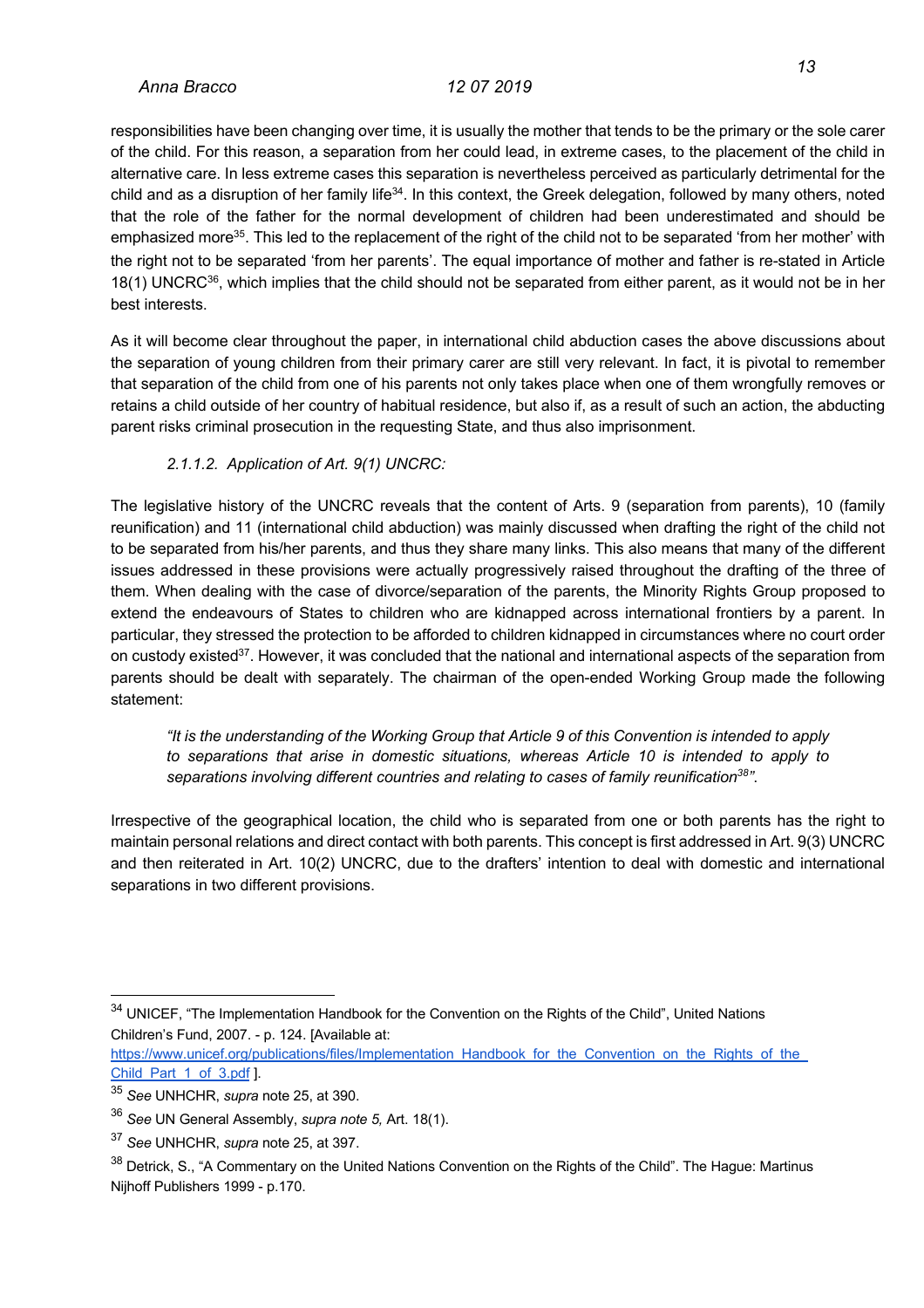responsibilities have been changing over time, it is usually the mother that tends to be the primary or the sole carer of the child. For this reason, a separation from her could lead, in extreme cases, to the placement of the child in alternative care. In less extreme cases this separation is nevertheless perceived as particularly detrimental for the child and as a disruption of her family life[34]. In this context, the Greek delegation, followed by many others, noted that the role of the father for the normal development of children had been underestimated and should be emphasized more[35]. This led to the replacement of the right of the child not to be separated 'from her mother' with the right not to be separated 'from her parents'. The equal importance of mother and father is re-stated in Article 18(1) UNCRC[36], which implies that the child should not be separated from either parent, as it would not be in her best interests.

As it will become clear throughout the paper, in international child abduction cases the above discussions about the separation of young children from their primary carer are still very relevant. In fact, it is pivotal to remember that separation of the child from one of his parents not only takes place when one of them wrongfully removes or retains a child outside of her country of habitual residence, but also if, as a result of such an action, the abducting parent risks criminal prosecution in the requesting State, and thus also imprisonment.

#### *2.1.1.2. Application of Art. 9(1) UNCRC:*

The legislative history of the UNCRC reveals that the content of Arts. 9 (separation from parents), 10 (family reunification) and 11 (international child abduction) was mainly discussed when drafting the right of the child not to be separated from his/her parents, and thus they share many links. This also means that many of the different issues addressed in these provisions were actually progressively raised throughout the drafting of the three of them. When dealing with the case of divorce/separation of the parents, the Minority Rights Group proposed to extend the endeavours of States to children who are kidnapped across international frontiers by a parent. In particular, they stressed the protection to be afforded to children kidnapped in circumstances where no court order on custody existed[37]. However, it was concluded that the national and international aspects of the separation from parents should be dealt with separately. The chairman of the open-ended Working Group made the following statement:

> *"It is the understanding of the Working Group that Article 9 of this Convention is intended to apply to separations that arise in domestic situations, whereas Article 10 is intended to apply to separations involving different countries and relating to cases of family reunification[38]".*

Irrespective of the geographical location, the child who is separated from one or both parents has the right to maintain personal relations and direct contact with both parents. This concept is first addressed in Art. 9(3) UNCRC and then reiterated in Art. 10(2) UNCRC, due to the drafters' intention to deal with domestic and international separations in two different provisions.

---

[34] UNICEF, "The Implementation Handbook for the Convention on the Rights of the Child", United Nations Children's Fund, 2007. - p. 124. [Available at: https://www.unicef.org/publications/files/Implementation_Handbook_for_the_Convention_on_the_Rights_of_the_Child_Part_1_of_3.pdf ].

[35] *See* UNHCHR, *supra* note 25, at 390.

[36] *See* UN General Assembly, *supra note 5,* Art. 18(1).

[37] *See* UNHCHR, *supra* note 25, at 397.

[38] Detrick, S., "A Commentary on the United Nations Convention on the Rights of the Child". The Hague: Martinus Nijhoff Publishers 1999 - p.170.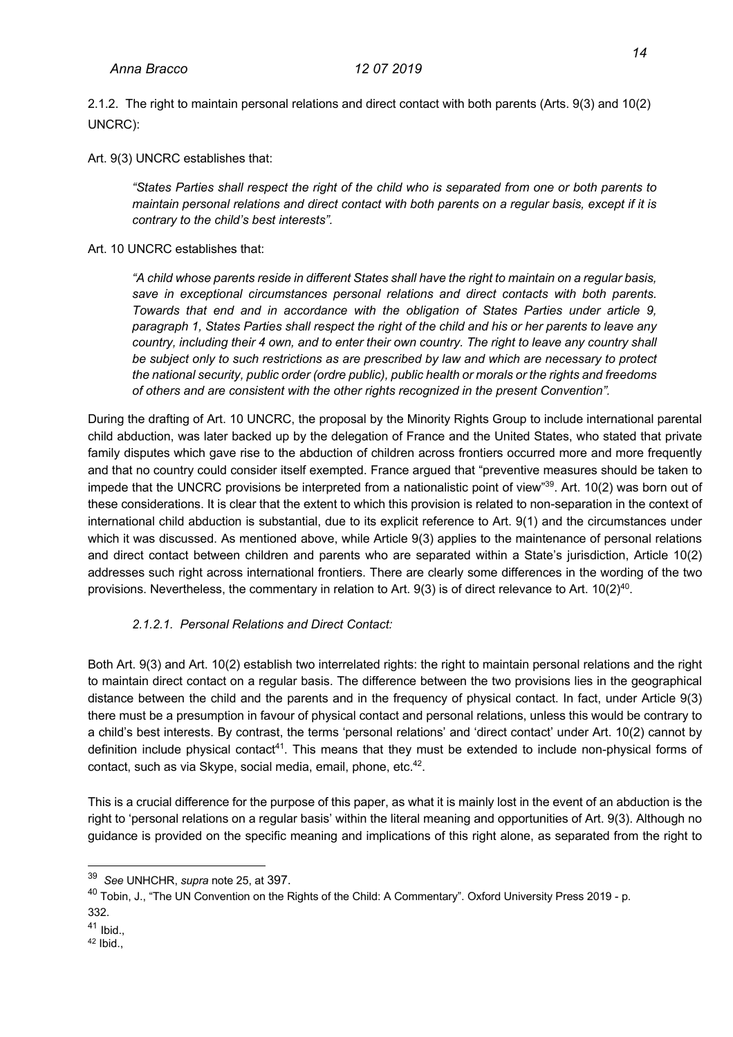2.1.2. The right to maintain personal relations and direct contact with both parents (Arts. 9(3) and 10(2) UNCRC):

Art. 9(3) UNCRC establishes that:

> *"States Parties shall respect the right of the child who is separated from one or both parents to maintain personal relations and direct contact with both parents on a regular basis, except if it is contrary to the child's best interests".*

Art. 10 UNCRC establishes that:

> *"A child whose parents reside in different States shall have the right to maintain on a regular basis, save in exceptional circumstances personal relations and direct contacts with both parents. Towards that end and in accordance with the obligation of States Parties under article 9, paragraph 1, States Parties shall respect the right of the child and his or her parents to leave any country, including their 4 own, and to enter their own country. The right to leave any country shall be subject only to such restrictions as are prescribed by law and which are necessary to protect the national security, public order (ordre public), public health or morals or the rights and freedoms of others and are consistent with the other rights recognized in the present Convention".*

During the drafting of Art. 10 UNCRC, the proposal by the Minority Rights Group to include international parental child abduction, was later backed up by the delegation of France and the United States, who stated that private family disputes which gave rise to the abduction of children across frontiers occurred more and more frequently and that no country could consider itself exempted. France argued that "preventive measures should be taken to impede that the UNCRC provisions be interpreted from a nationalistic point of view"[39]. Art. 10(2) was born out of these considerations. It is clear that the extent to which this provision is related to non-separation in the context of international child abduction is substantial, due to its explicit reference to Art. 9(1) and the circumstances under which it was discussed. As mentioned above, while Article 9(3) applies to the maintenance of personal relations and direct contact between children and parents who are separated within a State's jurisdiction, Article 10(2) addresses such right across international frontiers. There are clearly some differences in the wording of the two provisions. Nevertheless, the commentary in relation to Art. 9(3) is of direct relevance to Art. 10(2)[40].

### *2.1.2.1. Personal Relations and Direct Contact:*

Both Art. 9(3) and Art. 10(2) establish two interrelated rights: the right to maintain personal relations and the right to maintain direct contact on a regular basis. The difference between the two provisions lies in the geographical distance between the child and the parents and in the frequency of physical contact. In fact, under Article 9(3) there must be a presumption in favour of physical contact and personal relations, unless this would be contrary to a child's best interests. By contrast, the terms 'personal relations' and 'direct contact' under Art. 10(2) cannot by definition include physical contact[41]. This means that they must be extended to include non-physical forms of contact, such as via Skype, social media, email, phone, etc.[42].

This is a crucial difference for the purpose of this paper, as what it is mainly lost in the event of an abduction is the right to 'personal relations on a regular basis' within the literal meaning and opportunities of Art. 9(3). Although no guidance is provided on the specific meaning and implications of this right alone, as separated from the right to

---

[39] *See* UNHCHR, *supra* note 25, at 397.

[40] Tobin, J., "The UN Convention on the Rights of the Child: A Commentary". Oxford University Press 2019 - p. 332.

[41] Ibid.,

[42] Ibid.,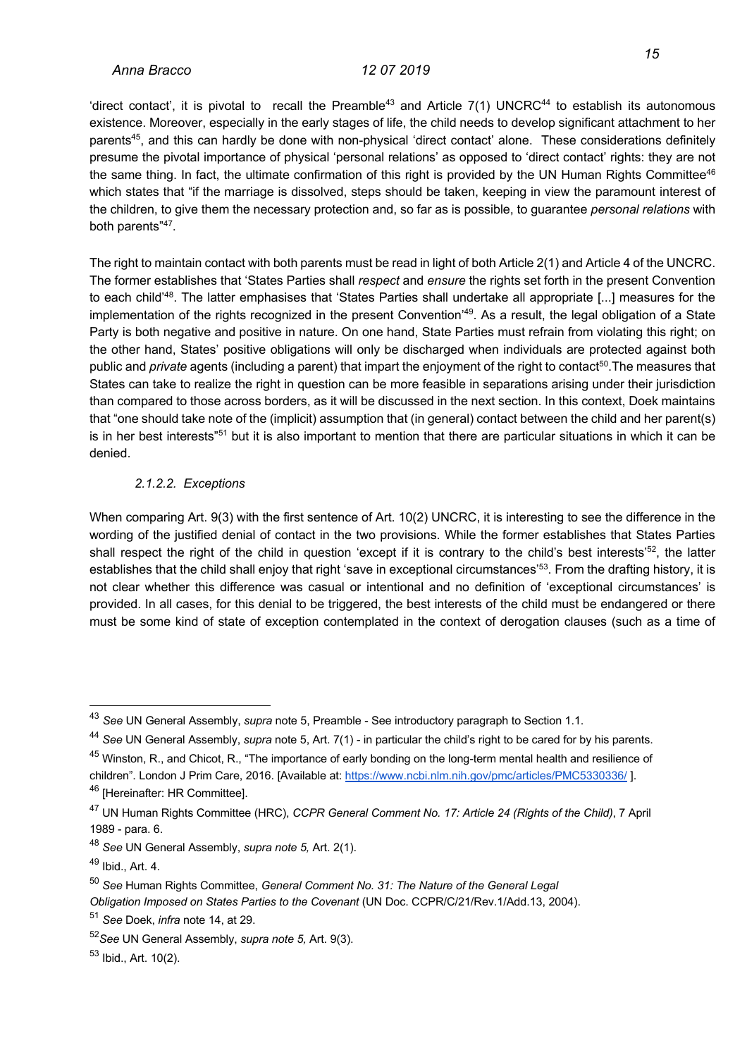'direct contact', it is pivotal to recall the Preamble[43] and Article 7(1) UNCRC[44] to establish its autonomous existence. Moreover, especially in the early stages of life, the child needs to develop significant attachment to her parents[45], and this can hardly be done with non-physical 'direct contact' alone. These considerations definitely presume the pivotal importance of physical 'personal relations' as opposed to 'direct contact' rights: they are not the same thing. In fact, the ultimate confirmation of this right is provided by the UN Human Rights Committee[46] which states that "if the marriage is dissolved, steps should be taken, keeping in view the paramount interest of the children, to give them the necessary protection and, so far as is possible, to guarantee *personal relations* with both parents"[47].

The right to maintain contact with both parents must be read in light of both Article 2(1) and Article 4 of the UNCRC. The former establishes that 'States Parties shall *respect* and *ensure* the rights set forth in the present Convention to each child'[48]. The latter emphasises that 'States Parties shall undertake all appropriate [...] measures for the implementation of the rights recognized in the present Convention'[49]. As a result, the legal obligation of a State Party is both negative and positive in nature. On one hand, State Parties must refrain from violating this right; on the other hand, States' positive obligations will only be discharged when individuals are protected against both public and *private* agents (including a parent) that impart the enjoyment of the right to contact[50].The measures that States can take to realize the right in question can be more feasible in separations arising under their jurisdiction than compared to those across borders, as it will be discussed in the next section. In this context, Doek maintains that "one should take note of the (implicit) assumption that (in general) contact between the child and her parent(s) is in her best interests"[51] but it is also important to mention that there are particular situations in which it can be denied.

#### 2.1.2.2. *Exceptions*

When comparing Art. 9(3) with the first sentence of Art. 10(2) UNCRC, it is interesting to see the difference in the wording of the justified denial of contact in the two provisions. While the former establishes that States Parties shall respect the right of the child in question 'except if it is contrary to the child's best interests'[52], the latter establishes that the child shall enjoy that right 'save in exceptional circumstances'[53]. From the drafting history, it is not clear whether this difference was casual or intentional and no definition of 'exceptional circumstances' is provided. In all cases, for this denial to be triggered, the best interests of the child must be endangered or there must be some kind of state of exception contemplated in the context of derogation clauses (such as a time of

---

[43] *See* UN General Assembly, *supra* note 5, Preamble - See introductory paragraph to Section 1.1.

[44] *See* UN General Assembly, *supra* note 5, Art. 7(1) - in particular the child's right to be cared for by his parents.

[45] Winston, R., and Chicot, R., "The importance of early bonding on the long-term mental health and resilience of children". London J Prim Care, 2016. [Available at: https://www.ncbi.nlm.nih.gov/pmc/articles/PMC5330336/ ].

[46] [Hereinafter: HR Committee].

[47] UN Human Rights Committee (HRC), *CCPR General Comment No. 17: Article 24 (Rights of the Child)*, 7 April 1989 - para. 6.

[48] *See* UN General Assembly, *supra note 5,* Art. 2(1).

[49] Ibid., Art. 4.

[50] *See* Human Rights Committee, *General Comment No. 31: The Nature of the General Legal Obligation Imposed on States Parties to the Covenant* (UN Doc. CCPR/C/21/Rev.1/Add.13, 2004).

[51] *See* Doek, *infra* note 14, at 29.

[52] *See* UN General Assembly, *supra note 5,* Art. 9(3).

[53] Ibid., Art. 10(2).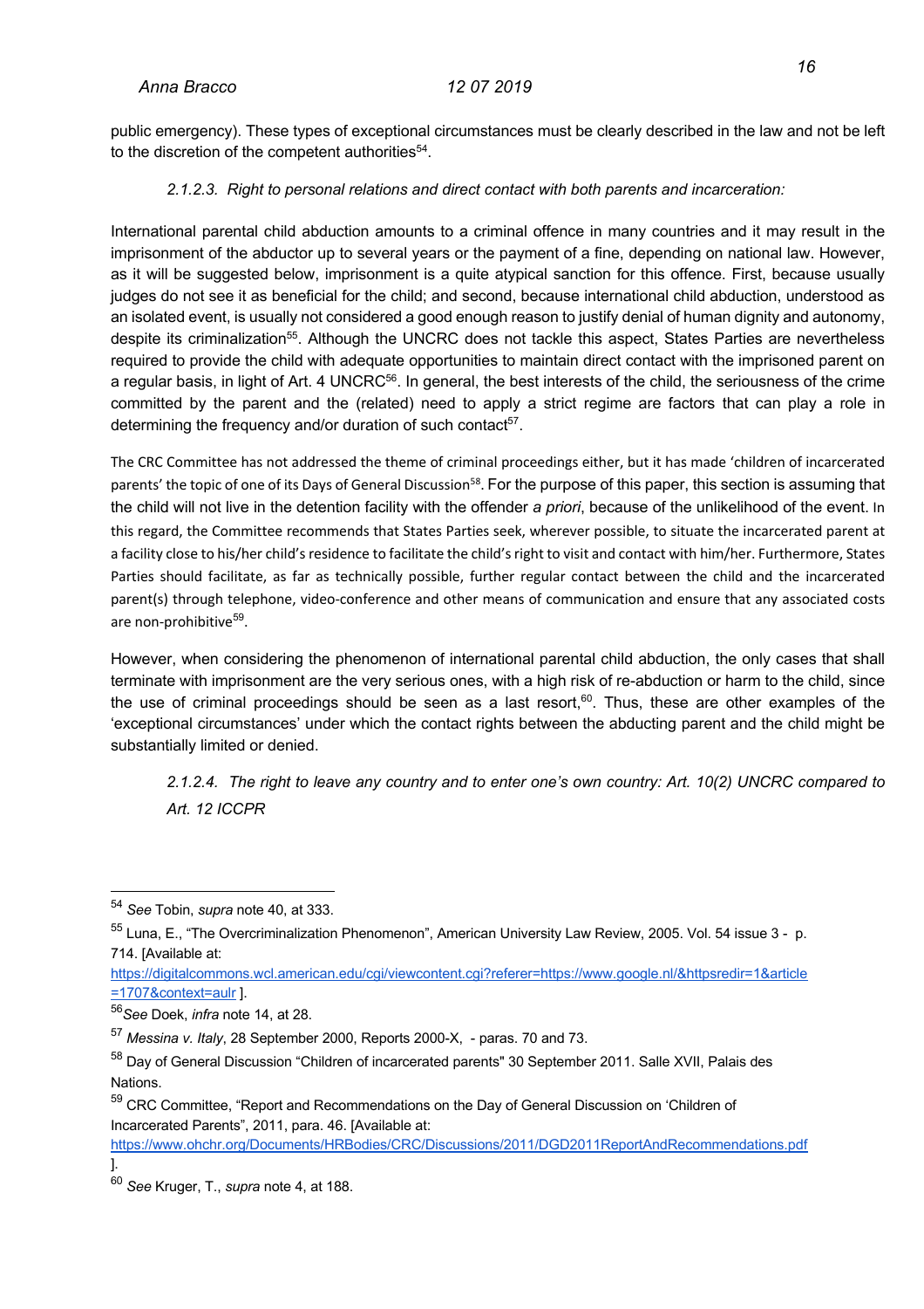public emergency). These types of exceptional circumstances must be clearly described in the law and not be left to the discretion of the competent authorities[54].

#### *2.1.2.3. Right to personal relations and direct contact with both parents and incarceration:*

International parental child abduction amounts to a criminal offence in many countries and it may result in the imprisonment of the abductor up to several years or the payment of a fine, depending on national law. However, as it will be suggested below, imprisonment is a quite atypical sanction for this offence. First, because usually judges do not see it as beneficial for the child; and second, because international child abduction, understood as an isolated event, is usually not considered a good enough reason to justify denial of human dignity and autonomy, despite its criminalization[55]. Although the UNCRC does not tackle this aspect, States Parties are nevertheless required to provide the child with adequate opportunities to maintain direct contact with the imprisoned parent on a regular basis, in light of Art. 4 UNCRC[56]. In general, the best interests of the child, the seriousness of the crime committed by the parent and the (related) need to apply a strict regime are factors that can play a role in determining the frequency and/or duration of such contact[57].

The CRC Committee has not addressed the theme of criminal proceedings either, but it has made 'children of incarcerated parents' the topic of one of its Days of General Discussion[58]. For the purpose of this paper, this section is assuming that the child will not live in the detention facility with the offender *a priori*, because of the unlikelihood of the event. In this regard, the Committee recommends that States Parties seek, wherever possible, to situate the incarcerated parent at a facility close to his/her child's residence to facilitate the child's right to visit and contact with him/her. Furthermore, States Parties should facilitate, as far as technically possible, further regular contact between the child and the incarcerated parent(s) through telephone, video-conference and other means of communication and ensure that any associated costs are non-prohibitive[59].

However, when considering the phenomenon of international parental child abduction, the only cases that shall terminate with imprisonment are the very serious ones, with a high risk of re-abduction or harm to the child, since the use of criminal proceedings should be seen as a last resort,[60]. Thus, these are other examples of the 'exceptional circumstances' under which the contact rights between the abducting parent and the child might be substantially limited or denied.

#### *2.1.2.4. The right to leave any country and to enter one's own country: Art. 10(2) UNCRC compared to Art. 12 ICCPR*

---

[54] *See* Tobin, *supra* note 40, at 333.

[55] Luna, E., "The Overcriminalization Phenomenon", American University Law Review, 2005. Vol. 54 issue 3 - p. 714. [Available at: https://digitalcommons.wcl.american.edu/cgi/viewcontent.cgi?referer=https://www.google.nl/&httpsredir=1&article=1707&context=aulr ].

[56] *See* Doek, *infra* note 14, at 28.

[57] *Messina v. Italy*, 28 September 2000, Reports 2000-X, - paras. 70 and 73.

[58] Day of General Discussion "Children of incarcerated parents" 30 September 2011. Salle XVII, Palais des Nations.

[59] CRC Committee, "Report and Recommendations on the Day of General Discussion on 'Children of Incarcerated Parents", 2011, para. 46. [Available at: https://www.ohchr.org/Documents/HRBodies/CRC/Discussions/2011/DGD2011ReportAndRecommendations.pdf ].

[60] *See* Kruger, T., *supra* note 4, at 188.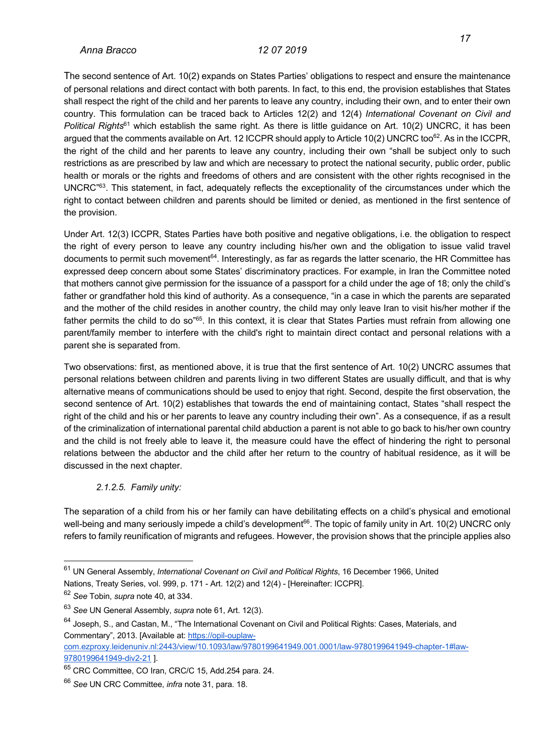The second sentence of Art. 10(2) expands on States Parties' obligations to respect and ensure the maintenance of personal relations and direct contact with both parents. In fact, to this end, the provision establishes that States shall respect the right of the child and her parents to leave any country, including their own, and to enter their own country. This formulation can be traced back to Articles 12(2) and 12(4) *International Covenant on Civil and Political Rights*[61] which establish the same right. As there is little guidance on Art. 10(2) UNCRC, it has been argued that the comments available on Art. 12 ICCPR should apply to Article 10(2) UNCRC too[62]. As in the ICCPR, the right of the child and her parents to leave any country, including their own "shall be subject only to such restrictions as are prescribed by law and which are necessary to protect the national security, public order, public health or morals or the rights and freedoms of others and are consistent with the other rights recognised in the UNCRC"[63]. This statement, in fact, adequately reflects the exceptionality of the circumstances under which the right to contact between children and parents should be limited or denied, as mentioned in the first sentence of the provision.

Under Art. 12(3) ICCPR, States Parties have both positive and negative obligations, i.e. the obligation to respect the right of every person to leave any country including his/her own and the obligation to issue valid travel documents to permit such movement[64]. Interestingly, as far as regards the latter scenario, the HR Committee has expressed deep concern about some States' discriminatory practices. For example, in Iran the Committee noted that mothers cannot give permission for the issuance of a passport for a child under the age of 18; only the child's father or grandfather hold this kind of authority. As a consequence, "in a case in which the parents are separated and the mother of the child resides in another country, the child may only leave Iran to visit his/her mother if the father permits the child to do so"[65]. In this context, it is clear that States Parties must refrain from allowing one parent/family member to interfere with the child's right to maintain direct contact and personal relations with a parent she is separated from.

Two observations: first, as mentioned above, it is true that the first sentence of Art. 10(2) UNCRC assumes that personal relations between children and parents living in two different States are usually difficult, and that is why alternative means of communications should be used to enjoy that right. Second, despite the first observation, the second sentence of Art. 10(2) establishes that towards the end of maintaining contact, States "shall respect the right of the child and his or her parents to leave any country including their own". As a consequence, if as a result of the criminalization of international parental child abduction a parent is not able to go back to his/her own country and the child is not freely able to leave it, the measure could have the effect of hindering the right to personal relations between the abductor and the child after her return to the country of habitual residence, as it will be discussed in the next chapter.

#### *2.1.2.5. Family unity:*

The separation of a child from his or her family can have debilitating effects on a child's physical and emotional well-being and many seriously impede a child's development[66]. The topic of family unity in Art. 10(2) UNCRC only refers to family reunification of migrants and refugees. However, the provision shows that the principle applies also

---

[61] UN General Assembly, *International Covenant on Civil and Political Rights*, 16 December 1966, United Nations, Treaty Series, vol. 999, p. 171 - Art. 12(2) and 12(4) - [Hereinafter: ICCPR].

[62] *See* Tobin, *supra* note 40, at 334.

[63] *See* UN General Assembly, *supra* note 61, Art. 12(3).

[64] Joseph, S., and Castan, M., "The International Covenant on Civil and Political Rights: Cases, Materials, and Commentary", 2013. [Available at: https://opil-ouplaw-com.ezproxy.leidenuniv.nl:2443/view/10.1093/law/9780199641949.001.0001/law-9780199641949-chapter-1#law-9780199641949-div2-21 ].

[65] CRC Committee, CO Iran, CRC/C 15, Add.254 para. 24.

[66] *See* UN CRC Committee, *infra* note 31, para. 18.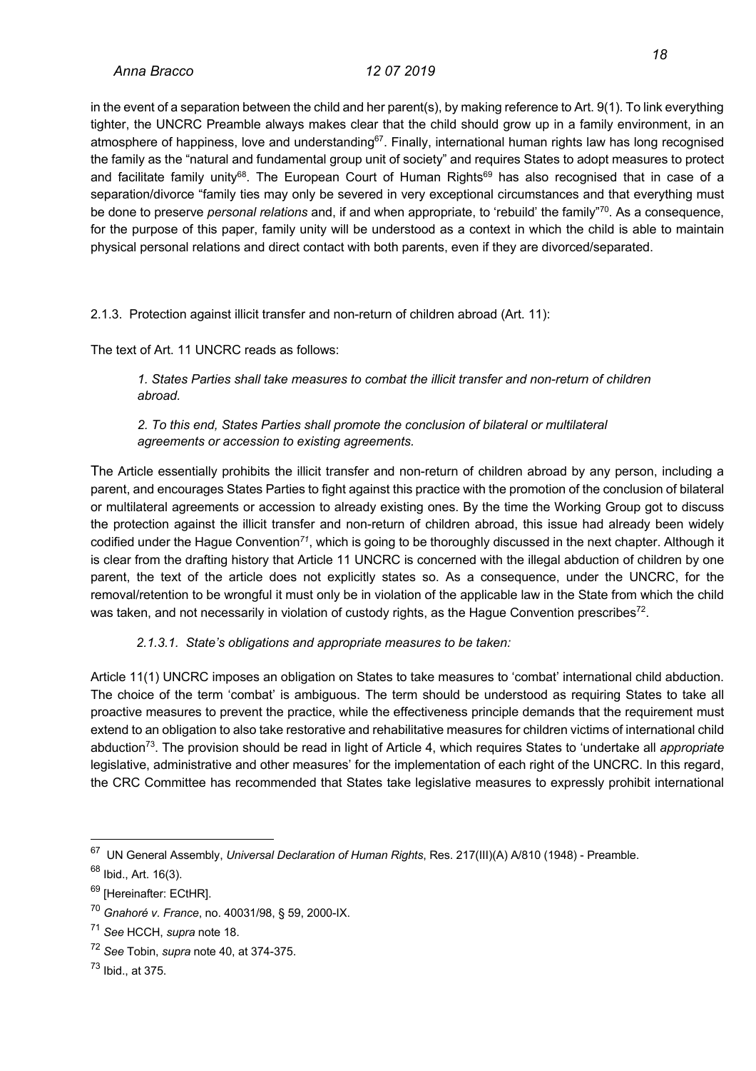in the event of a separation between the child and her parent(s), by making reference to Art. 9(1). To link everything tighter, the UNCRC Preamble always makes clear that the child should grow up in a family environment, in an atmosphere of happiness, love and understanding[67]. Finally, international human rights law has long recognised the family as the "natural and fundamental group unit of society" and requires States to adopt measures to protect and facilitate family unity[68]. The European Court of Human Rights[69] has also recognised that in case of a separation/divorce "family ties may only be severed in very exceptional circumstances and that everything must be done to preserve *personal relations* and, if and when appropriate, to 'rebuild' the family"[70]. As a consequence, for the purpose of this paper, family unity will be understood as a context in which the child is able to maintain physical personal relations and direct contact with both parents, even if they are divorced/separated.

### 2.1.3. Protection against illicit transfer and non-return of children abroad (Art. 11):

The text of Art. 11 UNCRC reads as follows:

> *1. States Parties shall take measures to combat the illicit transfer and non-return of children abroad.*
>
> *2. To this end, States Parties shall promote the conclusion of bilateral or multilateral agreements or accession to existing agreements.*

The Article essentially prohibits the illicit transfer and non-return of children abroad by any person, including a parent, and encourages States Parties to fight against this practice with the promotion of the conclusion of bilateral or multilateral agreements or accession to already existing ones. By the time the Working Group got to discuss the protection against the illicit transfer and non-return of children abroad, this issue had already been widely codified under the Hague Convention[71], which is going to be thoroughly discussed in the next chapter. Although it is clear from the drafting history that Article 11 UNCRC is concerned with the illegal abduction of children by one parent, the text of the article does not explicitly states so. As a consequence, under the UNCRC, for the removal/retention to be wrongful it must only be in violation of the applicable law in the State from which the child was taken, and not necessarily in violation of custody rights, as the Hague Convention prescribes[72].

#### *2.1.3.1. State's obligations and appropriate measures to be taken:*

Article 11(1) UNCRC imposes an obligation on States to take measures to 'combat' international child abduction. The choice of the term 'combat' is ambiguous. The term should be understood as requiring States to take all proactive measures to prevent the practice, while the effectiveness principle demands that the requirement must extend to an obligation to also take restorative and rehabilitative measures for children victims of international child abduction[73]. The provision should be read in light of Article 4, which requires States to 'undertake all *appropriate* legislative, administrative and other measures' for the implementation of each right of the UNCRC. In this regard, the CRC Committee has recommended that States take legislative measures to expressly prohibit international

---

[67] UN General Assembly, *Universal Declaration of Human Rights*, Res. 217(III)(A) A/810 (1948) - Preamble.

[68] Ibid., Art. 16(3).

[69] [Hereinafter: ECtHR].

[70] *Gnahoré v. France*, no. 40031/98, § 59, 2000-IX.

[71] *See* HCCH, *supra* note 18.

[72] *See* Tobin, *supra* note 40, at 374-375.

[73] Ibid., at 375.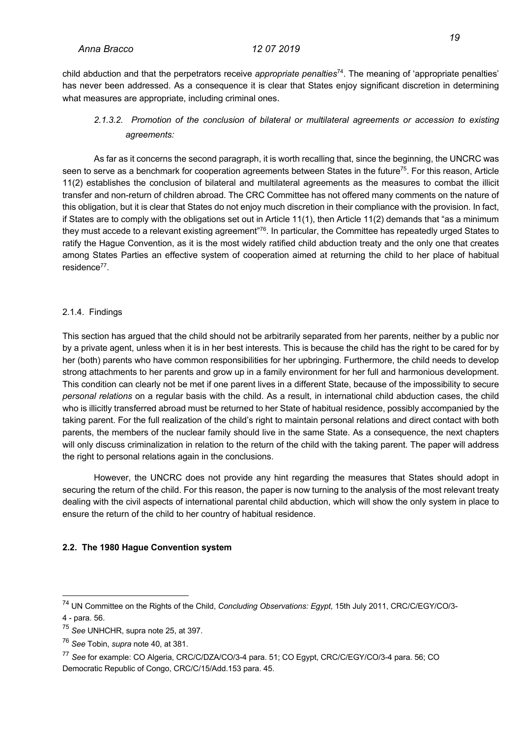child abduction and that the perpetrators receive *appropriate penalties*[74]. The meaning of 'appropriate penalties' has never been addressed. As a consequence it is clear that States enjoy significant discretion in determining what measures are appropriate, including criminal ones.

#### 2.1.3.2. *Promotion of the conclusion of bilateral or multilateral agreements or accession to existing agreements:*

As far as it concerns the second paragraph, it is worth recalling that, since the beginning, the UNCRC was seen to serve as a benchmark for cooperation agreements between States in the future[75]. For this reason, Article 11(2) establishes the conclusion of bilateral and multilateral agreements as the measures to combat the illicit transfer and non-return of children abroad. The CRC Committee has not offered many comments on the nature of this obligation, but it is clear that States do not enjoy much discretion in their compliance with the provision. In fact, if States are to comply with the obligations set out in Article 11(1), then Article 11(2) demands that "as a minimum they must accede to a relevant existing agreement"[76]. In particular, the Committee has repeatedly urged States to ratify the Hague Convention, as it is the most widely ratified child abduction treaty and the only one that creates among States Parties an effective system of cooperation aimed at returning the child to her place of habitual residence[77].

### 2.1.4. Findings

This section has argued that the child should not be arbitrarily separated from her parents, neither by a public nor by a private agent, unless when it is in her best interests. This is because the child has the right to be cared for by her (both) parents who have common responsibilities for her upbringing. Furthermore, the child needs to develop strong attachments to her parents and grow up in a family environment for her full and harmonious development. This condition can clearly not be met if one parent lives in a different State, because of the impossibility to secure *personal relations* on a regular basis with the child. As a result, in international child abduction cases, the child who is illicitly transferred abroad must be returned to her State of habitual residence, possibly accompanied by the taking parent. For the full realization of the child's right to maintain personal relations and direct contact with both parents, the members of the nuclear family should live in the same State. As a consequence, the next chapters will only discuss criminalization in relation to the return of the child with the taking parent. The paper will address the right to personal relations again in the conclusions.

However, the UNCRC does not provide any hint regarding the measures that States should adopt in securing the return of the child. For this reason, the paper is now turning to the analysis of the most relevant treaty dealing with the civil aspects of international parental child abduction, which will show the only system in place to ensure the return of the child to her country of habitual residence.

## 2.2. The 1980 Hague Convention system

---

[74] UN Committee on the Rights of the Child, *Concluding Observations: Egypt*, 15th July 2011, CRC/C/EGY/CO/3-4 - para. 56.

[75] *See* UNHCHR, supra note 25, at 397.

[76] *See* Tobin, *supra* note 40, at 381.

[77] *See* for example: CO Algeria, CRC/C/DZA/CO/3-4 para. 51; CO Egypt, CRC/C/EGY/CO/3-4 para. 56; CO Democratic Republic of Congo, CRC/C/15/Add.153 para. 45.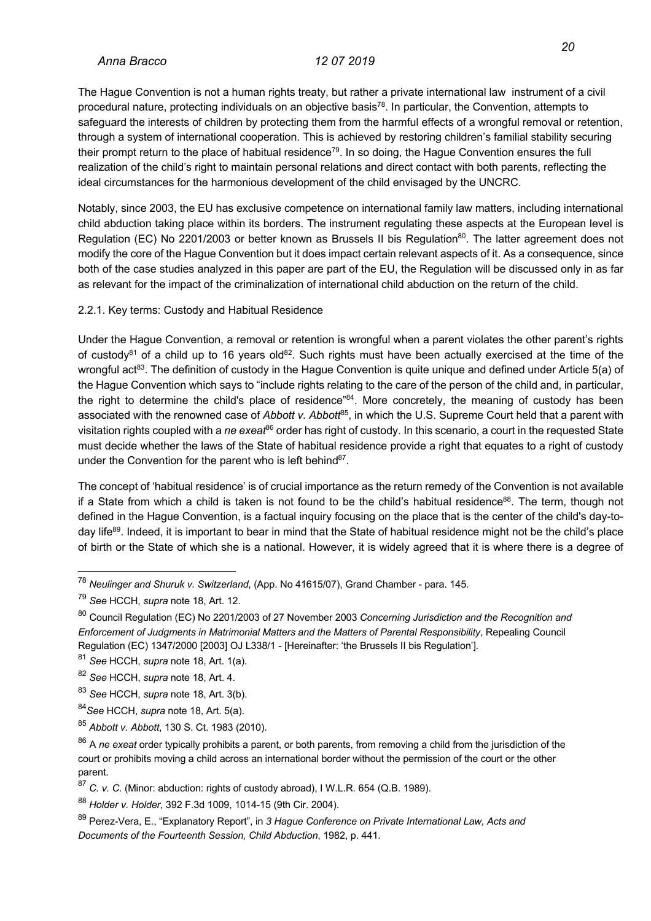The Hague Convention is not a human rights treaty, but rather a private international law instrument of a civil procedural nature, protecting individuals on an objective basis[78]. In particular, the Convention, attempts to safeguard the interests of children by protecting them from the harmful effects of a wrongful removal or retention, through a system of international cooperation. This is achieved by restoring children's familial stability securing their prompt return to the place of habitual residence[79]. In so doing, the Hague Convention ensures the full realization of the child's right to maintain personal relations and direct contact with both parents, reflecting the ideal circumstances for the harmonious development of the child envisaged by the UNCRC.

Notably, since 2003, the EU has exclusive competence on international family law matters, including international child abduction taking place within its borders. The instrument regulating these aspects at the European level is Regulation (EC) No 2201/2003 or better known as Brussels II bis Regulation[80]. The latter agreement does not modify the core of the Hague Convention but it does impact certain relevant aspects of it. As a consequence, since both of the case studies analyzed in this paper are part of the EU, the Regulation will be discussed only in as far as relevant for the impact of the criminalization of international child abduction on the return of the child.

2.2.1. Key terms: Custody and Habitual Residence

Under the Hague Convention, a removal or retention is wrongful when a parent violates the other parent's rights of custody[81] of a child up to 16 years old[82]. Such rights must have been actually exercised at the time of the wrongful act[83]. The definition of custody in the Hague Convention is quite unique and defined under Article 5(a) of the Hague Convention which says to "include rights relating to the care of the person of the child and, in particular, the right to determine the child's place of residence"[84]. More concretely, the meaning of custody has been associated with the renowned case of *Abbott v. Abbott*[85], in which the U.S. Supreme Court held that a parent with visitation rights coupled with a *ne exeat*[86] order has right of custody. In this scenario, a court in the requested State must decide whether the laws of the State of habitual residence provide a right that equates to a right of custody under the Convention for the parent who is left behind[87].

The concept of 'habitual residence' is of crucial importance as the return remedy of the Convention is not available if a State from which a child is taken is not found to be the child's habitual residence[88]. The term, though not defined in the Hague Convention, is a factual inquiry focusing on the place that is the center of the child's day-to-day life[89]. Indeed, it is important to bear in mind that the State of habitual residence might not be the child's place of birth or the State of which she is a national. However, it is widely agreed that it is where there is a degree of

---

[78] *Neulinger and Shuruk v. Switzerland*, (App. No 41615/07), Grand Chamber - para. 145.

[79] *See* HCCH, *supra* note 18, Art. 12.

[80] Council Regulation (EC) No 2201/2003 of 27 November 2003 *Concerning Jurisdiction and the Recognition and Enforcement of Judgments in Matrimonial Matters and the Matters of Parental Responsibility*, Repealing Council Regulation (EC) 1347/2000 [2003] OJ L338/1 - [Hereinafter: 'the Brussels II bis Regulation'].

[81] *See* HCCH, *supra* note 18, Art. 1(a).

[82] *See* HCCH, *supra* note 18, Art. 4.

[83] *See* HCCH, *supra* note 18, Art. 3(b).

[84] *See* HCCH, *supra* note 18, Art. 5(a).

[85] *Abbott v. Abbott*, 130 S. Ct. 1983 (2010).

[86] A *ne exeat* order typically prohibits a parent, or both parents, from removing a child from the jurisdiction of the court or prohibits moving a child across an international border without the permission of the court or the other parent.

[87] *C. v. C.* (Minor: abduction: rights of custody abroad), I W.L.R. 654 (Q.B. 1989).

[88] *Holder v. Holder*, 392 F.3d 1009, 1014-15 (9th Cir. 2004).

[89] Perez-Vera, E., "Explanatory Report", in *3 Hague Conference on Private International Law, Acts and Documents of the Fourteenth Session, Child Abduction*, 1982, p. 441.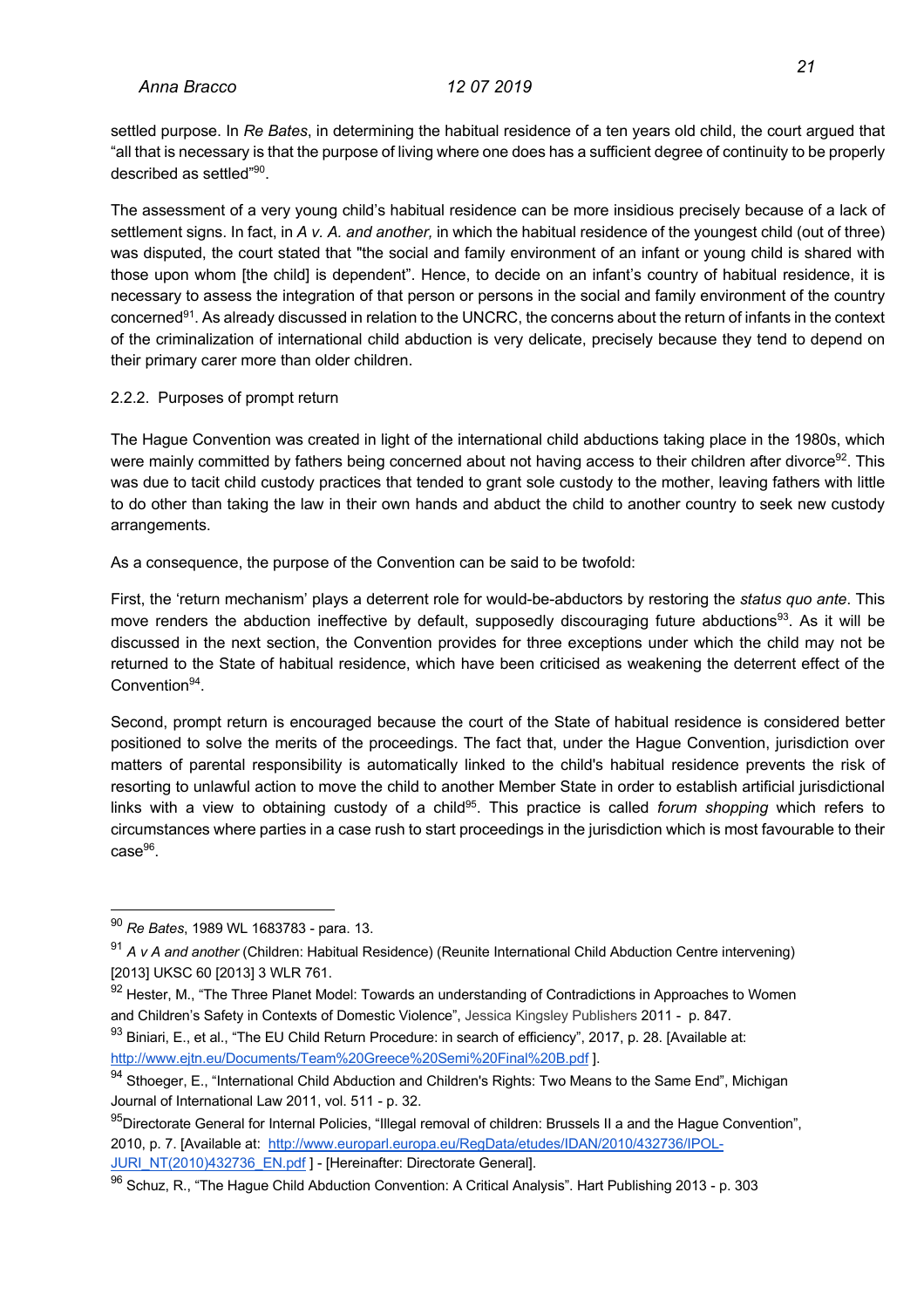settled purpose. In *Re Bates*, in determining the habitual residence of a ten years old child, the court argued that "all that is necessary is that the purpose of living where one does has a sufficient degree of continuity to be properly described as settled"[90].

The assessment of a very young child's habitual residence can be more insidious precisely because of a lack of settlement signs. In fact, in *A v. A. and another,* in which the habitual residence of the youngest child (out of three) was disputed, the court stated that "the social and family environment of an infant or young child is shared with those upon whom [the child] is dependent". Hence, to decide on an infant's country of habitual residence, it is necessary to assess the integration of that person or persons in the social and family environment of the country concerned[91]. As already discussed in relation to the UNCRC, the concerns about the return of infants in the context of the criminalization of international child abduction is very delicate, precisely because they tend to depend on their primary carer more than older children.

### 2.2.2. Purposes of prompt return

The Hague Convention was created in light of the international child abductions taking place in the 1980s, which were mainly committed by fathers being concerned about not having access to their children after divorce[92]. This was due to tacit child custody practices that tended to grant sole custody to the mother, leaving fathers with little to do other than taking the law in their own hands and abduct the child to another country to seek new custody arrangements.

As a consequence, the purpose of the Convention can be said to be twofold:

First, the 'return mechanism' plays a deterrent role for would-be-abductors by restoring the *status quo ante*. This move renders the abduction ineffective by default, supposedly discouraging future abductions[93]. As it will be discussed in the next section, the Convention provides for three exceptions under which the child may not be returned to the State of habitual residence, which have been criticised as weakening the deterrent effect of the Convention[94].

Second, prompt return is encouraged because the court of the State of habitual residence is considered better positioned to solve the merits of the proceedings. The fact that, under the Hague Convention, jurisdiction over matters of parental responsibility is automatically linked to the child's habitual residence prevents the risk of resorting to unlawful action to move the child to another Member State in order to establish artificial jurisdictional links with a view to obtaining custody of a child[95]. This practice is called *forum shopping* which refers to circumstances where parties in a case rush to start proceedings in the jurisdiction which is most favourable to their case[96].

---

[90] *Re Bates*, 1989 WL 1683783 - para. 13.

[91] *A v A and another* (Children: Habitual Residence) (Reunite International Child Abduction Centre intervening) [2013] UKSC 60 [2013] 3 WLR 761.

[92] Hester, M., "The Three Planet Model: Towards an understanding of Contradictions in Approaches to Women and Children's Safety in Contexts of Domestic Violence", Jessica Kingsley Publishers 2011 - p. 847.

[93] Biniari, E., et al., "The EU Child Return Procedure: in search of efficiency", 2017, p. 28. [Available at: http://www.ejtn.eu/Documents/Team%20Greece%20Semi%20Final%20B.pdf ].

[94] Sthoeger, E., "International Child Abduction and Children's Rights: Two Means to the Same End", Michigan Journal of International Law 2011, vol. 511 - p. 32.

[95] Directorate General for Internal Policies, "Illegal removal of children: Brussels II a and the Hague Convention", 2010, p. 7. [Available at: http://www.europarl.europa.eu/RegData/etudes/IDAN/2010/432736/IPOL-JURI_NT(2010)432736_EN.pdf ] - [Hereinafter: Directorate General].

[96] Schuz, R., "The Hague Child Abduction Convention: A Critical Analysis". Hart Publishing 2013 - p. 303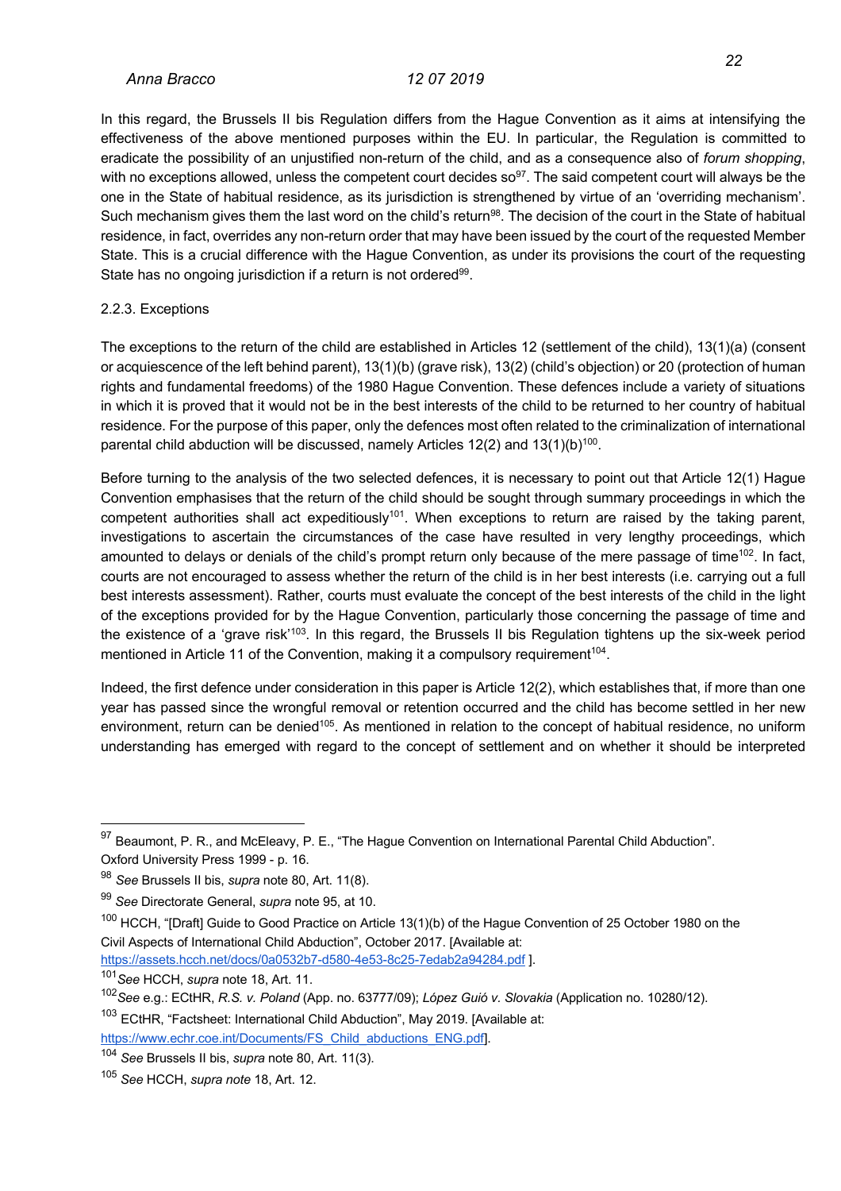In this regard, the Brussels II bis Regulation differs from the Hague Convention as it aims at intensifying the effectiveness of the above mentioned purposes within the EU. In particular, the Regulation is committed to eradicate the possibility of an unjustified non-return of the child, and as a consequence also of *forum shopping*, with no exceptions allowed, unless the competent court decides so[97]. The said competent court will always be the one in the State of habitual residence, as its jurisdiction is strengthened by virtue of an 'overriding mechanism'. Such mechanism gives them the last word on the child's return[98]. The decision of the court in the State of habitual residence, in fact, overrides any non-return order that may have been issued by the court of the requested Member State. This is a crucial difference with the Hague Convention, as under its provisions the court of the requesting State has no ongoing jurisdiction if a return is not ordered[99].

#### 2.2.3. Exceptions

The exceptions to the return of the child are established in Articles 12 (settlement of the child), 13(1)(a) (consent or acquiescence of the left behind parent), 13(1)(b) (grave risk), 13(2) (child's objection) or 20 (protection of human rights and fundamental freedoms) of the 1980 Hague Convention. These defences include a variety of situations in which it is proved that it would not be in the best interests of the child to be returned to her country of habitual residence. For the purpose of this paper, only the defences most often related to the criminalization of international parental child abduction will be discussed, namely Articles 12(2) and 13(1)(b)[100].

Before turning to the analysis of the two selected defences, it is necessary to point out that Article 12(1) Hague Convention emphasises that the return of the child should be sought through summary proceedings in which the competent authorities shall act expeditiously[101]. When exceptions to return are raised by the taking parent, investigations to ascertain the circumstances of the case have resulted in very lengthy proceedings, which amounted to delays or denials of the child's prompt return only because of the mere passage of time[102]. In fact, courts are not encouraged to assess whether the return of the child is in her best interests (i.e. carrying out a full best interests assessment). Rather, courts must evaluate the concept of the best interests of the child in the light of the exceptions provided for by the Hague Convention, particularly those concerning the passage of time and the existence of a 'grave risk'[103]. In this regard, the Brussels II bis Regulation tightens up the six-week period mentioned in Article 11 of the Convention, making it a compulsory requirement[104].

Indeed, the first defence under consideration in this paper is Article 12(2), which establishes that, if more than one year has passed since the wrongful removal or retention occurred and the child has become settled in her new environment, return can be denied[105]. As mentioned in relation to the concept of habitual residence, no uniform understanding has emerged with regard to the concept of settlement and on whether it should be interpreted

---

[97] Beaumont, P. R., and McEleavy, P. E., "The Hague Convention on International Parental Child Abduction". Oxford University Press 1999 - p. 16.

[98] *See* Brussels II bis, *supra* note 80, Art. 11(8).

[99] *See* Directorate General, *supra* note 95, at 10.

[100] HCCH, "[Draft] Guide to Good Practice on Article 13(1)(b) of the Hague Convention of 25 October 1980 on the Civil Aspects of International Child Abduction", October 2017. [Available at: https://assets.hcch.net/docs/0a0532b7-d580-4e53-8c25-7edab2a94284.pdf ].

[101] *See* HCCH, *supra* note 18, Art. 11.

[102] *See* e.g.: ECtHR, *R.S. v. Poland* (App. no. 63777/09); *López Guió v. Slovakia* (Application no. 10280/12).

[103] ECtHR, "Factsheet: International Child Abduction", May 2019. [Available at: https://www.echr.coe.int/Documents/FS_Child_abductions_ENG.pdf].

[104] *See* Brussels II bis, *supra* note 80, Art. 11(3).

[105] *See* HCCH, *supra note* 18, Art. 12.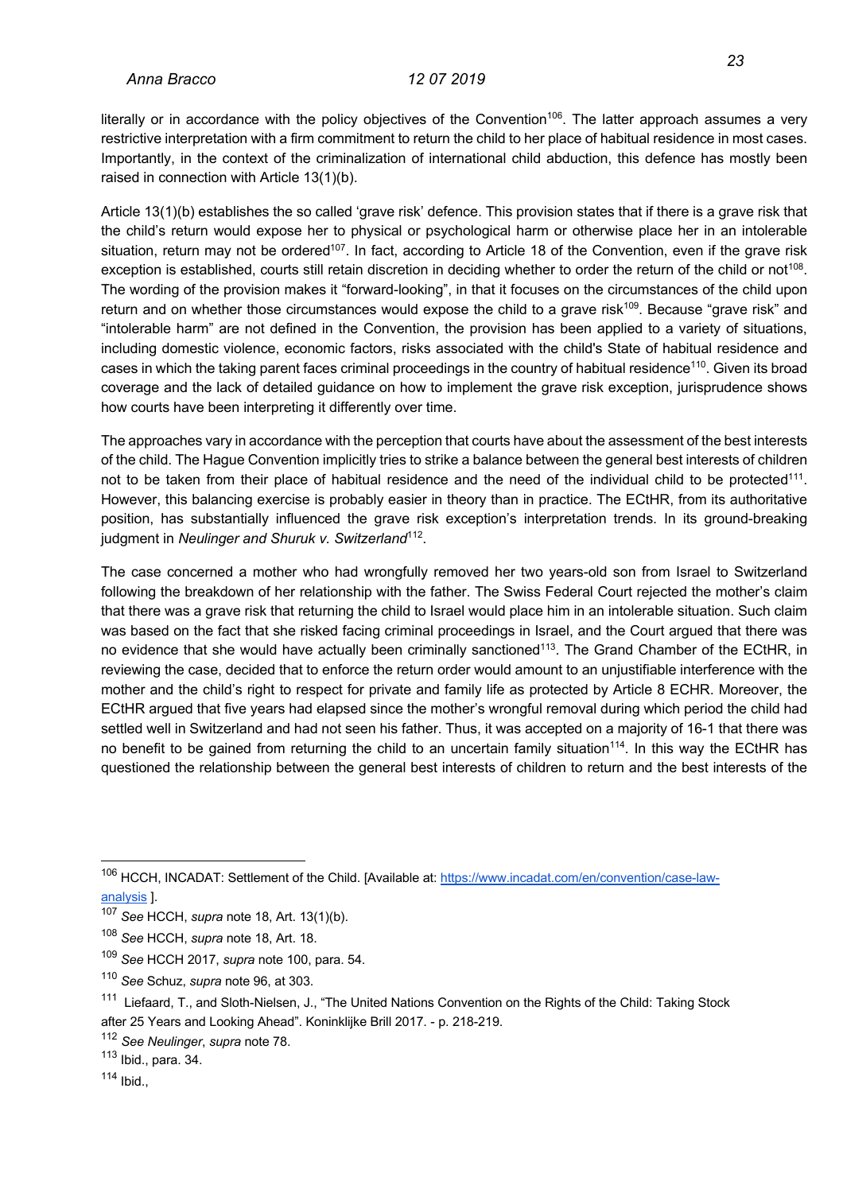literally or in accordance with the policy objectives of the Convention[106]. The latter approach assumes a very restrictive interpretation with a firm commitment to return the child to her place of habitual residence in most cases. Importantly, in the context of the criminalization of international child abduction, this defence has mostly been raised in connection with Article 13(1)(b).

Article 13(1)(b) establishes the so called 'grave risk' defence. This provision states that if there is a grave risk that the child's return would expose her to physical or psychological harm or otherwise place her in an intolerable situation, return may not be ordered[107]. In fact, according to Article 18 of the Convention, even if the grave risk exception is established, courts still retain discretion in deciding whether to order the return of the child or not[108]. The wording of the provision makes it "forward-looking", in that it focuses on the circumstances of the child upon return and on whether those circumstances would expose the child to a grave risk[109]. Because "grave risk" and "intolerable harm" are not defined in the Convention, the provision has been applied to a variety of situations, including domestic violence, economic factors, risks associated with the child's State of habitual residence and cases in which the taking parent faces criminal proceedings in the country of habitual residence[110]. Given its broad coverage and the lack of detailed guidance on how to implement the grave risk exception, jurisprudence shows how courts have been interpreting it differently over time.

The approaches vary in accordance with the perception that courts have about the assessment of the best interests of the child. The Hague Convention implicitly tries to strike a balance between the general best interests of children not to be taken from their place of habitual residence and the need of the individual child to be protected[111]. However, this balancing exercise is probably easier in theory than in practice. The ECtHR, from its authoritative position, has substantially influenced the grave risk exception's interpretation trends. In its ground-breaking judgment in *Neulinger and Shuruk v. Switzerland*[112].

The case concerned a mother who had wrongfully removed her two years-old son from Israel to Switzerland following the breakdown of her relationship with the father. The Swiss Federal Court rejected the mother's claim that there was a grave risk that returning the child to Israel would place him in an intolerable situation. Such claim was based on the fact that she risked facing criminal proceedings in Israel, and the Court argued that there was no evidence that she would have actually been criminally sanctioned[113]. The Grand Chamber of the ECtHR, in reviewing the case, decided that to enforce the return order would amount to an unjustifiable interference with the mother and the child's right to respect for private and family life as protected by Article 8 ECHR. Moreover, the ECtHR argued that five years had elapsed since the mother's wrongful removal during which period the child had settled well in Switzerland and had not seen his father. Thus, it was accepted on a majority of 16-1 that there was no benefit to be gained from returning the child to an uncertain family situation[114]. In this way the ECtHR has questioned the relationship between the general best interests of children to return and the best interests of the

---

[106] HCCH, INCADAT: Settlement of the Child. [Available at: https://www.incadat.com/en/convention/case-law-analysis ].

[107] *See* HCCH, *supra* note 18, Art. 13(1)(b).

[108] *See* HCCH, *supra* note 18, Art. 18.

[109] *See* HCCH 2017, *supra* note 100, para. 54.

[110] *See* Schuz, *supra* note 96, at 303.

[111] Liefaard, T., and Sloth-Nielsen, J., "The United Nations Convention on the Rights of the Child: Taking Stock after 25 Years and Looking Ahead". Koninklijke Brill 2017. - p. 218-219.

[112] *See Neulinger*, *supra* note 78.

[113] Ibid., para. 34.

[114] Ibid.,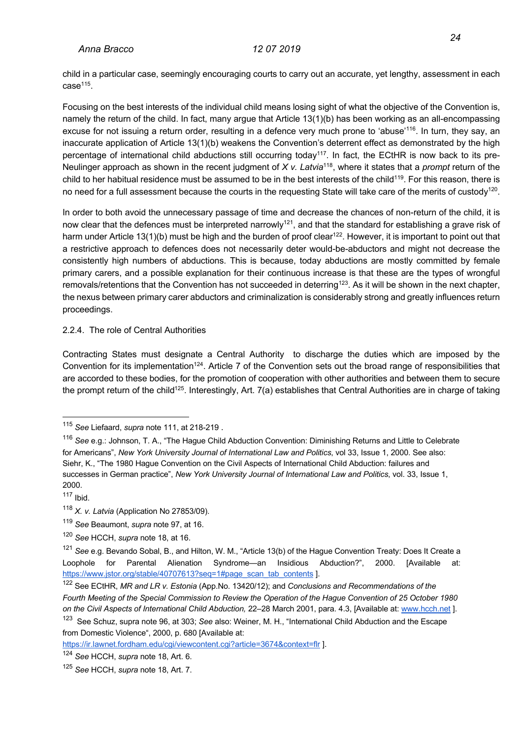child in a particular case, seemingly encouraging courts to carry out an accurate, yet lengthy, assessment in each case[115].

Focusing on the best interests of the individual child means losing sight of what the objective of the Convention is, namely the return of the child. In fact, many argue that Article 13(1)(b) has been working as an all-encompassing excuse for not issuing a return order, resulting in a defence very much prone to 'abuse'[116]. In turn, they say, an inaccurate application of Article 13(1)(b) weakens the Convention's deterrent effect as demonstrated by the high percentage of international child abductions still occurring today[117]. In fact, the ECtHR is now back to its pre-Neulinger approach as shown in the recent judgment of *X v. Latvia*[118], where it states that a *prompt* return of the child to her habitual residence must be assumed to be in the best interests of the child[119]. For this reason, there is no need for a full assessment because the courts in the requesting State will take care of the merits of custody[120].

In order to both avoid the unnecessary passage of time and decrease the chances of non-return of the child, it is now clear that the defences must be interpreted narrowly[121], and that the standard for establishing a grave risk of harm under Article 13(1)(b) must be high and the burden of proof clear[122]. However, it is important to point out that a restrictive approach to defences does not necessarily deter would-be-abductors and might not decrease the consistently high numbers of abductions. This is because, today abductions are mostly committed by female primary carers, and a possible explanation for their continuous increase is that these are the types of wrongful removals/retentions that the Convention has not succeeded in deterring[123]. As it will be shown in the next chapter, the nexus between primary carer abductors and criminalization is considerably strong and greatly influences return proceedings.

### 2.2.4. The role of Central Authorities

Contracting States must designate a Central Authority to discharge the duties which are imposed by the Convention for its implementation[124]. Article 7 of the Convention sets out the broad range of responsibilities that are accorded to these bodies, for the promotion of cooperation with other authorities and between them to secure the prompt return of the child[125]. Interestingly, Art. 7(a) establishes that Central Authorities are in charge of taking

---

[115] *See* Liefaard, *supra* note 111, at 218-219 .

[116] *See* e.g.: Johnson, T. A., "The Hague Child Abduction Convention: Diminishing Returns and Little to Celebrate for Americans", *New York University Journal of International Law and Politics*, vol 33, Issue 1, 2000. See also: Siehr, K., "The 1980 Hague Convention on the Civil Aspects of International Child Abduction: failures and successes in German practice", *New York University Journal of International Law and Politics*, vol. 33, Issue 1, 2000.

[117] Ibid.

[118] *X. v. Latvia* (Application No 27853/09).

[119] *See* Beaumont, *supra* note 97, at 16.

[120] *See* HCCH, *supra* note 18, at 16.

[121] *See* e.g. Bevando Sobal, B., and Hilton, W. M., "Article 13(b) of the Hague Convention Treaty: Does It Create a Loophole for Parental Alienation Syndrome—an Insidious Abduction?", 2000. [Available at: https://www.jstor.org/stable/40707613?seq=1#page_scan_tab_contents ].

[122] See ECtHR, *MR and LR v. Estonia* (App.No. 13420/12); and *Conclusions and Recommendations of the Fourth Meeting of the Special Commission to Review the Operation of the Hague Convention of 25 October 1980 on the Civil Aspects of International Child Abduction,* 22–28 March 2001, para. 4.3, [Available at: www.hcch.net ].

[123] See Schuz, supra note 96, at 303; *See* also: Weiner, M. H., "International Child Abduction and the Escape from Domestic Violence", 2000, p. 680 [Available at: https://ir.lawnet.fordham.edu/cgi/viewcontent.cgi?article=3674&context=flr ].

[124] *See* HCCH, *supra* note 18, Art. 6.

[125] *See* HCCH, *supra* note 18, Art. 7.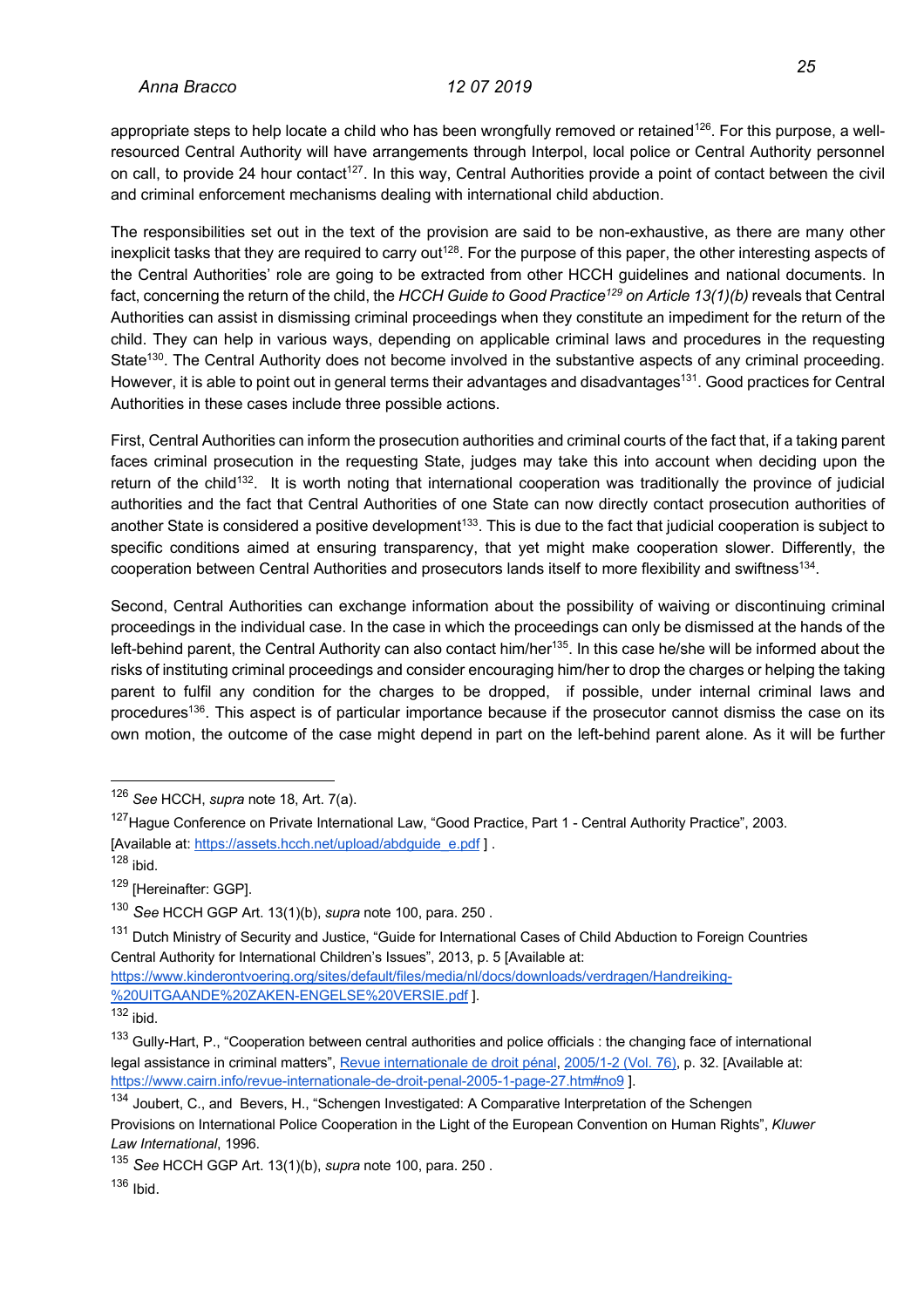appropriate steps to help locate a child who has been wrongfully removed or retained[126]. For this purpose, a well-resourced Central Authority will have arrangements through Interpol, local police or Central Authority personnel on call, to provide 24 hour contact[127]. In this way, Central Authorities provide a point of contact between the civil and criminal enforcement mechanisms dealing with international child abduction.

The responsibilities set out in the text of the provision are said to be non-exhaustive, as there are many other inexplicit tasks that they are required to carry out[128]. For the purpose of this paper, the other interesting aspects of the Central Authorities' role are going to be extracted from other HCCH guidelines and national documents. In fact, concerning the return of the child, the *HCCH Guide to Good Practice[129] on Article 13(1)(b)* reveals that Central Authorities can assist in dismissing criminal proceedings when they constitute an impediment for the return of the child. They can help in various ways, depending on applicable criminal laws and procedures in the requesting State[130]. The Central Authority does not become involved in the substantive aspects of any criminal proceeding. However, it is able to point out in general terms their advantages and disadvantages[131]. Good practices for Central Authorities in these cases include three possible actions.

First, Central Authorities can inform the prosecution authorities and criminal courts of the fact that, if a taking parent faces criminal prosecution in the requesting State, judges may take this into account when deciding upon the return of the child[132]. It is worth noting that international cooperation was traditionally the province of judicial authorities and the fact that Central Authorities of one State can now directly contact prosecution authorities of another State is considered a positive development[133]. This is due to the fact that judicial cooperation is subject to specific conditions aimed at ensuring transparency, that yet might make cooperation slower. Differently, the cooperation between Central Authorities and prosecutors lands itself to more flexibility and swiftness[134].

Second, Central Authorities can exchange information about the possibility of waiving or discontinuing criminal proceedings in the individual case. In the case in which the proceedings can only be dismissed at the hands of the left-behind parent, the Central Authority can also contact him/her[135]. In this case he/she will be informed about the risks of instituting criminal proceedings and consider encouraging him/her to drop the charges or helping the taking parent to fulfil any condition for the charges to be dropped, if possible, under internal criminal laws and procedures[136]. This aspect is of particular importance because if the prosecutor cannot dismiss the case on its own motion, the outcome of the case might depend in part on the left-behind parent alone. As it will be further

---

[126] *See* HCCH, *supra* note 18, Art. 7(a).

[127] Hague Conference on Private International Law, "Good Practice, Part 1 - Central Authority Practice", 2003. [Available at: https://assets.hcch.net/upload/abdguide_e.pdf ] .

[128] ibid.

[129] [Hereinafter: GGP].

[130] *See* HCCH GGP Art. 13(1)(b), *supra* note 100, para. 250 .

[131] Dutch Ministry of Security and Justice, "Guide for International Cases of Child Abduction to Foreign Countries Central Authority for International Children's Issues", 2013, p. 5 [Available at: https://www.kinderontvoering.org/sites/default/files/media/nl/docs/downloads/verdragen/Handreiking-%20UITGAANDE%20ZAKEN-ENGELSE%20VERSIE.pdf ].

[132] ibid.

[133] Gully-Hart, P., "Cooperation between central authorities and police officials : the changing face of international legal assistance in criminal matters", Revue internationale de droit pénal, 2005/1-2 (Vol. 76), p. 32. [Available at: https://www.cairn.info/revue-internationale-de-droit-penal-2005-1-page-27.htm#no9 ].

[134] Joubert, C., and Bevers, H., "Schengen Investigated: A Comparative Interpretation of the Schengen Provisions on International Police Cooperation in the Light of the European Convention on Human Rights", *Kluwer Law International*, 1996.

[135] *See* HCCH GGP Art. 13(1)(b), *supra* note 100, para. 250 .

[136] Ibid.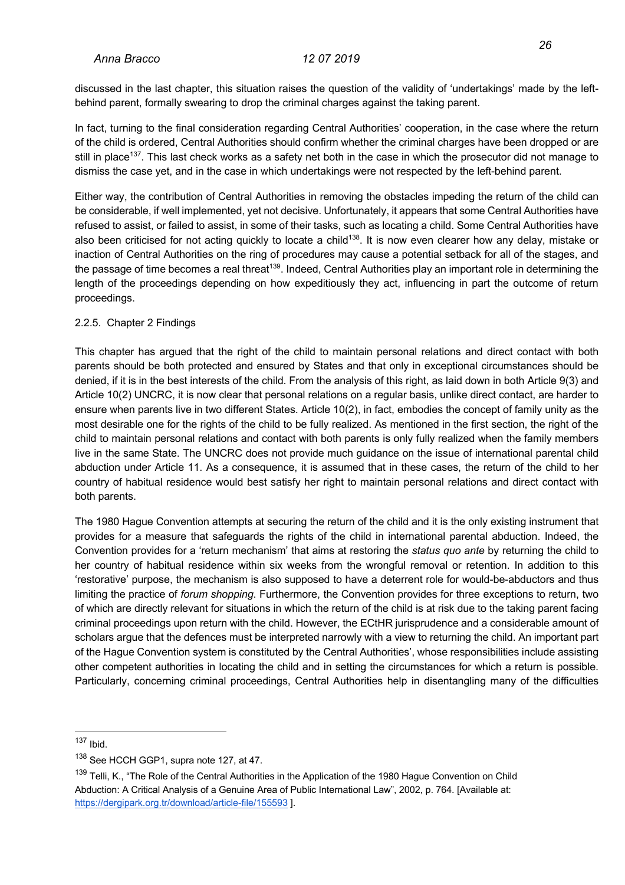discussed in the last chapter, this situation raises the question of the validity of 'undertakings' made by the left-behind parent, formally swearing to drop the criminal charges against the taking parent.

In fact, turning to the final consideration regarding Central Authorities' cooperation, in the case where the return of the child is ordered, Central Authorities should confirm whether the criminal charges have been dropped or are still in place[137]. This last check works as a safety net both in the case in which the prosecutor did not manage to dismiss the case yet, and in the case in which undertakings were not respected by the left-behind parent.

Either way, the contribution of Central Authorities in removing the obstacles impeding the return of the child can be considerable, if well implemented, yet not decisive. Unfortunately, it appears that some Central Authorities have refused to assist, or failed to assist, in some of their tasks, such as locating a child. Some Central Authorities have also been criticised for not acting quickly to locate a child[138]. It is now even clearer how any delay, mistake or inaction of Central Authorities on the ring of procedures may cause a potential setback for all of the stages, and the passage of time becomes a real threat[139]. Indeed, Central Authorities play an important role in determining the length of the proceedings depending on how expeditiously they act, influencing in part the outcome of return proceedings.

### 2.2.5. Chapter 2 Findings

This chapter has argued that the right of the child to maintain personal relations and direct contact with both parents should be both protected and ensured by States and that only in exceptional circumstances should be denied, if it is in the best interests of the child. From the analysis of this right, as laid down in both Article 9(3) and Article 10(2) UNCRC, it is now clear that personal relations on a regular basis, unlike direct contact, are harder to ensure when parents live in two different States. Article 10(2), in fact, embodies the concept of family unity as the most desirable one for the rights of the child to be fully realized. As mentioned in the first section, the right of the child to maintain personal relations and contact with both parents is only fully realized when the family members live in the same State. The UNCRC does not provide much guidance on the issue of international parental child abduction under Article 11. As a consequence, it is assumed that in these cases, the return of the child to her country of habitual residence would best satisfy her right to maintain personal relations and direct contact with both parents.

The 1980 Hague Convention attempts at securing the return of the child and it is the only existing instrument that provides for a measure that safeguards the rights of the child in international parental abduction. Indeed, the Convention provides for a 'return mechanism' that aims at restoring the *status quo ante* by returning the child to her country of habitual residence within six weeks from the wrongful removal or retention. In addition to this 'restorative' purpose, the mechanism is also supposed to have a deterrent role for would-be-abductors and thus limiting the practice of *forum shopping*. Furthermore, the Convention provides for three exceptions to return, two of which are directly relevant for situations in which the return of the child is at risk due to the taking parent facing criminal proceedings upon return with the child. However, the ECtHR jurisprudence and a considerable amount of scholars argue that the defences must be interpreted narrowly with a view to returning the child. An important part of the Hague Convention system is constituted by the Central Authorities', whose responsibilities include assisting other competent authorities in locating the child and in setting the circumstances for which a return is possible. Particularly, concerning criminal proceedings, Central Authorities help in disentangling many of the difficulties

---

[137] Ibid.

[138] See HCCH GGP1, supra note 127, at 47.

[139] Telli, K., "The Role of the Central Authorities in the Application of the 1980 Hague Convention on Child Abduction: A Critical Analysis of a Genuine Area of Public International Law", 2002, p. 764. [Available at: https://dergipark.org.tr/download/article-file/155593 ].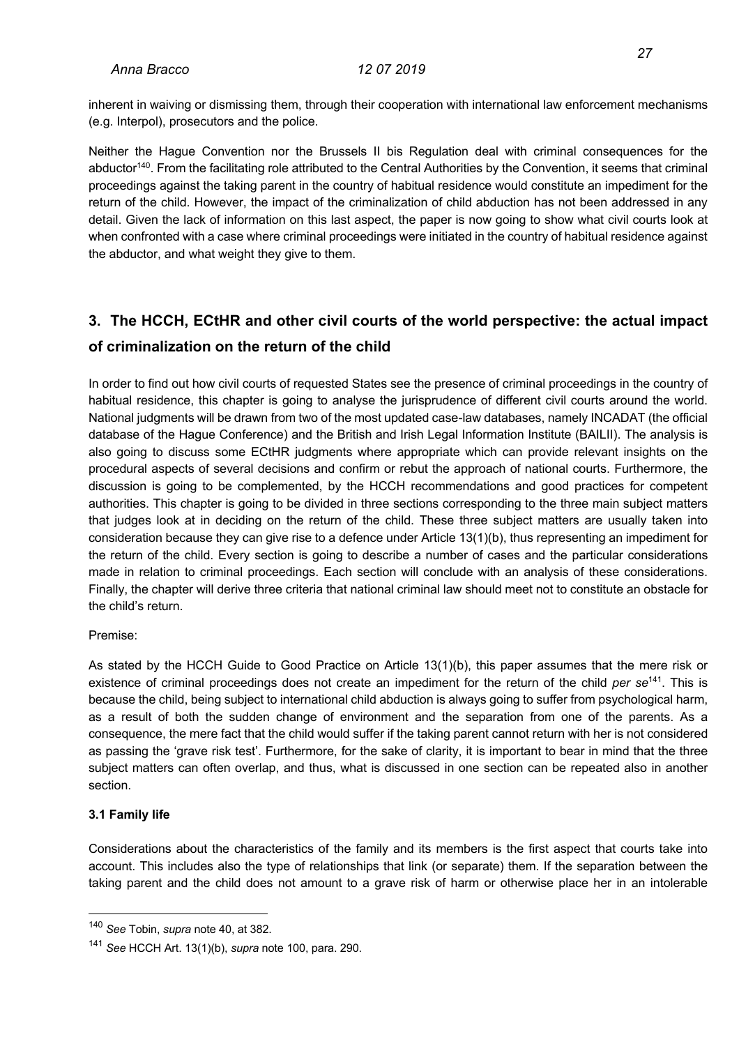inherent in waiving or dismissing them, through their cooperation with international law enforcement mechanisms (e.g. Interpol), prosecutors and the police.

Neither the Hague Convention nor the Brussels II bis Regulation deal with criminal consequences for the abductor[140]. From the facilitating role attributed to the Central Authorities by the Convention, it seems that criminal proceedings against the taking parent in the country of habitual residence would constitute an impediment for the return of the child. However, the impact of the criminalization of child abduction has not been addressed in any detail. Given the lack of information on this last aspect, the paper is now going to show what civil courts look at when confronted with a case where criminal proceedings were initiated in the country of habitual residence against the abductor, and what weight they give to them.

## 3. The HCCH, ECtHR and other civil courts of the world perspective: the actual impact of criminalization on the return of the child

In order to find out how civil courts of requested States see the presence of criminal proceedings in the country of habitual residence, this chapter is going to analyse the jurisprudence of different civil courts around the world. National judgments will be drawn from two of the most updated case-law databases, namely INCADAT (the official database of the Hague Conference) and the British and Irish Legal Information Institute (BAILII). The analysis is also going to discuss some ECtHR judgments where appropriate which can provide relevant insights on the procedural aspects of several decisions and confirm or rebut the approach of national courts. Furthermore, the discussion is going to be complemented, by the HCCH recommendations and good practices for competent authorities. This chapter is going to be divided in three sections corresponding to the three main subject matters that judges look at in deciding on the return of the child. These three subject matters are usually taken into consideration because they can give rise to a defence under Article 13(1)(b), thus representing an impediment for the return of the child. Every section is going to describe a number of cases and the particular considerations made in relation to criminal proceedings. Each section will conclude with an analysis of these considerations. Finally, the chapter will derive three criteria that national criminal law should meet not to constitute an obstacle for the child's return.

Premise:

As stated by the HCCH Guide to Good Practice on Article 13(1)(b), this paper assumes that the mere risk or existence of criminal proceedings does not create an impediment for the return of the child *per se*[141]. This is because the child, being subject to international child abduction is always going to suffer from psychological harm, as a result of both the sudden change of environment and the separation from one of the parents. As a consequence, the mere fact that the child would suffer if the taking parent cannot return with her is not considered as passing the 'grave risk test'. Furthermore, for the sake of clarity, it is important to bear in mind that the three subject matters can often overlap, and thus, what is discussed in one section can be repeated also in another section.

### 3.1 Family life

Considerations about the characteristics of the family and its members is the first aspect that courts take into account. This includes also the type of relationships that link (or separate) them. If the separation between the taking parent and the child does not amount to a grave risk of harm or otherwise place her in an intolerable

---

[140] *See* Tobin, *supra* note 40, at 382.

[141] *See* HCCH Art. 13(1)(b), *supra* note 100, para. 290.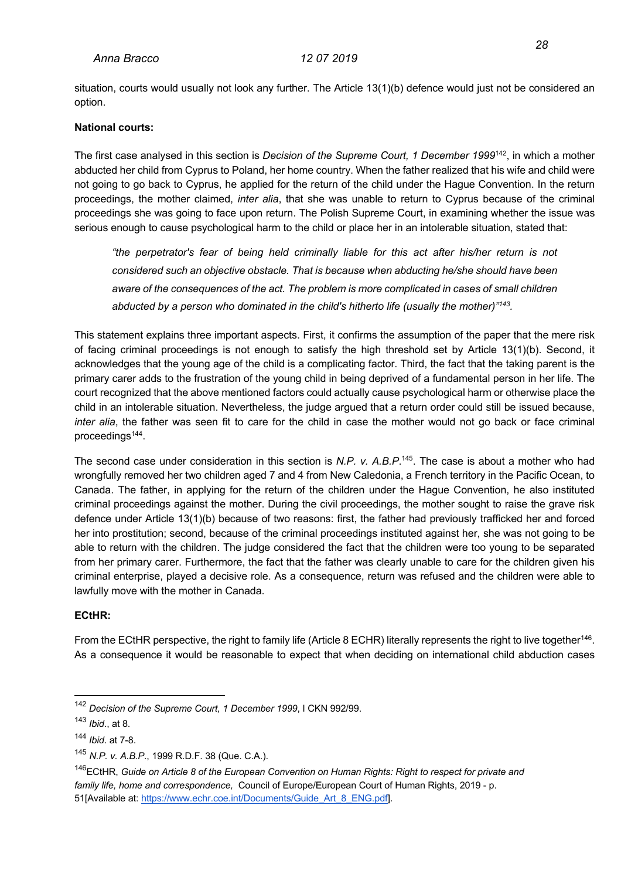situation, courts would usually not look any further. The Article 13(1)(b) defence would just not be considered an option.

**National courts:**

The first case analysed in this section is *Decision of the Supreme Court, 1 December 1999*[142], in which a mother abducted her child from Cyprus to Poland, her home country. When the father realized that his wife and child were not going to go back to Cyprus, he applied for the return of the child under the Hague Convention. In the return proceedings, the mother claimed, *inter alia*, that she was unable to return to Cyprus because of the criminal proceedings she was going to face upon return. The Polish Supreme Court, in examining whether the issue was serious enough to cause psychological harm to the child or place her in an intolerable situation, stated that:

> *"the perpetrator's fear of being held criminally liable for this act after his/her return is not considered such an objective obstacle. That is because when abducting he/she should have been aware of the consequences of the act. The problem is more complicated in cases of small children abducted by a person who dominated in the child's hitherto life (usually the mother)"*[143].

This statement explains three important aspects. First, it confirms the assumption of the paper that the mere risk of facing criminal proceedings is not enough to satisfy the high threshold set by Article 13(1)(b). Second, it acknowledges that the young age of the child is a complicating factor. Third, the fact that the taking parent is the primary carer adds to the frustration of the young child in being deprived of a fundamental person in her life. The court recognized that the above mentioned factors could actually cause psychological harm or otherwise place the child in an intolerable situation. Nevertheless, the judge argued that a return order could still be issued because, *inter alia*, the father was seen fit to care for the child in case the mother would not go back or face criminal proceedings[144].

The second case under consideration in this section is *N.P. v. A.B.P.*[145]. The case is about a mother who had wrongfully removed her two children aged 7 and 4 from New Caledonia, a French territory in the Pacific Ocean, to Canada. The father, in applying for the return of the children under the Hague Convention, he also instituted criminal proceedings against the mother. During the civil proceedings, the mother sought to raise the grave risk defence under Article 13(1)(b) because of two reasons: first, the father had previously trafficked her and forced her into prostitution; second, because of the criminal proceedings instituted against her, she was not going to be able to return with the children. The judge considered the fact that the children were too young to be separated from her primary carer. Furthermore, the fact that the father was clearly unable to care for the children given his criminal enterprise, played a decisive role. As a consequence, return was refused and the children were able to lawfully move with the mother in Canada.

**ECtHR:**

From the ECtHR perspective, the right to family life (Article 8 ECHR) literally represents the right to live together[146]. As a consequence it would be reasonable to expect that when deciding on international child abduction cases

---

[142] *Decision of the Supreme Court, 1 December 1999*, I CKN 992/99.

[143] *Ibid*., at 8.

[144] *Ibid*. at 7-8.

[145] *N.P. v. A.B.P*., 1999 R.D.F. 38 (Que. C.A.).

[146] ECtHR, *Guide on Article 8 of the European Convention on Human Rights: Right to respect for private and family life, home and correspondence,* Council of Europe/European Court of Human Rights, 2019 - p. 51[Available at: https://www.echr.coe.int/Documents/Guide_Art_8_ENG.pdf].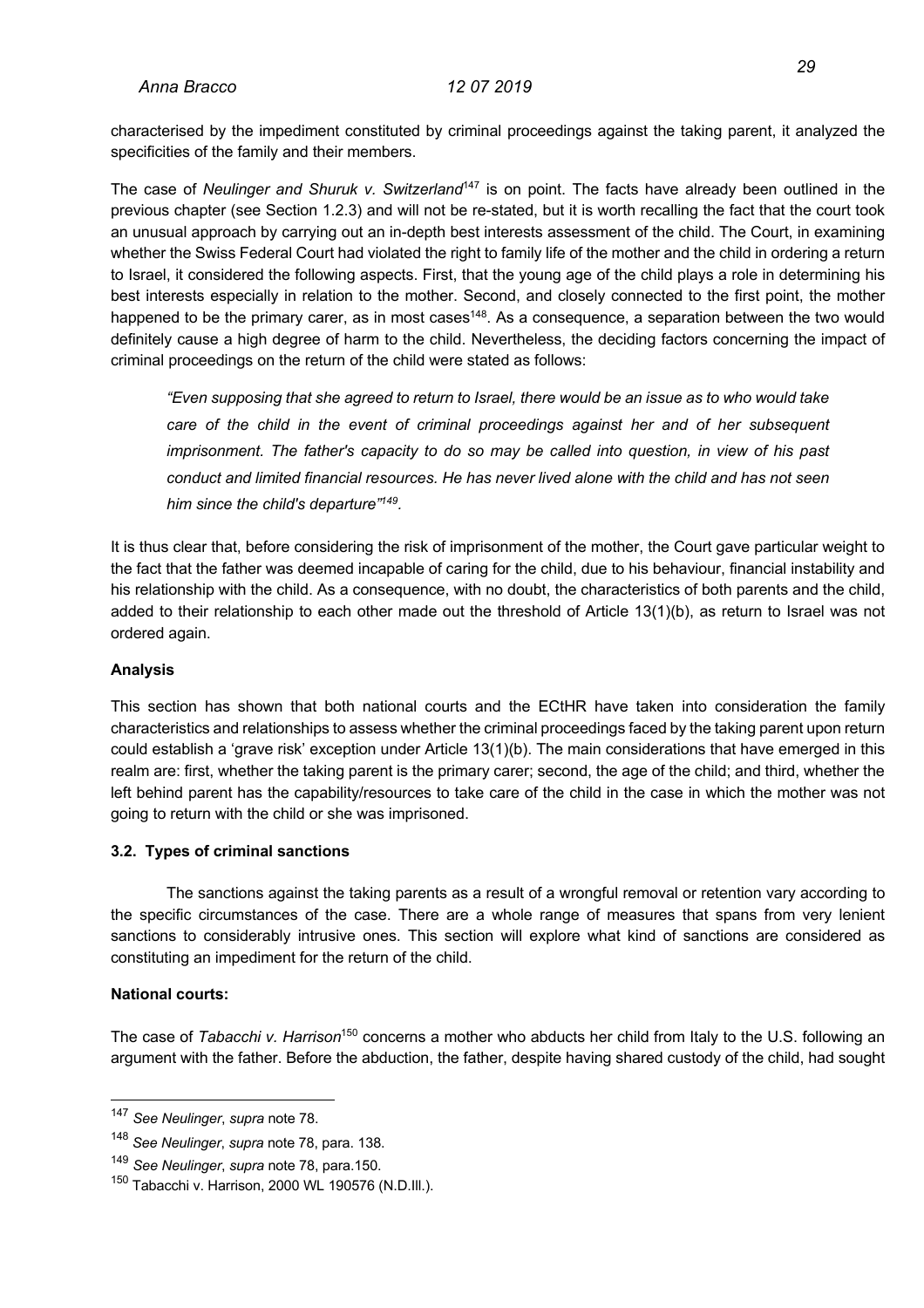characterised by the impediment constituted by criminal proceedings against the taking parent, it analyzed the specificities of the family and their members.

The case of *Neulinger and Shuruk v. Switzerland*[147] is on point. The facts have already been outlined in the previous chapter (see Section 1.2.3) and will not be re-stated, but it is worth recalling the fact that the court took an unusual approach by carrying out an in-depth best interests assessment of the child. The Court, in examining whether the Swiss Federal Court had violated the right to family life of the mother and the child in ordering a return to Israel, it considered the following aspects. First, that the young age of the child plays a role in determining his best interests especially in relation to the mother. Second, and closely connected to the first point, the mother happened to be the primary carer, as in most cases[148]. As a consequence, a separation between the two would definitely cause a high degree of harm to the child. Nevertheless, the deciding factors concerning the impact of criminal proceedings on the return of the child were stated as follows:

> *"Even supposing that she agreed to return to Israel, there would be an issue as to who would take care of the child in the event of criminal proceedings against her and of her subsequent imprisonment. The father's capacity to do so may be called into question, in view of his past conduct and limited financial resources. He has never lived alone with the child and has not seen him since the child's departure"*[149].

It is thus clear that, before considering the risk of imprisonment of the mother, the Court gave particular weight to the fact that the father was deemed incapable of caring for the child, due to his behaviour, financial instability and his relationship with the child. As a consequence, with no doubt, the characteristics of both parents and the child, added to their relationship to each other made out the threshold of Article 13(1)(b), as return to Israel was not ordered again.

**Analysis**

This section has shown that both national courts and the ECtHR have taken into consideration the family characteristics and relationships to assess whether the criminal proceedings faced by the taking parent upon return could establish a 'grave risk' exception under Article 13(1)(b). The main considerations that have emerged in this realm are: first, whether the taking parent is the primary carer; second, the age of the child; and third, whether the left behind parent has the capability/resources to take care of the child in the case in which the mother was not going to return with the child or she was imprisoned.

### 3.2. Types of criminal sanctions

The sanctions against the taking parents as a result of a wrongful removal or retention vary according to the specific circumstances of the case. There are a whole range of measures that spans from very lenient sanctions to considerably intrusive ones. This section will explore what kind of sanctions are considered as constituting an impediment for the return of the child.

**National courts:**

The case of *Tabacchi v. Harrison*[150] concerns a mother who abducts her child from Italy to the U.S. following an argument with the father. Before the abduction, the father, despite having shared custody of the child, had sought

---

[147] *See Neulinger*, *supra* note 78.

[148] *See Neulinger*, *supra* note 78, para. 138.

[149] *See Neulinger*, *supra* note 78, para.150.

[150] Tabacchi v. Harrison, 2000 WL 190576 (N.D.Ill.).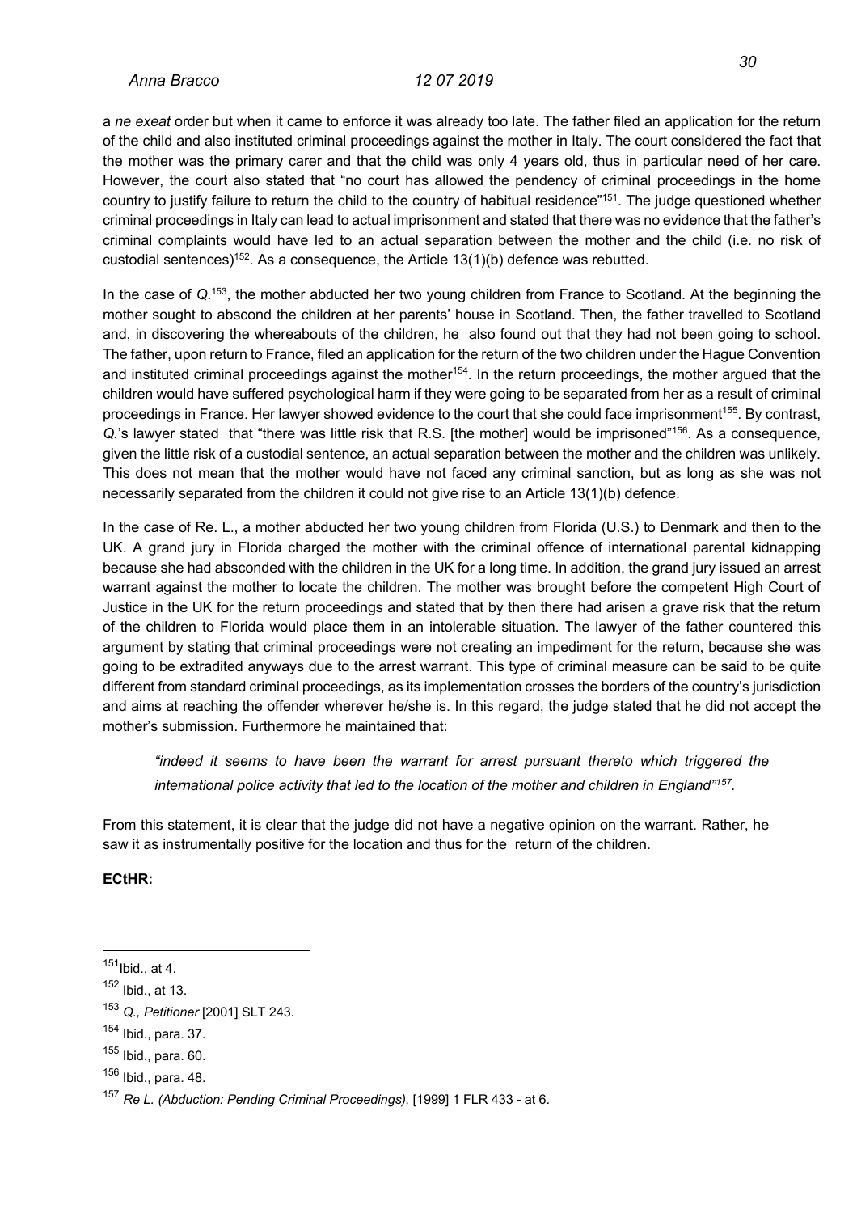a *ne exeat* order but when it came to enforce it was already too late. The father filed an application for the return of the child and also instituted criminal proceedings against the mother in Italy. The court considered the fact that the mother was the primary carer and that the child was only 4 years old, thus in particular need of her care. However, the court also stated that "no court has allowed the pendency of criminal proceedings in the home country to justify failure to return the child to the country of habitual residence"[151]. The judge questioned whether criminal proceedings in Italy can lead to actual imprisonment and stated that there was no evidence that the father's criminal complaints would have led to an actual separation between the mother and the child (i.e. no risk of custodial sentences)[152]. As a consequence, the Article 13(1)(b) defence was rebutted.

In the case of *Q.*[153], the mother abducted her two young children from France to Scotland. At the beginning the mother sought to abscond the children at her parents' house in Scotland. Then, the father travelled to Scotland and, in discovering the whereabouts of the children, he also found out that they had not been going to school. The father, upon return to France, filed an application for the return of the two children under the Hague Convention and instituted criminal proceedings against the mother[154]. In the return proceedings, the mother argued that the children would have suffered psychological harm if they were going to be separated from her as a result of criminal proceedings in France. Her lawyer showed evidence to the court that she could face imprisonment[155]. By contrast, *Q.*'s lawyer stated that "there was little risk that R.S. [the mother] would be imprisoned"[156]. As a consequence, given the little risk of a custodial sentence, an actual separation between the mother and the children was unlikely. This does not mean that the mother would have not faced any criminal sanction, but as long as she was not necessarily separated from the children it could not give rise to an Article 13(1)(b) defence.

In the case of Re. L., a mother abducted her two young children from Florida (U.S.) to Denmark and then to the UK. A grand jury in Florida charged the mother with the criminal offence of international parental kidnapping because she had absconded with the children in the UK for a long time. In addition, the grand jury issued an arrest warrant against the mother to locate the children. The mother was brought before the competent High Court of Justice in the UK for the return proceedings and stated that by then there had arisen a grave risk that the return of the children to Florida would place them in an intolerable situation. The lawyer of the father countered this argument by stating that criminal proceedings were not creating an impediment for the return, because she was going to be extradited anyways due to the arrest warrant. This type of criminal measure can be said to be quite different from standard criminal proceedings, as its implementation crosses the borders of the country's jurisdiction and aims at reaching the offender wherever he/she is. In this regard, the judge stated that he did not accept the mother's submission. Furthermore he maintained that:

> *"indeed it seems to have been the warrant for arrest pursuant thereto which triggered the international police activity that led to the location of the mother and children in England"*[157].

From this statement, it is clear that the judge did not have a negative opinion on the warrant. Rather, he saw it as instrumentally positive for the location and thus for the return of the children.

**ECtHR:**

---

[151] Ibid., at 4.

[152] Ibid., at 13.

[153] *Q., Petitioner* [2001] SLT 243.

[154] Ibid., para. 37.

[155] Ibid., para. 60.

[156] Ibid., para. 48.

[157] *Re L. (Abduction: Pending Criminal Proceedings),* [1999] 1 FLR 433 - at 6.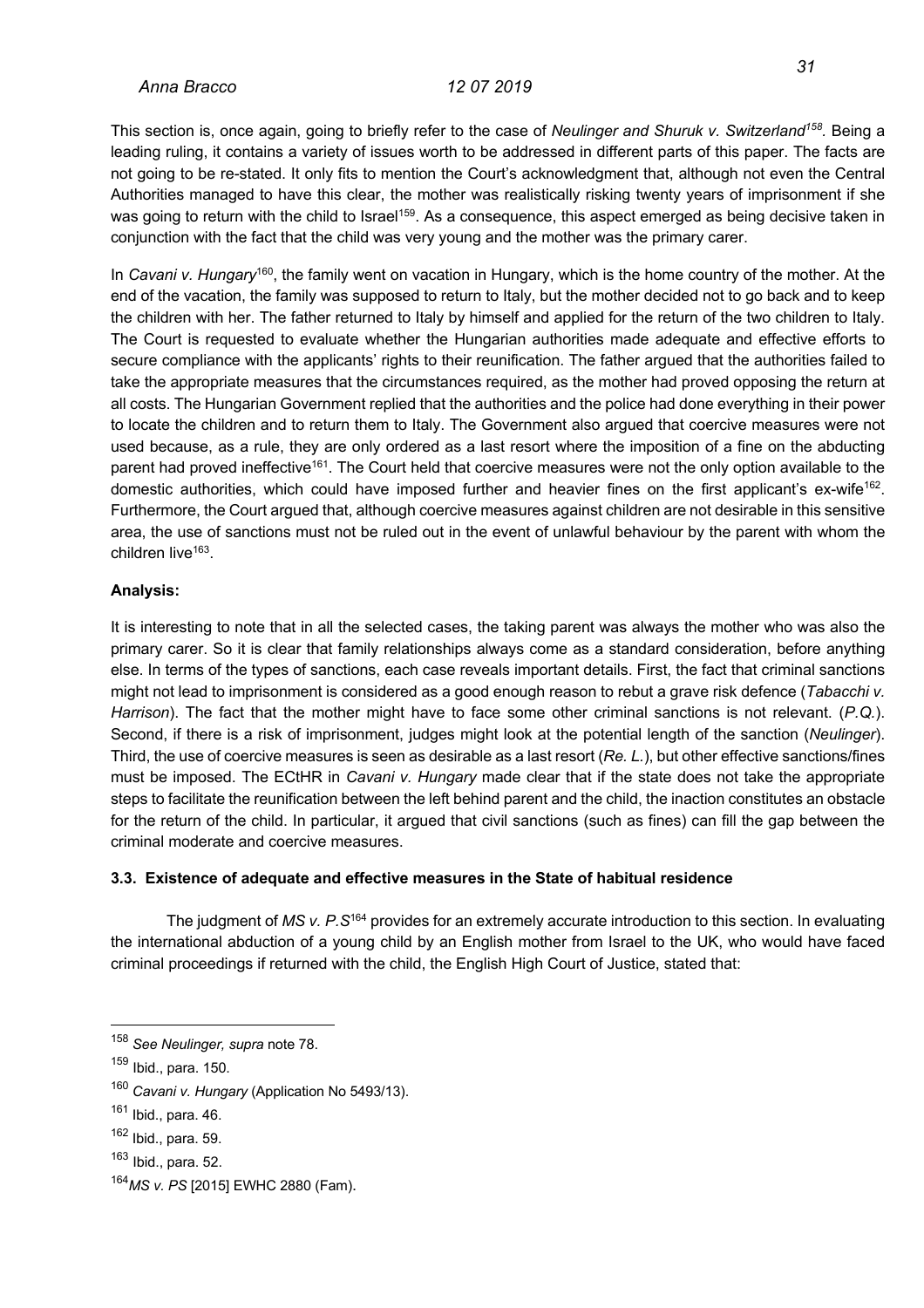This section is, once again, going to briefly refer to the case of *Neulinger and Shuruk v. Switzerland*[158]. Being a leading ruling, it contains a variety of issues worth to be addressed in different parts of this paper. The facts are not going to be re-stated. It only fits to mention the Court's acknowledgment that, although not even the Central Authorities managed to have this clear, the mother was realistically risking twenty years of imprisonment if she was going to return with the child to Israel[159]. As a consequence, this aspect emerged as being decisive taken in conjunction with the fact that the child was very young and the mother was the primary carer.

In *Cavani v. Hungary*[160], the family went on vacation in Hungary, which is the home country of the mother. At the end of the vacation, the family was supposed to return to Italy, but the mother decided not to go back and to keep the children with her. The father returned to Italy by himself and applied for the return of the two children to Italy. The Court is requested to evaluate whether the Hungarian authorities made adequate and effective efforts to secure compliance with the applicants' rights to their reunification. The father argued that the authorities failed to take the appropriate measures that the circumstances required, as the mother had proved opposing the return at all costs. The Hungarian Government replied that the authorities and the police had done everything in their power to locate the children and to return them to Italy. The Government also argued that coercive measures were not used because, as a rule, they are only ordered as a last resort where the imposition of a fine on the abducting parent had proved ineffective[161]. The Court held that coercive measures were not the only option available to the domestic authorities, which could have imposed further and heavier fines on the first applicant's ex-wife[162]. Furthermore, the Court argued that, although coercive measures against children are not desirable in this sensitive area, the use of sanctions must not be ruled out in the event of unlawful behaviour by the parent with whom the children live[163].

**Analysis:**

It is interesting to note that in all the selected cases, the taking parent was always the mother who was also the primary carer. So it is clear that family relationships always come as a standard consideration, before anything else. In terms of the types of sanctions, each case reveals important details. First, the fact that criminal sanctions might not lead to imprisonment is considered as a good enough reason to rebut a grave risk defence (*Tabacchi v. Harrison*). The fact that the mother might have to face some other criminal sanctions is not relevant. (*P.Q.*). Second, if there is a risk of imprisonment, judges might look at the potential length of the sanction (*Neulinger*). Third, the use of coercive measures is seen as desirable as a last resort (*Re. L.*), but other effective sanctions/fines must be imposed. The ECtHR in *Cavani v. Hungary* made clear that if the state does not take the appropriate steps to facilitate the reunification between the left behind parent and the child, the inaction constitutes an obstacle for the return of the child. In particular, it argued that civil sanctions (such as fines) can fill the gap between the criminal moderate and coercive measures.

### 3.3. Existence of adequate and effective measures in the State of habitual residence

The judgment of *MS v. P.S*[164] provides for an extremely accurate introduction to this section. In evaluating the international abduction of a young child by an English mother from Israel to the UK, who would have faced criminal proceedings if returned with the child, the English High Court of Justice, stated that:

---

[158] *See Neulinger, supra* note 78.

[159] Ibid., para. 150.

[160] *Cavani v. Hungary* (Application No 5493/13).

[161] Ibid., para. 46.

[162] Ibid., para. 59.

[163] Ibid., para. 52.

[164] *MS v. PS* [2015] EWHC 2880 (Fam).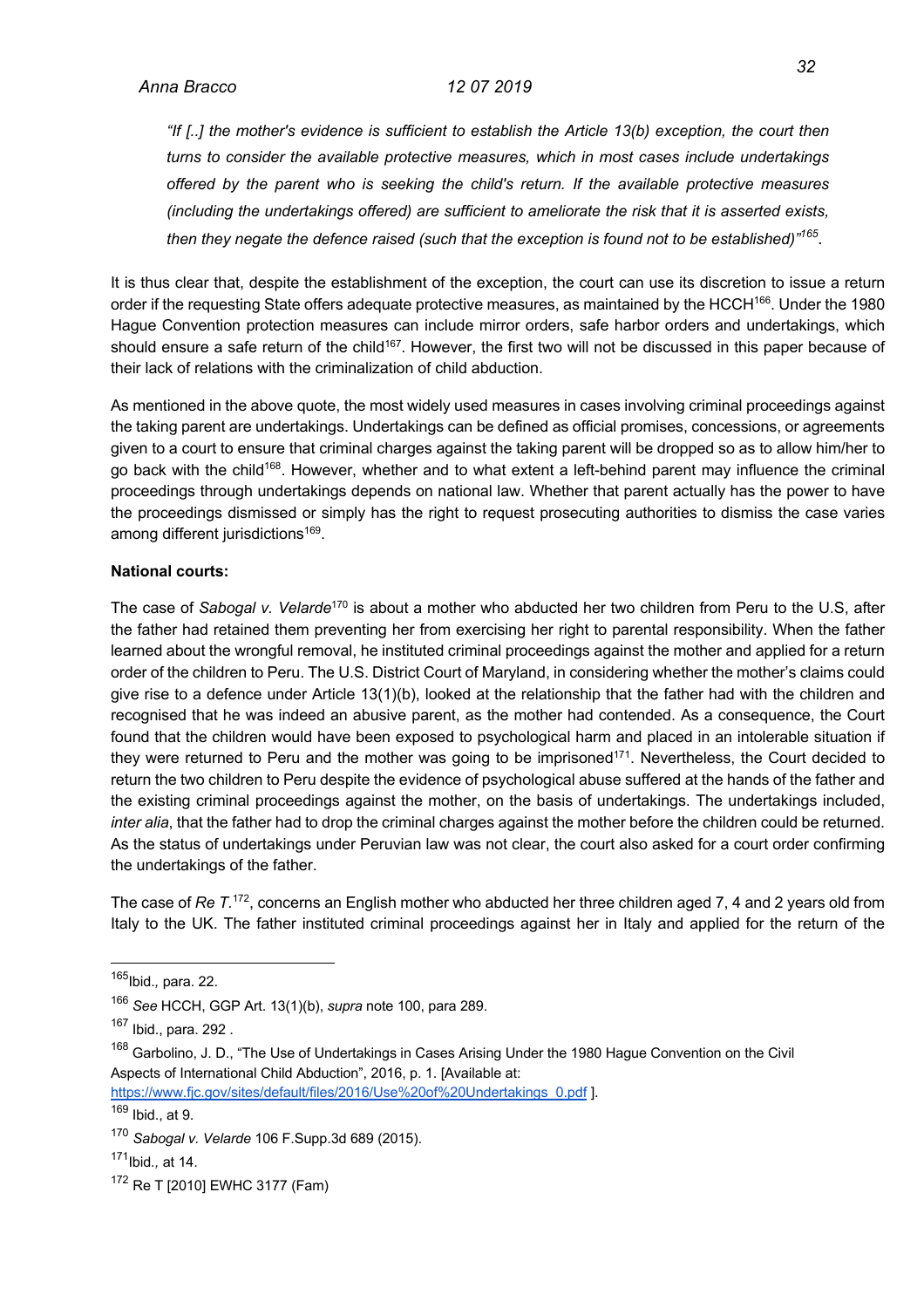*"If [..] the mother's evidence is sufficient to establish the Article 13(b) exception, the court then turns to consider the available protective measures, which in most cases include undertakings offered by the parent who is seeking the child's return. If the available protective measures (including the undertakings offered) are sufficient to ameliorate the risk that it is asserted exists, then they negate the defence raised (such that the exception is found not to be established)"*[165].

It is thus clear that, despite the establishment of the exception, the court can use its discretion to issue a return order if the requesting State offers adequate protective measures, as maintained by the HCCH[166]. Under the 1980 Hague Convention protection measures can include mirror orders, safe harbor orders and undertakings, which should ensure a safe return of the child[167]. However, the first two will not be discussed in this paper because of their lack of relations with the criminalization of child abduction.

As mentioned in the above quote, the most widely used measures in cases involving criminal proceedings against the taking parent are undertakings. Undertakings can be defined as official promises, concessions, or agreements given to a court to ensure that criminal charges against the taking parent will be dropped so as to allow him/her to go back with the child[168]. However, whether and to what extent a left-behind parent may influence the criminal proceedings through undertakings depends on national law. Whether that parent actually has the power to have the proceedings dismissed or simply has the right to request prosecuting authorities to dismiss the case varies among different jurisdictions[169].

**National courts:**

The case of *Sabogal v. Velarde*[170] is about a mother who abducted her two children from Peru to the U.S, after the father had retained them preventing her from exercising her right to parental responsibility. When the father learned about the wrongful removal, he instituted criminal proceedings against the mother and applied for a return order of the children to Peru. The U.S. District Court of Maryland, in considering whether the mother's claims could give rise to a defence under Article 13(1)(b), looked at the relationship that the father had with the children and recognised that he was indeed an abusive parent, as the mother had contended. As a consequence, the Court found that the children would have been exposed to psychological harm and placed in an intolerable situation if they were returned to Peru and the mother was going to be imprisoned[171]. Nevertheless, the Court decided to return the two children to Peru despite the evidence of psychological abuse suffered at the hands of the father and the existing criminal proceedings against the mother, on the basis of undertakings. The undertakings included, *inter alia*, that the father had to drop the criminal charges against the mother before the children could be returned. As the status of undertakings under Peruvian law was not clear, the court also asked for a court order confirming the undertakings of the father.

The case of *Re T.*[172], concerns an English mother who abducted her three children aged 7, 4 and 2 years old from Italy to the UK. The father instituted criminal proceedings against her in Italy and applied for the return of the

---

[165] Ibid., para. 22.

[166] *See* HCCH, GGP Art. 13(1)(b), *supra* note 100, para 289.

[167] Ibid., para. 292 .

[168] Garbolino, J. D., "The Use of Undertakings in Cases Arising Under the 1980 Hague Convention on the Civil Aspects of International Child Abduction", 2016, p. 1. [Available at: https://www.fjc.gov/sites/default/files/2016/Use%20of%20Undertakings_0.pdf ].

[169] Ibid., at 9.

[170] *Sabogal v. Velarde* 106 F.Supp.3d 689 (2015).

[171] Ibid., at 14.

[172] Re T [2010] EWHC 3177 (Fam)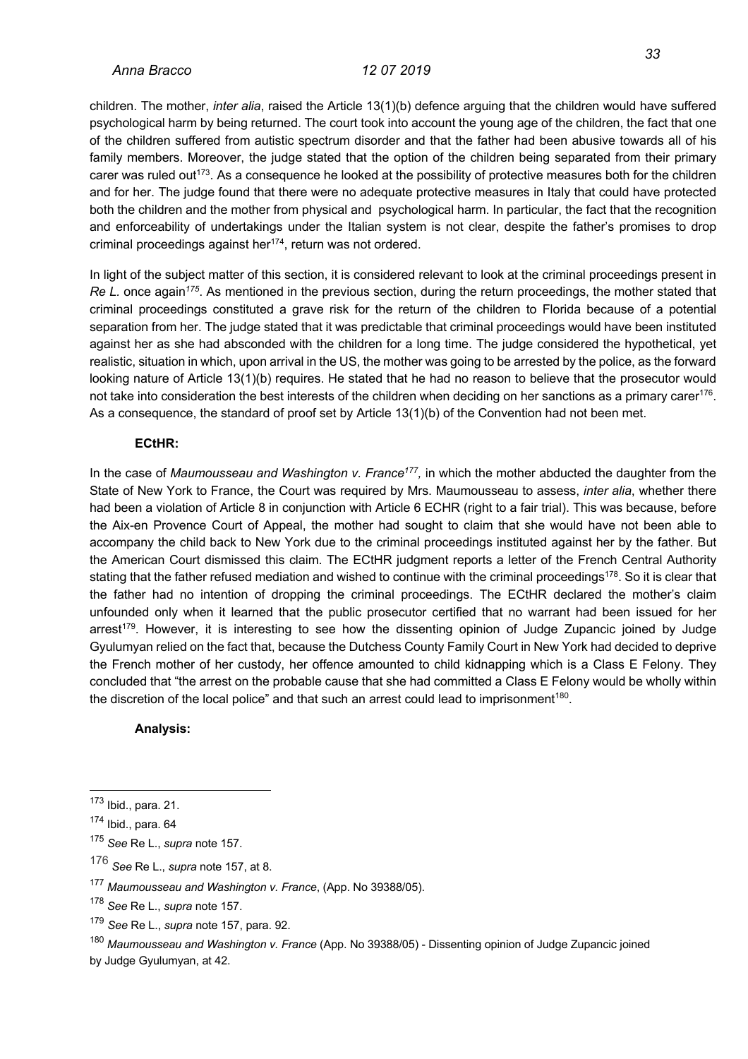children. The mother, *inter alia*, raised the Article 13(1)(b) defence arguing that the children would have suffered psychological harm by being returned. The court took into account the young age of the children, the fact that one of the children suffered from autistic spectrum disorder and that the father had been abusive towards all of his family members. Moreover, the judge stated that the option of the children being separated from their primary carer was ruled out[173]. As a consequence he looked at the possibility of protective measures both for the children and for her. The judge found that there were no adequate protective measures in Italy that could have protected both the children and the mother from physical and psychological harm. In particular, the fact that the recognition and enforceability of undertakings under the Italian system is not clear, despite the father's promises to drop criminal proceedings against her[174], return was not ordered.

In light of the subject matter of this section, it is considered relevant to look at the criminal proceedings present in *Re L.* once again[175]. As mentioned in the previous section, during the return proceedings, the mother stated that criminal proceedings constituted a grave risk for the return of the children to Florida because of a potential separation from her. The judge stated that it was predictable that criminal proceedings would have been instituted against her as she had absconded with the children for a long time. The judge considered the hypothetical, yet realistic, situation in which, upon arrival in the US, the mother was going to be arrested by the police, as the forward looking nature of Article 13(1)(b) requires. He stated that he had no reason to believe that the prosecutor would not take into consideration the best interests of the children when deciding on her sanctions as a primary carer[176]. As a consequence, the standard of proof set by Article 13(1)(b) of the Convention had not been met.

**ECtHR:**

In the case of *Maumousseau and Washington v. France*[177], in which the mother abducted the daughter from the State of New York to France, the Court was required by Mrs. Maumousseau to assess, *inter alia*, whether there had been a violation of Article 8 in conjunction with Article 6 ECHR (right to a fair trial). This was because, before the Aix-en Provence Court of Appeal, the mother had sought to claim that she would have not been able to accompany the child back to New York due to the criminal proceedings instituted against her by the father. But the American Court dismissed this claim. The ECtHR judgment reports a letter of the French Central Authority stating that the father refused mediation and wished to continue with the criminal proceedings[178]. So it is clear that the father had no intention of dropping the criminal proceedings. The ECtHR declared the mother's claim unfounded only when it learned that the public prosecutor certified that no warrant had been issued for her arrest[179]. However, it is interesting to see how the dissenting opinion of Judge Zupancic joined by Judge Gyulumyan relied on the fact that, because the Dutchess County Family Court in New York had decided to deprive the French mother of her custody, her offence amounted to child kidnapping which is a Class E Felony. They concluded that "the arrest on the probable cause that she had committed a Class E Felony would be wholly within the discretion of the local police" and that such an arrest could lead to imprisonment[180].

**Analysis:**

---

[173] Ibid., para. 21.

[174] Ibid., para. 64

[175] *See* Re L., *supra* note 157.

[176] *See* Re L., *supra* note 157, at 8.

[177] *Maumousseau and Washington v. France*, (App. No 39388/05).

[178] *See* Re L., *supra* note 157.

[179] *See* Re L., *supra* note 157, para. 92.

[180] *Maumousseau and Washington v. France* (App. No 39388/05) - Dissenting opinion of Judge Zupancic joined by Judge Gyulumyan, at 42.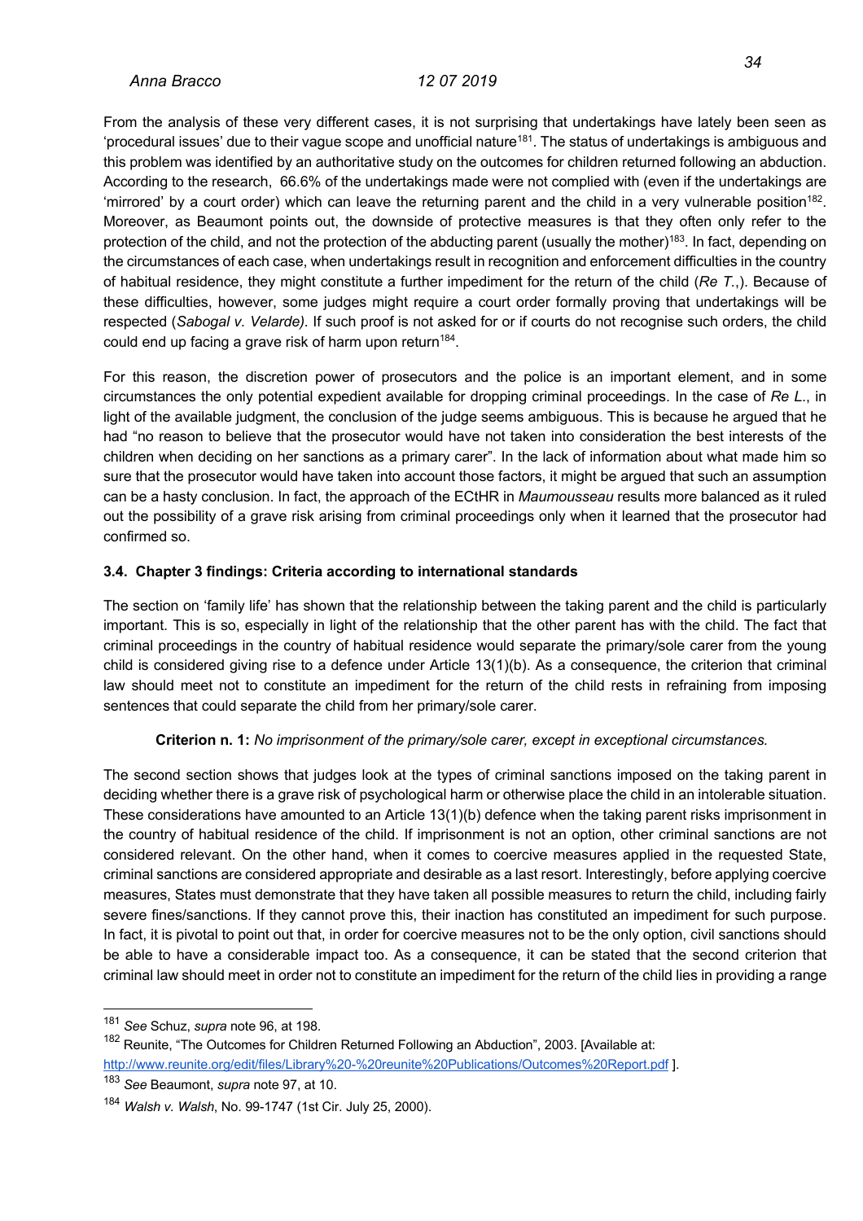From the analysis of these very different cases, it is not surprising that undertakings have lately been seen as 'procedural issues' due to their vague scope and unofficial nature[181]. The status of undertakings is ambiguous and this problem was identified by an authoritative study on the outcomes for children returned following an abduction. According to the research, 66.6% of the undertakings made were not complied with (even if the undertakings are 'mirrored' by a court order) which can leave the returning parent and the child in a very vulnerable position[182]. Moreover, as Beaumont points out, the downside of protective measures is that they often only refer to the protection of the child, and not the protection of the abducting parent (usually the mother)[183]. In fact, depending on the circumstances of each case, when undertakings result in recognition and enforcement difficulties in the country of habitual residence, they might constitute a further impediment for the return of the child (*Re T.*,). Because of these difficulties, however, some judges might require a court order formally proving that undertakings will be respected (*Sabogal v. Velarde)*. If such proof is not asked for or if courts do not recognise such orders, the child could end up facing a grave risk of harm upon return[184].

For this reason, the discretion power of prosecutors and the police is an important element, and in some circumstances the only potential expedient available for dropping criminal proceedings. In the case of *Re L*., in light of the available judgment, the conclusion of the judge seems ambiguous. This is because he argued that he had "no reason to believe that the prosecutor would have not taken into consideration the best interests of the children when deciding on her sanctions as a primary carer". In the lack of information about what made him so sure that the prosecutor would have taken into account those factors, it might be argued that such an assumption can be a hasty conclusion. In fact, the approach of the ECtHR in *Maumousseau* results more balanced as it ruled out the possibility of a grave risk arising from criminal proceedings only when it learned that the prosecutor had confirmed so.

### 3.4. Chapter 3 findings: Criteria according to international standards

The section on 'family life' has shown that the relationship between the taking parent and the child is particularly important. This is so, especially in light of the relationship that the other parent has with the child. The fact that criminal proceedings in the country of habitual residence would separate the primary/sole carer from the young child is considered giving rise to a defence under Article 13(1)(b). As a consequence, the criterion that criminal law should meet not to constitute an impediment for the return of the child rests in refraining from imposing sentences that could separate the child from her primary/sole carer.

**Criterion n. 1:** *No imprisonment of the primary/sole carer, except in exceptional circumstances.*

The second section shows that judges look at the types of criminal sanctions imposed on the taking parent in deciding whether there is a grave risk of psychological harm or otherwise place the child in an intolerable situation. These considerations have amounted to an Article 13(1)(b) defence when the taking parent risks imprisonment in the country of habitual residence of the child. If imprisonment is not an option, other criminal sanctions are not considered relevant. On the other hand, when it comes to coercive measures applied in the requested State, criminal sanctions are considered appropriate and desirable as a last resort. Interestingly, before applying coercive measures, States must demonstrate that they have taken all possible measures to return the child, including fairly severe fines/sanctions. If they cannot prove this, their inaction has constituted an impediment for such purpose. In fact, it is pivotal to point out that, in order for coercive measures not to be the only option, civil sanctions should be able to have a considerable impact too. As a consequence, it can be stated that the second criterion that criminal law should meet in order not to constitute an impediment for the return of the child lies in providing a range

---

[181] *See* Schuz, *supra* note 96, at 198.

[182] Reunite, "The Outcomes for Children Returned Following an Abduction", 2003. [Available at: http://www.reunite.org/edit/files/Library%20-%20reunite%20Publications/Outcomes%20Report.pdf ].

[183] *See* Beaumont, *supra* note 97, at 10.

[184] *Walsh v. Walsh*, No. 99-1747 (1st Cir. July 25, 2000).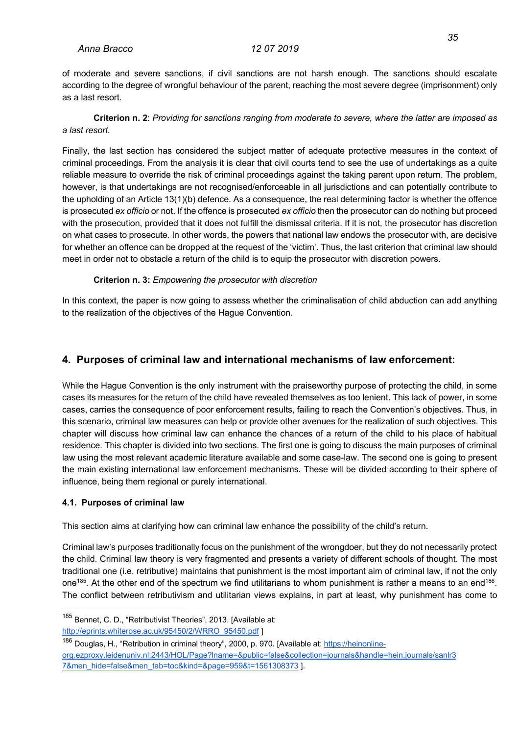of moderate and severe sanctions, if civil sanctions are not harsh enough. The sanctions should escalate according to the degree of wrongful behaviour of the parent, reaching the most severe degree (imprisonment) only as a last resort.

**Criterion n. 2**: *Providing for sanctions ranging from moderate to severe, where the latter are imposed as a last resort.*

Finally, the last section has considered the subject matter of adequate protective measures in the context of criminal proceedings. From the analysis it is clear that civil courts tend to see the use of undertakings as a quite reliable measure to override the risk of criminal proceedings against the taking parent upon return. The problem, however, is that undertakings are not recognised/enforceable in all jurisdictions and can potentially contribute to the upholding of an Article 13(1)(b) defence. As a consequence, the real determining factor is whether the offence is prosecuted *ex officio* or not. If the offence is prosecuted *ex officio* then the prosecutor can do nothing but proceed with the prosecution, provided that it does not fulfill the dismissal criteria. If it is not, the prosecutor has discretion on what cases to prosecute. In other words, the powers that national law endows the prosecutor with, are decisive for whether an offence can be dropped at the request of the 'victim'. Thus, the last criterion that criminal law should meet in order not to obstacle a return of the child is to equip the prosecutor with discretion powers.

**Criterion n. 3:** *Empowering the prosecutor with discretion*

In this context, the paper is now going to assess whether the criminalisation of child abduction can add anything to the realization of the objectives of the Hague Convention.

## 4. Purposes of criminal law and international mechanisms of law enforcement:

While the Hague Convention is the only instrument with the praiseworthy purpose of protecting the child, in some cases its measures for the return of the child have revealed themselves as too lenient. This lack of power, in some cases, carries the consequence of poor enforcement results, failing to reach the Convention's objectives. Thus, in this scenario, criminal law measures can help or provide other avenues for the realization of such objectives. This chapter will discuss how criminal law can enhance the chances of a return of the child to his place of habitual residence. This chapter is divided into two sections. The first one is going to discuss the main purposes of criminal law using the most relevant academic literature available and some case-law. The second one is going to present the main existing international law enforcement mechanisms. These will be divided according to their sphere of influence, being them regional or purely international.

### 4.1. Purposes of criminal law

This section aims at clarifying how can criminal law enhance the possibility of the child's return.

Criminal law's purposes traditionally focus on the punishment of the wrongdoer, but they do not necessarily protect the child. Criminal law theory is very fragmented and presents a variety of different schools of thought. The most traditional one (i.e. retributive) maintains that punishment is the most important aim of criminal law, if not the only one[185]. At the other end of the spectrum we find utilitarians to whom punishment is rather a means to an end[186]. The conflict between retributivism and utilitarian views explains, in part at least, why punishment has come to

---

[185] Bennet, C. D., "Retributivist Theories", 2013. [Available at: http://eprints.whiterose.ac.uk/95450/2/WRRO_95450.pdf ]

[186] Douglas, H., "Retribution in criminal theory", 2000, p. 970. [Available at: https://heinonline-org.ezproxy.leidenuniv.nl:2443/HOL/Page?lname=&public=false&collection=journals&handle=hein.journals/sanlr37&men_hide=false&men_tab=toc&kind=&page=959&t=1561308373 ].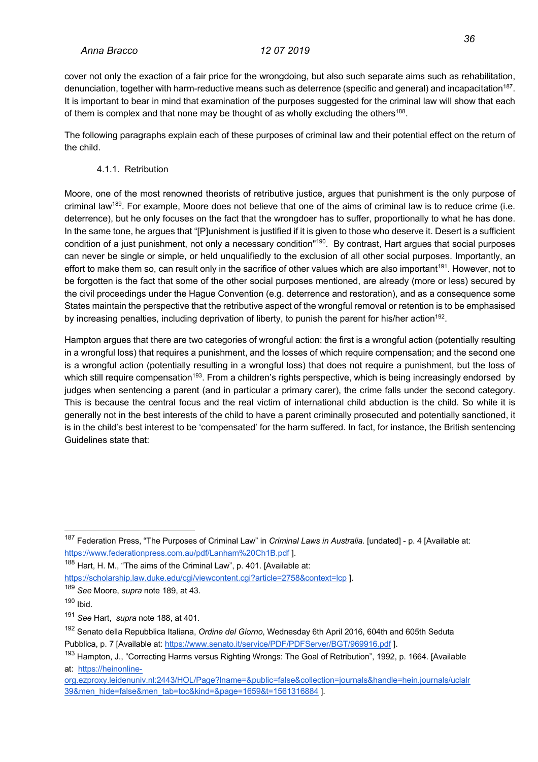cover not only the exaction of a fair price for the wrongdoing, but also such separate aims such as rehabilitation, denunciation, together with harm-reductive means such as deterrence (specific and general) and incapacitation[187]. It is important to bear in mind that examination of the purposes suggested for the criminal law will show that each of them is complex and that none may be thought of as wholly excluding the others[188].

The following paragraphs explain each of these purposes of criminal law and their potential effect on the return of the child.

### 4.1.1. Retribution

Moore, one of the most renowned theorists of retributive justice, argues that punishment is the only purpose of criminal law[189]. For example, Moore does not believe that one of the aims of criminal law is to reduce crime (i.e. deterrence), but he only focuses on the fact that the wrongdoer has to suffer, proportionally to what he has done. In the same tone, he argues that "[P]unishment is justified if it is given to those who deserve it. Desert is a sufficient condition of a just punishment, not only a necessary condition"[190]. By contrast, Hart argues that social purposes can never be single or simple, or held unqualifiedly to the exclusion of all other social purposes. Importantly, an effort to make them so, can result only in the sacrifice of other values which are also important[191]. However, not to be forgotten is the fact that some of the other social purposes mentioned, are already (more or less) secured by the civil proceedings under the Hague Convention (e.g. deterrence and restoration), and as a consequence some States maintain the perspective that the retributive aspect of the wrongful removal or retention is to be emphasised by increasing penalties, including deprivation of liberty, to punish the parent for his/her action[192].

Hampton argues that there are two categories of wrongful action: the first is a wrongful action (potentially resulting in a wrongful loss) that requires a punishment, and the losses of which require compensation; and the second one is a wrongful action (potentially resulting in a wrongful loss) that does not require a punishment, but the loss of which still require compensation[193]. From a children's rights perspective, which is being increasingly endorsed by judges when sentencing a parent (and in particular a primary carer), the crime falls under the second category. This is because the central focus and the real victim of international child abduction is the child. So while it is generally not in the best interests of the child to have a parent criminally prosecuted and potentially sanctioned, it is in the child's best interest to be 'compensated' for the harm suffered. In fact, for instance, the British sentencing Guidelines state that:

---

[187] Federation Press, "The Purposes of Criminal Law" in *Criminal Laws in Australia.* [undated] - p. 4 [Available at: https://www.federationpress.com.au/pdf/Lanham%20Ch1B.pdf ].

[188] Hart, H. M., "The aims of the Criminal Law", p. 401. [Available at: https://scholarship.law.duke.edu/cgi/viewcontent.cgi?article=2758&context=lcp ].

[189] *See* Moore, *supra* note 189, at 43.

[190] Ibid.

[191] *See* Hart, *supra* note 188, at 401.

[192] Senato della Repubblica Italiana, *Ordine del Giorno*, Wednesday 6th April 2016, 604th and 605th Seduta Pubblica, p. 7 [Available at: https://www.senato.it/service/PDF/PDFServer/BGT/969916.pdf ].

[193] Hampton, J., "Correcting Harms versus Righting Wrongs: The Goal of Retribution", 1992, p. 1664. [Available at: https://heinonline-org.ezproxy.leidenuniv.nl:2443/HOL/Page?lname=&public=false&collection=journals&handle=hein.journals/uclalr39&men_hide=false&men_tab=toc&kind=&page=1659&t=1561316884 ].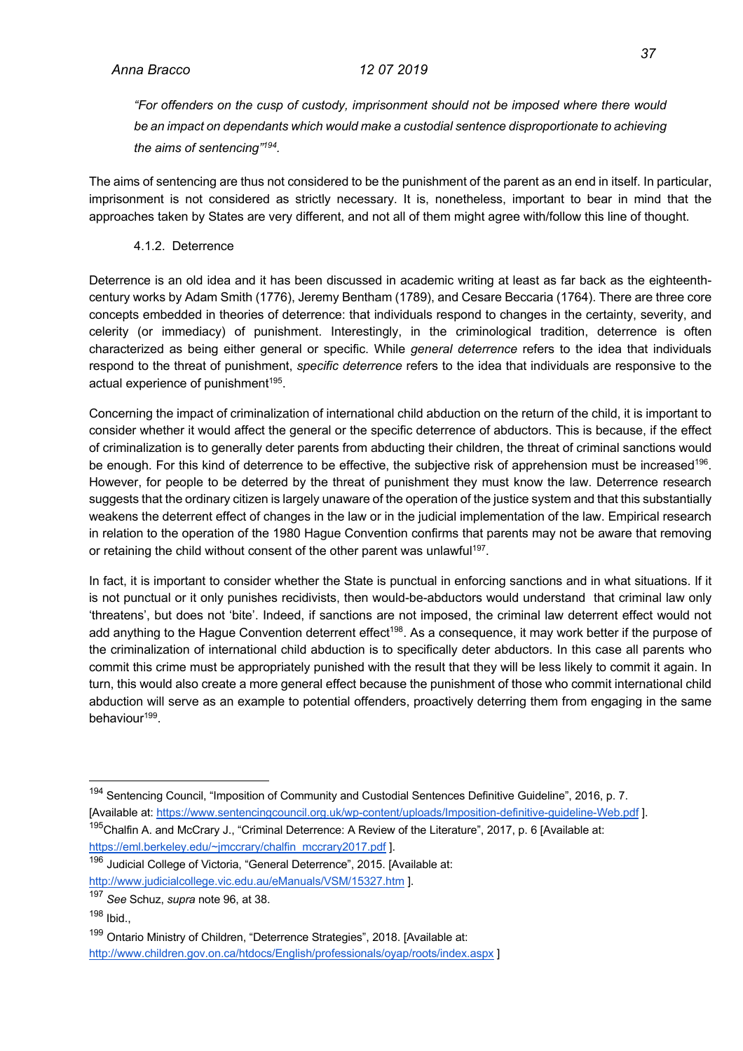*"For offenders on the cusp of custody, imprisonment should not be imposed where there would be an impact on dependants which would make a custodial sentence disproportionate to achieving the aims of sentencing"*[194].

The aims of sentencing are thus not considered to be the punishment of the parent as an end in itself. In particular, imprisonment is not considered as strictly necessary. It is, nonetheless, important to bear in mind that the approaches taken by States are very different, and not all of them might agree with/follow this line of thought.

#### 4.1.2. Deterrence

Deterrence is an old idea and it has been discussed in academic writing at least as far back as the eighteenth-century works by Adam Smith (1776), Jeremy Bentham (1789), and Cesare Beccaria (1764). There are three core concepts embedded in theories of deterrence: that individuals respond to changes in the certainty, severity, and celerity (or immediacy) of punishment. Interestingly, in the criminological tradition, deterrence is often characterized as being either general or specific. While *general deterrence* refers to the idea that individuals respond to the threat of punishment, *specific deterrence* refers to the idea that individuals are responsive to the actual experience of punishment[195].

Concerning the impact of criminalization of international child abduction on the return of the child, it is important to consider whether it would affect the general or the specific deterrence of abductors. This is because, if the effect of criminalization is to generally deter parents from abducting their children, the threat of criminal sanctions would be enough. For this kind of deterrence to be effective, the subjective risk of apprehension must be increased[196]. However, for people to be deterred by the threat of punishment they must know the law. Deterrence research suggests that the ordinary citizen is largely unaware of the operation of the justice system and that this substantially weakens the deterrent effect of changes in the law or in the judicial implementation of the law. Empirical research in relation to the operation of the 1980 Hague Convention confirms that parents may not be aware that removing or retaining the child without consent of the other parent was unlawful[197].

In fact, it is important to consider whether the State is punctual in enforcing sanctions and in what situations. If it is not punctual or it only punishes recidivists, then would-be-abductors would understand that criminal law only 'threatens', but does not 'bite'. Indeed, if sanctions are not imposed, the criminal law deterrent effect would not add anything to the Hague Convention deterrent effect[198]. As a consequence, it may work better if the purpose of the criminalization of international child abduction is to specifically deter abductors. In this case all parents who commit this crime must be appropriately punished with the result that they will be less likely to commit it again. In turn, this would also create a more general effect because the punishment of those who commit international child abduction will serve as an example to potential offenders, proactively deterring them from engaging in the same behaviour[199].

---

[194] Sentencing Council, "Imposition of Community and Custodial Sentences Definitive Guideline", 2016, p. 7. [Available at: https://www.sentencingcouncil.org.uk/wp-content/uploads/Imposition-definitive-guideline-Web.pdf ].

[195] Chalfin A. and McCrary J., "Criminal Deterrence: A Review of the Literature", 2017, p. 6 [Available at: https://eml.berkeley.edu/~jmccrary/chalfin_mccrary2017.pdf ].

[196] Judicial College of Victoria, "General Deterrence", 2015. [Available at: http://www.judicialcollege.vic.edu.au/eManuals/VSM/15327.htm ].

[197] *See* Schuz, *supra* note 96, at 38.

[198] Ibid.,

[199] Ontario Ministry of Children, "Deterrence Strategies", 2018. [Available at: http://www.children.gov.on.ca/htdocs/English/professionals/oyap/roots/index.aspx ]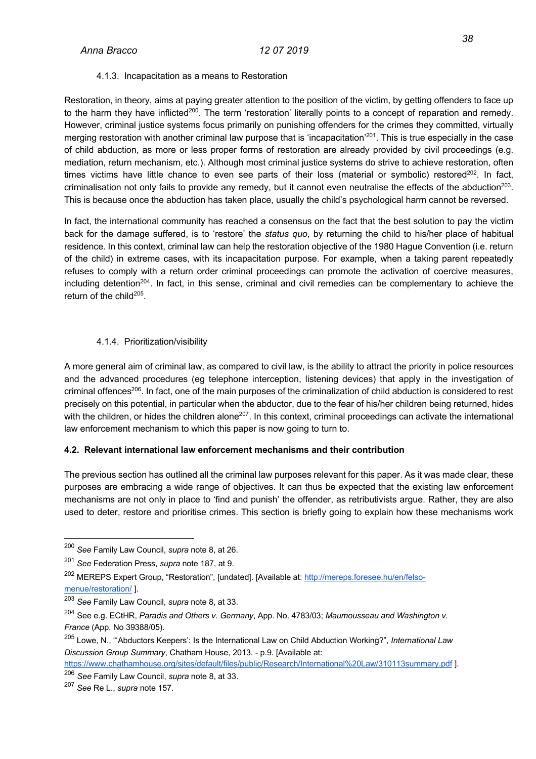#### 4.1.3. Incapacitation as a means to Restoration

Restoration, in theory, aims at paying greater attention to the position of the victim, by getting offenders to face up to the harm they have inflicted[200]. The term 'restoration' literally points to a concept of reparation and remedy. However, criminal justice systems focus primarily on punishing offenders for the crimes they committed, virtually merging restoration with another criminal law purpose that is 'incapacitation'[201]. This is true especially in the case of child abduction, as more or less proper forms of restoration are already provided by civil proceedings (e.g. mediation, return mechanism, etc.). Although most criminal justice systems do strive to achieve restoration, often times victims have little chance to even see parts of their loss (material or symbolic) restored[202]. In fact, criminalisation not only fails to provide any remedy, but it cannot even neutralise the effects of the abduction[203]. This is because once the abduction has taken place, usually the child's psychological harm cannot be reversed.

In fact, the international community has reached a consensus on the fact that the best solution to pay the victim back for the damage suffered, is to 'restore' the *status quo*, by returning the child to his/her place of habitual residence. In this context, criminal law can help the restoration objective of the 1980 Hague Convention (i.e. return of the child) in extreme cases, with its incapacitation purpose. For example, when a taking parent repeatedly refuses to comply with a return order criminal proceedings can promote the activation of coercive measures, including detention[204]. In fact, in this sense, criminal and civil remedies can be complementary to achieve the return of the child[205].

#### 4.1.4. Prioritization/visibility

A more general aim of criminal law, as compared to civil law, is the ability to attract the priority in police resources and the advanced procedures (eg telephone interception, listening devices) that apply in the investigation of criminal offences[206]. In fact, one of the main purposes of the criminalization of child abduction is considered to rest precisely on this potential, in particular when the abductor, due to the fear of his/her children being returned, hides with the children, or hides the children alone[207]. In this context, criminal proceedings can activate the international law enforcement mechanism to which this paper is now going to turn to.

### 4.2. Relevant international law enforcement mechanisms and their contribution

The previous section has outlined all the criminal law purposes relevant for this paper. As it was made clear, these purposes are embracing a wide range of objectives. It can thus be expected that the existing law enforcement mechanisms are not only in place to 'find and punish' the offender, as retributivists argue. Rather, they are also used to deter, restore and prioritise crimes. This section is briefly going to explain how these mechanisms work

---

[200] *See* Family Law Council, *supra* note 8, at 26.

[201] *See* Federation Press, *supra* note 187, at 9.

[202] MEREPS Expert Group, "Restoration", [undated]. [Available at: http://mereps.foresee.hu/en/felso-menue/restoration/ ].

[203] *See* Family Law Council, *supra* note 8, at 33.

[204] See e.g. ECtHR, *Paradis and Others v. Germany*, App. No. 4783/03; *Maumousseau and Washington v. France* (App. No 39388/05).

[205] Lowe, N., "'Abductors Keepers': Is the International Law on Child Abduction Working?", *International Law Discussion Group Summary*, Chatham House, 2013. - p.9. [Available at: https://www.chathamhouse.org/sites/default/files/public/Research/International%20Law/310113summary.pdf ].

[206] *See* Family Law Council, *supra* note 8, at 33.

[207] *See* Re L., *supra* note 157.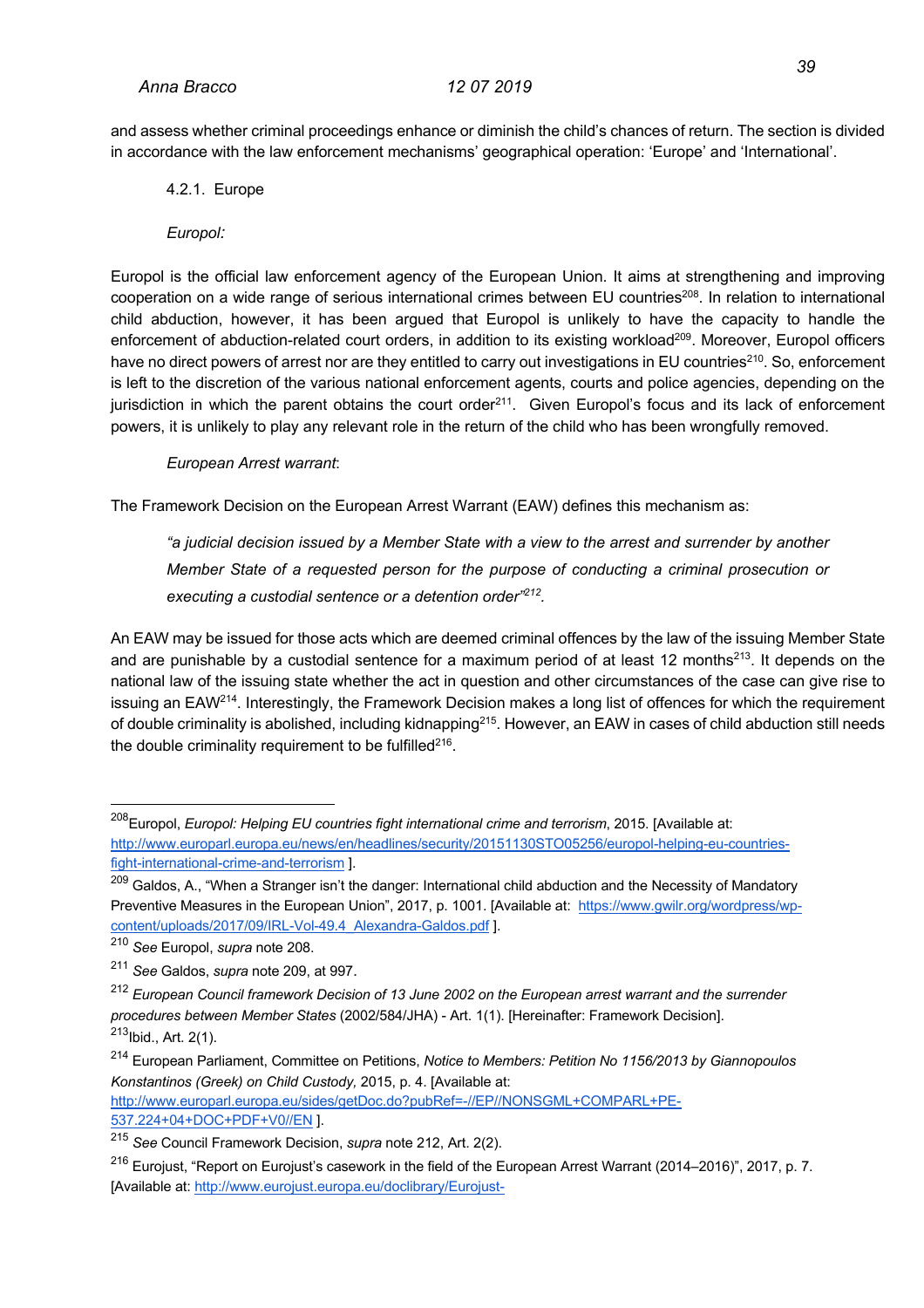and assess whether criminal proceedings enhance or diminish the child's chances of return. The section is divided in accordance with the law enforcement mechanisms' geographical operation: 'Europe' and 'International'.

#### 4.2.1. Europe

*Europol:*

Europol is the official law enforcement agency of the European Union. It aims at strengthening and improving cooperation on a wide range of serious international crimes between EU countries[208]. In relation to international child abduction, however, it has been argued that Europol is unlikely to have the capacity to handle the enforcement of abduction-related court orders, in addition to its existing workload[209]. Moreover, Europol officers have no direct powers of arrest nor are they entitled to carry out investigations in EU countries[210]. So, enforcement is left to the discretion of the various national enforcement agents, courts and police agencies, depending on the jurisdiction in which the parent obtains the court order[211]. Given Europol's focus and its lack of enforcement powers, it is unlikely to play any relevant role in the return of the child who has been wrongfully removed.

*European Arrest warrant*:

The Framework Decision on the European Arrest Warrant (EAW) defines this mechanism as:

> *"a judicial decision issued by a Member State with a view to the arrest and surrender by another Member State of a requested person for the purpose of conducting a criminal prosecution or executing a custodial sentence or a detention order"[212].*

An EAW may be issued for those acts which are deemed criminal offences by the law of the issuing Member State and are punishable by a custodial sentence for a maximum period of at least 12 months[213]. It depends on the national law of the issuing state whether the act in question and other circumstances of the case can give rise to issuing an EAW[214]. Interestingly, the Framework Decision makes a long list of offences for which the requirement of double criminality is abolished, including kidnapping[215]. However, an EAW in cases of child abduction still needs the double criminality requirement to be fulfilled[216].

---

[208] Europol, *Europol: Helping EU countries fight international crime and terrorism*, 2015. [Available at: http://www.europarl.europa.eu/news/en/headlines/security/20151130STO05256/europol-helping-eu-countries-fight-international-crime-and-terrorism ].

[209] Galdos, A., "When a Stranger isn't the danger: International child abduction and the Necessity of Mandatory Preventive Measures in the European Union", 2017, p. 1001. [Available at: https://www.gwilr.org/wordpress/wp-content/uploads/2017/09/IRL-Vol-49.4_Alexandra-Galdos.pdf ].

[210] *See* Europol, *supra* note 208.

[211] *See* Galdos, *supra* note 209, at 997.

[212] *European Council framework Decision of 13 June 2002 on the European arrest warrant and the surrender procedures between Member States* (2002/584/JHA) - Art. 1(1). [Hereinafter: Framework Decision].

[213] Ibid., Art. 2(1).

[214] European Parliament, Committee on Petitions, *Notice to Members: Petition No 1156/2013 by Giannopoulos Konstantinos (Greek) on Child Custody,* 2015, p. 4. [Available at: http://www.europarl.europa.eu/sides/getDoc.do?pubRef=-//EP//NONSGML+COMPARL+PE-537.224+04+DOC+PDF+V0//EN ].

[215] *See* Council Framework Decision, *supra* note 212, Art. 2(2).

[216] Eurojust, "Report on Eurojust's casework in the field of the European Arrest Warrant (2014–2016)", 2017, p. 7. [Available at: http://www.eurojust.europa.eu/doclibrary/Eurojust-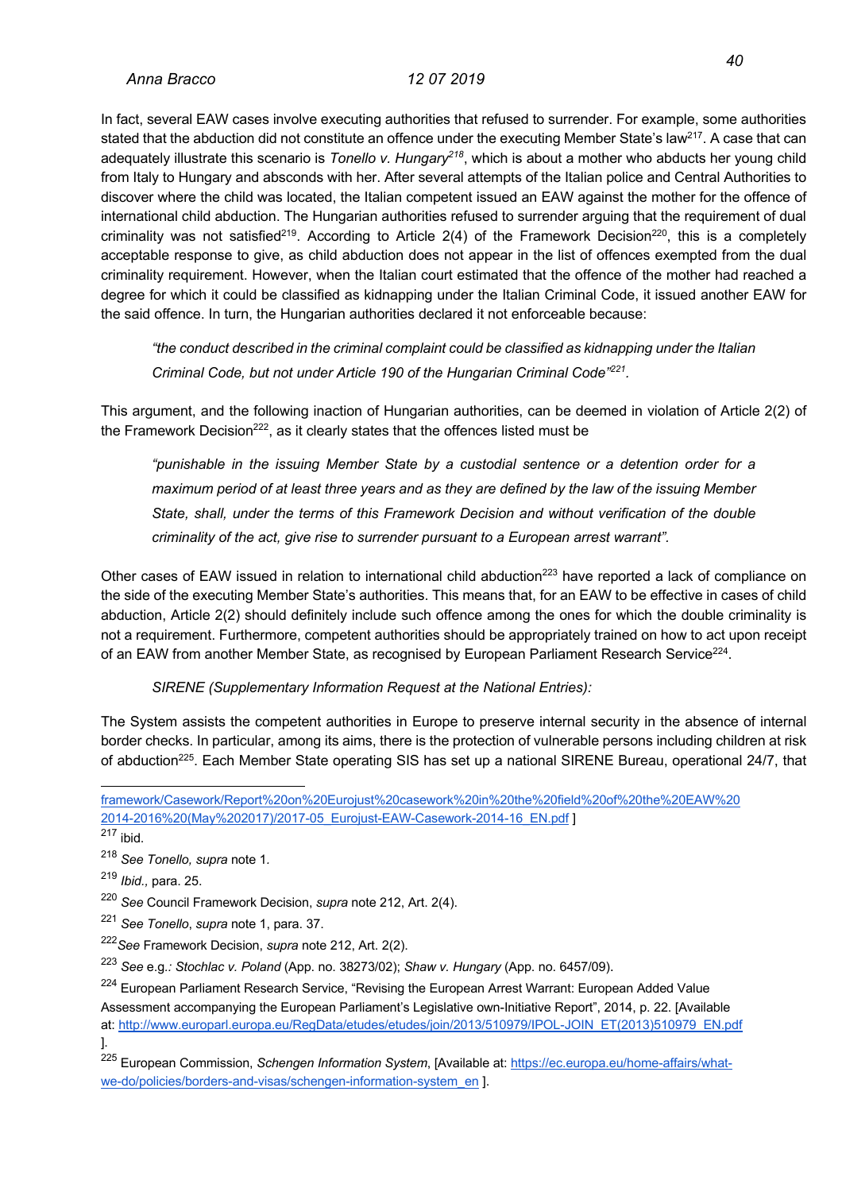In fact, several EAW cases involve executing authorities that refused to surrender. For example, some authorities stated that the abduction did not constitute an offence under the executing Member State's law[217]. A case that can adequately illustrate this scenario is *Tonello v. Hungary*[218], which is about a mother who abducts her young child from Italy to Hungary and absconds with her. After several attempts of the Italian police and Central Authorities to discover where the child was located, the Italian competent issued an EAW against the mother for the offence of international child abduction. The Hungarian authorities refused to surrender arguing that the requirement of dual criminality was not satisfied[219]. According to Article 2(4) of the Framework Decision[220], this is a completely acceptable response to give, as child abduction does not appear in the list of offences exempted from the dual criminality requirement. However, when the Italian court estimated that the offence of the mother had reached a degree for which it could be classified as kidnapping under the Italian Criminal Code, it issued another EAW for the said offence. In turn, the Hungarian authorities declared it not enforceable because:

> *"the conduct described in the criminal complaint could be classified as kidnapping under the Italian Criminal Code, but not under Article 190 of the Hungarian Criminal Code"*[221].

This argument, and the following inaction of Hungarian authorities, can be deemed in violation of Article 2(2) of the Framework Decision[222], as it clearly states that the offences listed must be

> *"punishable in the issuing Member State by a custodial sentence or a detention order for a maximum period of at least three years and as they are defined by the law of the issuing Member State, shall, under the terms of this Framework Decision and without verification of the double criminality of the act, give rise to surrender pursuant to a European arrest warrant".*

Other cases of EAW issued in relation to international child abduction[223] have reported a lack of compliance on the side of the executing Member State's authorities. This means that, for an EAW to be effective in cases of child abduction, Article 2(2) should definitely include such offence among the ones for which the double criminality is not a requirement. Furthermore, competent authorities should be appropriately trained on how to act upon receipt of an EAW from another Member State, as recognised by European Parliament Research Service[224].

*SIRENE (Supplementary Information Request at the National Entries):*

The System assists the competent authorities in Europe to preserve internal security in the absence of internal border checks. In particular, among its aims, there is the protection of vulnerable persons including children at risk of abduction[225]. Each Member State operating SIS has set up a national SIRENE Bureau, operational 24/7, that

---

framework/Casework/Report%20on%20Eurojust%20casework%20in%20the%20field%20of%20the%20EAW%202014-2016%20(May%202017)/2017-05_Eurojust-EAW-Casework-2014-16_EN.pdf ]

[217] ibid.

[218] *See Tonello, supra* note 1.

[219] *Ibid.,* para. 25.

[220] *See* Council Framework Decision, *supra* note 212, Art. 2(4).

[221] *See Tonello*, *supra* note 1, para. 37.

[222] *See* Framework Decision, *supra* note 212, Art. 2(2).

[223] *See* e.g.*: Stochlac v. Poland* (App. no. 38273/02); *Shaw v. Hungary* (App. no. 6457/09).

[224] European Parliament Research Service, "Revising the European Arrest Warrant: European Added Value Assessment accompanying the European Parliament's Legislative own-Initiative Report", 2014, p. 22. [Available at: http://www.europarl.europa.eu/RegData/etudes/etudes/join/2013/510979/IPOL-JOIN_ET(2013)510979_EN.pdf ].

[225] European Commission, *Schengen Information System*, [Available at: https://ec.europa.eu/home-affairs/what-we-do/policies/borders-and-visas/schengen-information-system_en ].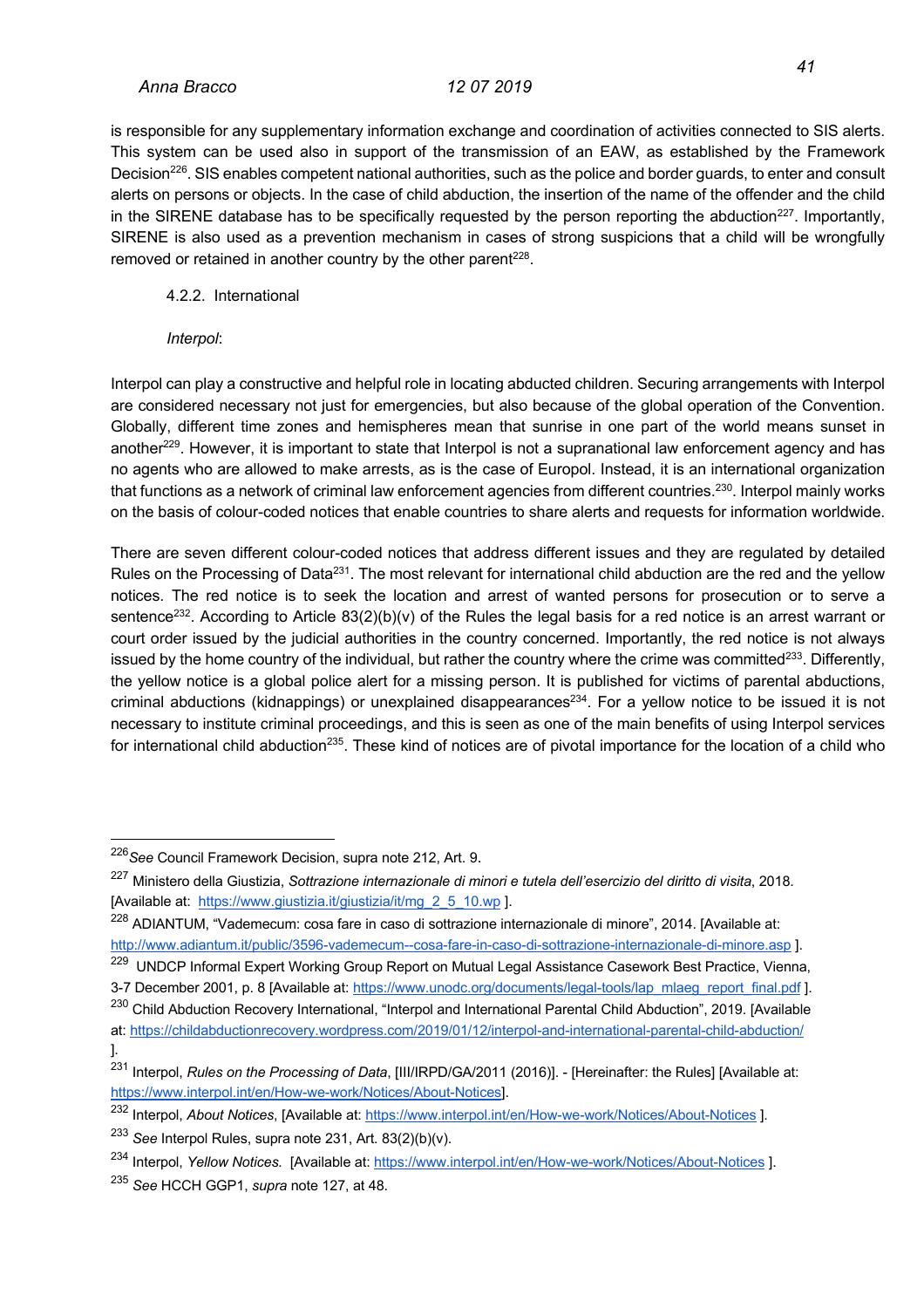is responsible for any supplementary information exchange and coordination of activities connected to SIS alerts. This system can be used also in support of the transmission of an EAW, as established by the Framework Decision[226]. SIS enables competent national authorities, such as the police and border guards, to enter and consult alerts on persons or objects. In the case of child abduction, the insertion of the name of the offender and the child in the SIRENE database has to be specifically requested by the person reporting the abduction[227]. Importantly, SIRENE is also used as a prevention mechanism in cases of strong suspicions that a child will be wrongfully removed or retained in another country by the other parent[228].

### 4.2.2. International

*Interpol*:

Interpol can play a constructive and helpful role in locating abducted children. Securing arrangements with Interpol are considered necessary not just for emergencies, but also because of the global operation of the Convention. Globally, different time zones and hemispheres mean that sunrise in one part of the world means sunset in another[229]. However, it is important to state that Interpol is not a supranational law enforcement agency and has no agents who are allowed to make arrests, as is the case of Europol. Instead, it is an international organization that functions as a network of criminal law enforcement agencies from different countries.[230]. Interpol mainly works on the basis of colour-coded notices that enable countries to share alerts and requests for information worldwide.

There are seven different colour-coded notices that address different issues and they are regulated by detailed Rules on the Processing of Data[231]. The most relevant for international child abduction are the red and the yellow notices. The red notice is to seek the location and arrest of wanted persons for prosecution or to serve a sentence[232]. According to Article 83(2)(b)(v) of the Rules the legal basis for a red notice is an arrest warrant or court order issued by the judicial authorities in the country concerned. Importantly, the red notice is not always issued by the home country of the individual, but rather the country where the crime was committed[233]. Differently, the yellow notice is a global police alert for a missing person. It is published for victims of parental abductions, criminal abductions (kidnappings) or unexplained disappearances[234]. For a yellow notice to be issued it is not necessary to institute criminal proceedings, and this is seen as one of the main benefits of using Interpol services for international child abduction[235]. These kind of notices are of pivotal importance for the location of a child who

---

[226] *See* Council Framework Decision, supra note 212, Art. 9.

[227] Ministero della Giustizia, *Sottrazione internazionale di minori e tutela dell'esercizio del diritto di visita*, 2018. [Available at: https://www.giustizia.it/giustizia/it/mg_2_5_10.wp ].

[228] ADIANTUM, "Vademecum: cosa fare in caso di sottrazione internazionale di minore", 2014. [Available at: http://www.adiantum.it/public/3596-vademecum--cosa-fare-in-caso-di-sottrazione-internazionale-di-minore.asp ].

[229] UNDCP Informal Expert Working Group Report on Mutual Legal Assistance Casework Best Practice, Vienna, 3-7 December 2001, p. 8 [Available at: https://www.unodc.org/documents/legal-tools/lap_mlaeg_report_final.pdf ].

[230] Child Abduction Recovery International, "Interpol and International Parental Child Abduction", 2019. [Available at: https://childabductionrecovery.wordpress.com/2019/01/12/interpol-and-international-parental-child-abduction/ ].

[231] Interpol, *Rules on the Processing of Data*, [III/IRPD/GA/2011 (2016)]. - [Hereinafter: the Rules] [Available at: https://www.interpol.int/en/How-we-work/Notices/About-Notices].

[232] Interpol, *About Notices*, [Available at: https://www.interpol.int/en/How-we-work/Notices/About-Notices ].

[233] *See* Interpol Rules, supra note 231, Art. 83(2)(b)(v).

[234] Interpol, *Yellow Notices.* [Available at: https://www.interpol.int/en/How-we-work/Notices/About-Notices ].

[235] *See* HCCH GGP1, *supra* note 127, at 48.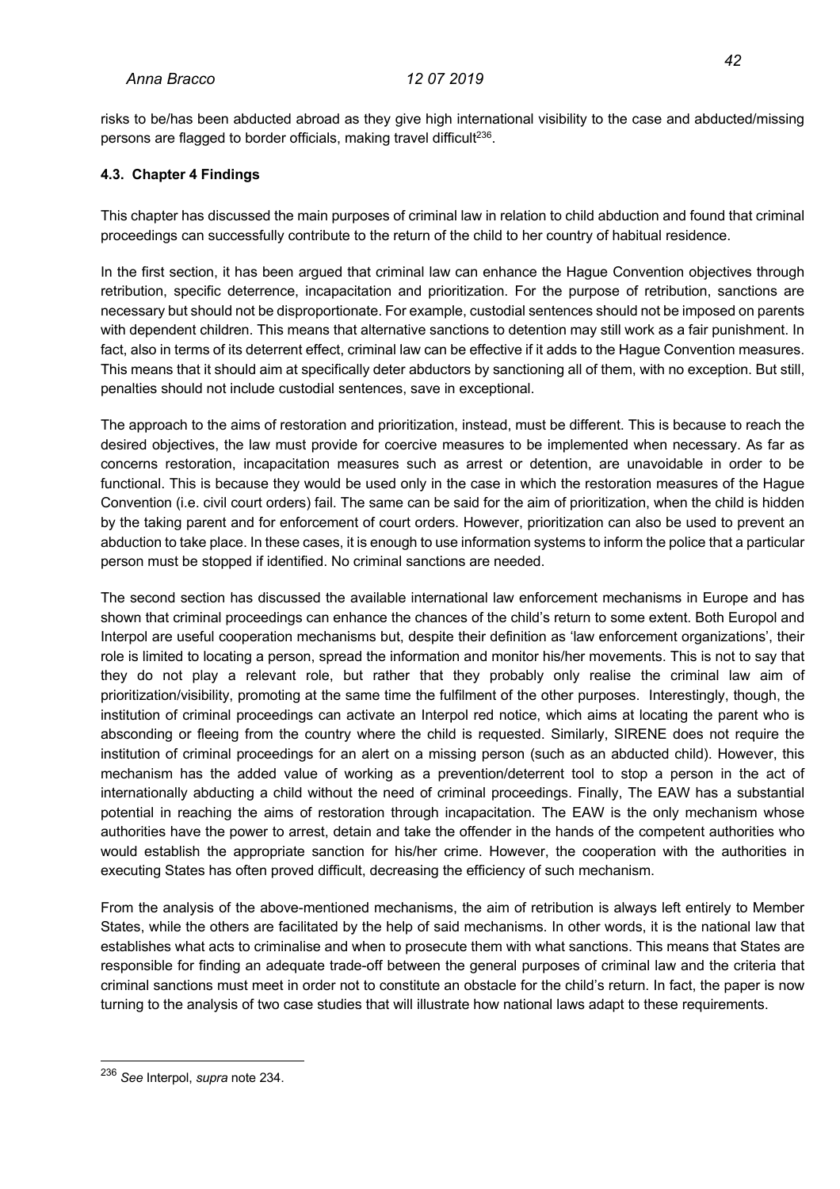risks to be/has been abducted abroad as they give high international visibility to the case and abducted/missing persons are flagged to border officials, making travel difficult[236].

### 4.3. Chapter 4 Findings

This chapter has discussed the main purposes of criminal law in relation to child abduction and found that criminal proceedings can successfully contribute to the return of the child to her country of habitual residence.

In the first section, it has been argued that criminal law can enhance the Hague Convention objectives through retribution, specific deterrence, incapacitation and prioritization. For the purpose of retribution, sanctions are necessary but should not be disproportionate. For example, custodial sentences should not be imposed on parents with dependent children. This means that alternative sanctions to detention may still work as a fair punishment. In fact, also in terms of its deterrent effect, criminal law can be effective if it adds to the Hague Convention measures. This means that it should aim at specifically deter abductors by sanctioning all of them, with no exception. But still, penalties should not include custodial sentences, save in exceptional.

The approach to the aims of restoration and prioritization, instead, must be different. This is because to reach the desired objectives, the law must provide for coercive measures to be implemented when necessary. As far as concerns restoration, incapacitation measures such as arrest or detention, are unavoidable in order to be functional. This is because they would be used only in the case in which the restoration measures of the Hague Convention (i.e. civil court orders) fail. The same can be said for the aim of prioritization, when the child is hidden by the taking parent and for enforcement of court orders. However, prioritization can also be used to prevent an abduction to take place. In these cases, it is enough to use information systems to inform the police that a particular person must be stopped if identified. No criminal sanctions are needed.

The second section has discussed the available international law enforcement mechanisms in Europe and has shown that criminal proceedings can enhance the chances of the child's return to some extent. Both Europol and Interpol are useful cooperation mechanisms but, despite their definition as 'law enforcement organizations', their role is limited to locating a person, spread the information and monitor his/her movements. This is not to say that they do not play a relevant role, but rather that they probably only realise the criminal law aim of prioritization/visibility, promoting at the same time the fulfilment of the other purposes. Interestingly, though, the institution of criminal proceedings can activate an Interpol red notice, which aims at locating the parent who is absconding or fleeing from the country where the child is requested. Similarly, SIRENE does not require the institution of criminal proceedings for an alert on a missing person (such as an abducted child). However, this mechanism has the added value of working as a prevention/deterrent tool to stop a person in the act of internationally abducting a child without the need of criminal proceedings. Finally, The EAW has a substantial potential in reaching the aims of restoration through incapacitation. The EAW is the only mechanism whose authorities have the power to arrest, detain and take the offender in the hands of the competent authorities who would establish the appropriate sanction for his/her crime. However, the cooperation with the authorities in executing States has often proved difficult, decreasing the efficiency of such mechanism.

From the analysis of the above-mentioned mechanisms, the aim of retribution is always left entirely to Member States, while the others are facilitated by the help of said mechanisms. In other words, it is the national law that establishes what acts to criminalise and when to prosecute them with what sanctions. This means that States are responsible for finding an adequate trade-off between the general purposes of criminal law and the criteria that criminal sanctions must meet in order not to constitute an obstacle for the child's return. In fact, the paper is now turning to the analysis of two case studies that will illustrate how national laws adapt to these requirements.

---

[236] *See* Interpol, *supra* note 234.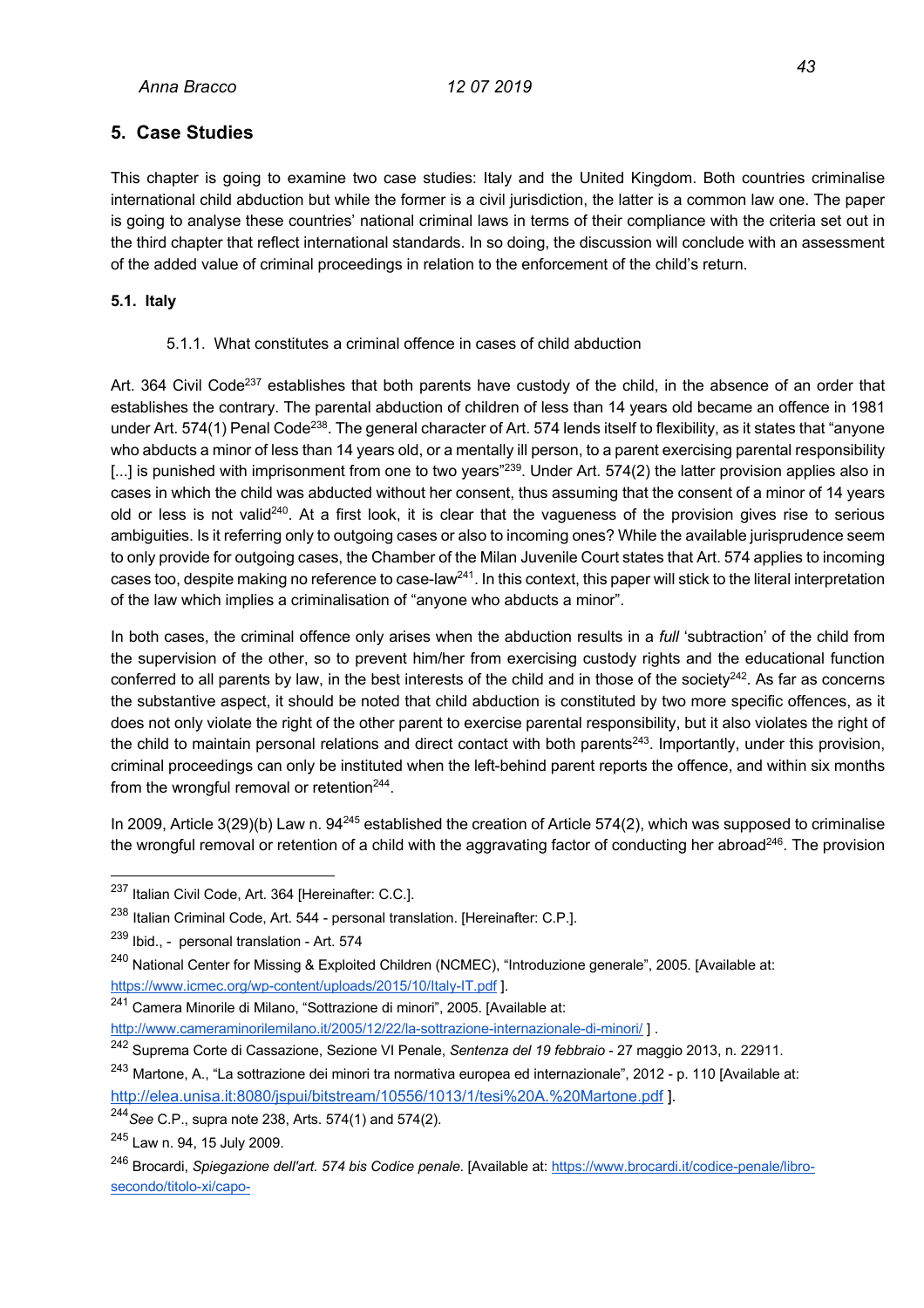## 5. Case Studies

This chapter is going to examine two case studies: Italy and the United Kingdom. Both countries criminalise international child abduction but while the former is a civil jurisdiction, the latter is a common law one. The paper is going to analyse these countries' national criminal laws in terms of their compliance with the criteria set out in the third chapter that reflect international standards. In so doing, the discussion will conclude with an assessment of the added value of criminal proceedings in relation to the enforcement of the child's return.

### 5.1. Italy

#### 5.1.1. What constitutes a criminal offence in cases of child abduction

Art. 364 Civil Code[237] establishes that both parents have custody of the child, in the absence of an order that establishes the contrary. The parental abduction of children of less than 14 years old became an offence in 1981 under Art. 574(1) Penal Code[238]. The general character of Art. 574 lends itself to flexibility, as it states that "anyone who abducts a minor of less than 14 years old, or a mentally ill person, to a parent exercising parental responsibility [...] is punished with imprisonment from one to two years"[239]. Under Art. 574(2) the latter provision applies also in cases in which the child was abducted without her consent, thus assuming that the consent of a minor of 14 years old or less is not valid[240]. At a first look, it is clear that the vagueness of the provision gives rise to serious ambiguities. Is it referring only to outgoing cases or also to incoming ones? While the available jurisprudence seem to only provide for outgoing cases, the Chamber of the Milan Juvenile Court states that Art. 574 applies to incoming cases too, despite making no reference to case-law[241]. In this context, this paper will stick to the literal interpretation of the law which implies a criminalisation of "anyone who abducts a minor".

In both cases, the criminal offence only arises when the abduction results in a *full* 'subtraction' of the child from the supervision of the other, so to prevent him/her from exercising custody rights and the educational function conferred to all parents by law, in the best interests of the child and in those of the society[242]. As far as concerns the substantive aspect, it should be noted that child abduction is constituted by two more specific offences, as it does not only violate the right of the other parent to exercise parental responsibility, but it also violates the right of the child to maintain personal relations and direct contact with both parents[243]. Importantly, under this provision, criminal proceedings can only be instituted when the left-behind parent reports the offence, and within six months from the wrongful removal or retention[244].

In 2009, Article 3(29)(b) Law n. 94[245] established the creation of Article 574(2), which was supposed to criminalise the wrongful removal or retention of a child with the aggravating factor of conducting her abroad[246]. The provision

---

[237] Italian Civil Code, Art. 364 [Hereinafter: C.C.].

[238] Italian Criminal Code, Art. 544 - personal translation. [Hereinafter: C.P.].

[239] Ibid., - personal translation - Art. 574

[240] National Center for Missing & Exploited Children (NCMEC), "Introduzione generale", 2005. [Available at: https://www.icmec.org/wp-content/uploads/2015/10/Italy-IT.pdf ].

[241] Camera Minorile di Milano, "Sottrazione di minori", 2005. [Available at: http://www.cameraminorilemilano.it/2005/12/22/la-sottrazione-internazionale-di-minori/ ] .

[242] Suprema Corte di Cassazione, Sezione VI Penale, *Sentenza del 19 febbraio* - 27 maggio 2013, n. 22911.

[243] Martone, A., "La sottrazione dei minori tra normativa europea ed internazionale", 2012 - p. 110 [Available at: http://elea.unisa.it:8080/jspui/bitstream/10556/1013/1/tesi%20A.%20Martone.pdf ].

[244] *See* C.P., supra note 238, Arts. 574(1) and 574(2).

[245] Law n. 94, 15 July 2009.

[246] Brocardi, *Spiegazione dell'art. 574 bis Codice penale*. [Available at: https://www.brocardi.it/codice-penale/libro-secondo/titolo-xi/capo-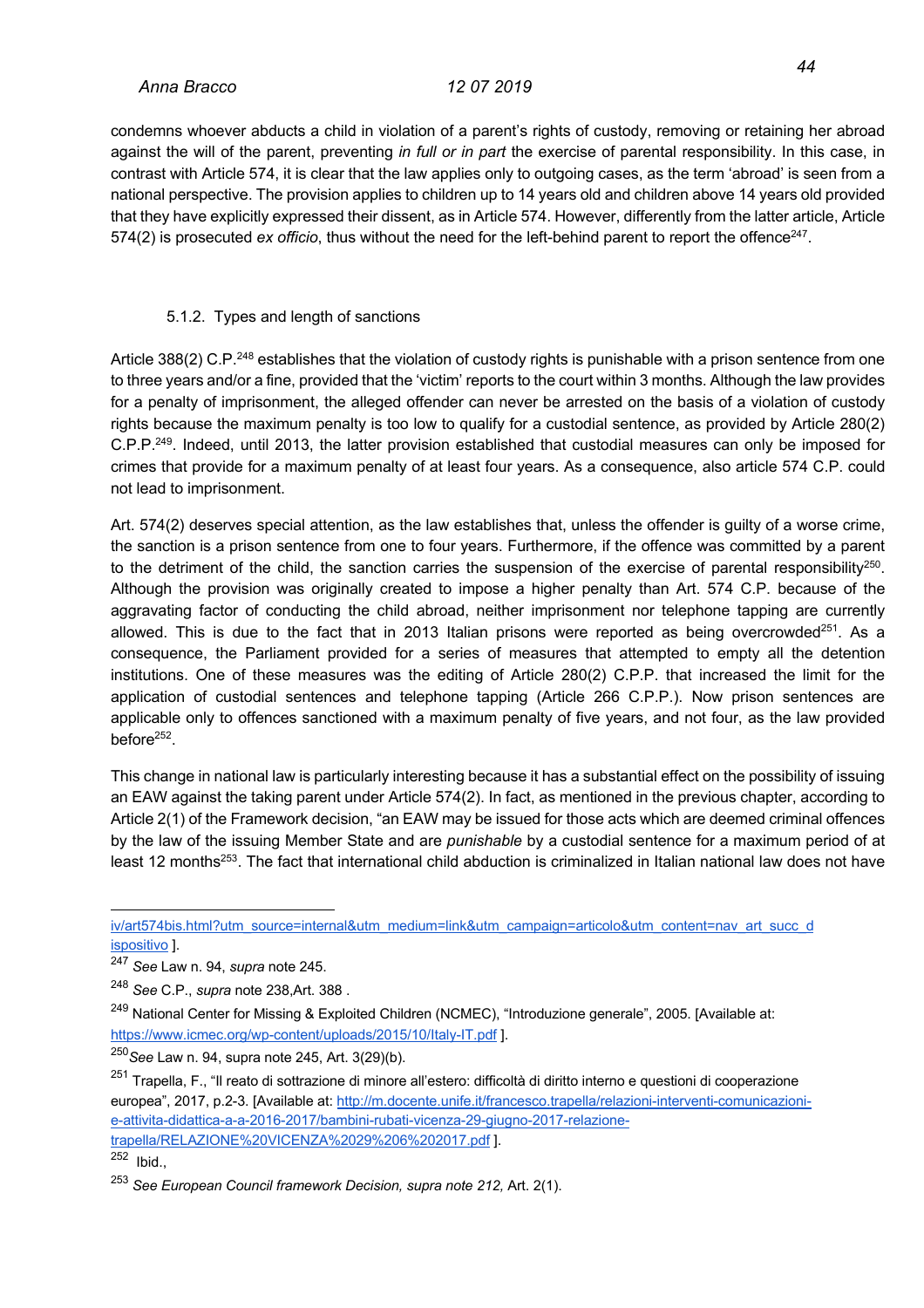condemns whoever abducts a child in violation of a parent's rights of custody, removing or retaining her abroad against the will of the parent, preventing *in full or in part* the exercise of parental responsibility. In this case, in contrast with Article 574, it is clear that the law applies only to outgoing cases, as the term 'abroad' is seen from a national perspective. The provision applies to children up to 14 years old and children above 14 years old provided that they have explicitly expressed their dissent, as in Article 574. However, differently from the latter article, Article 574(2) is prosecuted *ex officio*, thus without the need for the left-behind parent to report the offence[247].

### 5.1.2. Types and length of sanctions

Article 388(2) C.P.[248] establishes that the violation of custody rights is punishable with a prison sentence from one to three years and/or a fine, provided that the 'victim' reports to the court within 3 months. Although the law provides for a penalty of imprisonment, the alleged offender can never be arrested on the basis of a violation of custody rights because the maximum penalty is too low to qualify for a custodial sentence, as provided by Article 280(2) C.P.P.[249]. Indeed, until 2013, the latter provision established that custodial measures can only be imposed for crimes that provide for a maximum penalty of at least four years. As a consequence, also article 574 C.P. could not lead to imprisonment.

Art. 574(2) deserves special attention, as the law establishes that, unless the offender is guilty of a worse crime, the sanction is a prison sentence from one to four years. Furthermore, if the offence was committed by a parent to the detriment of the child, the sanction carries the suspension of the exercise of parental responsibility[250]. Although the provision was originally created to impose a higher penalty than Art. 574 C.P. because of the aggravating factor of conducting the child abroad, neither imprisonment nor telephone tapping are currently allowed. This is due to the fact that in 2013 Italian prisons were reported as being overcrowded[251]. As a consequence, the Parliament provided for a series of measures that attempted to empty all the detention institutions. One of these measures was the editing of Article 280(2) C.P.P. that increased the limit for the application of custodial sentences and telephone tapping (Article 266 C.P.P.). Now prison sentences are applicable only to offences sanctioned with a maximum penalty of five years, and not four, as the law provided before[252].

This change in national law is particularly interesting because it has a substantial effect on the possibility of issuing an EAW against the taking parent under Article 574(2). In fact, as mentioned in the previous chapter, according to Article 2(1) of the Framework decision, "an EAW may be issued for those acts which are deemed criminal offences by the law of the issuing Member State and are *punishable* by a custodial sentence for a maximum period of at least 12 months[253]. The fact that international child abduction is criminalized in Italian national law does not have

---

iv/art574bis.html?utm_source=internal&utm_medium=link&utm_campaign=articolo&utm_content=nav_art_succ_dispositivo ].

[247] *See* Law n. 94, *supra* note 245.

[248] *See* C.P., *supra* note 238,Art. 388 .

[249] National Center for Missing & Exploited Children (NCMEC), "Introduzione generale", 2005. [Available at: https://www.icmec.org/wp-content/uploads/2015/10/Italy-IT.pdf ].

[250] *See* Law n. 94, supra note 245, Art. 3(29)(b).

[251] Trapella, F., "Il reato di sottrazione di minore all'estero: difficoltà di diritto interno e questioni di cooperazione europea", 2017, p.2-3. [Available at: http://m.docente.unife.it/francesco.trapella/relazioni-interventi-comunicazioni-e-attivita-didattica-a-a-2016-2017/bambini-rubati-vicenza-29-giugno-2017-relazione-trapella/RELAZIONE%20VICENZA%2029%206%202017.pdf ].

[252] Ibid.,

[253] *See European Council framework Decision, supra note 212,* Art. 2(1).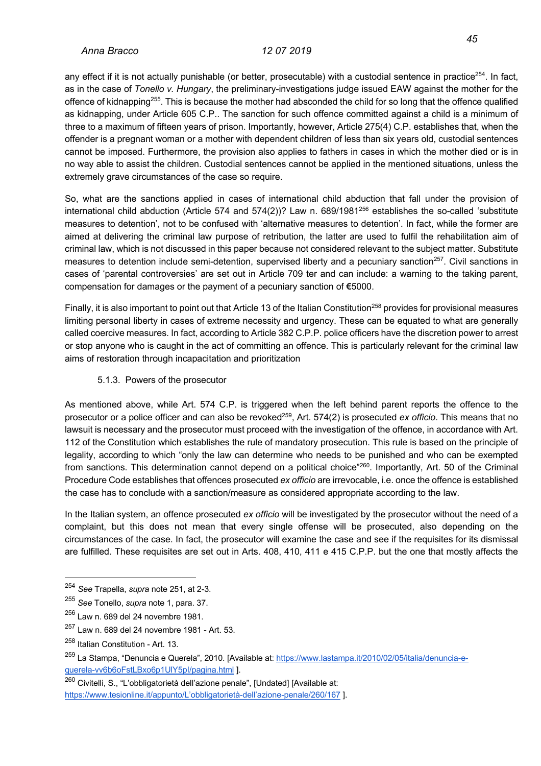any effect if it is not actually punishable (or better, prosecutable) with a custodial sentence in practice[254]. In fact, as in the case of *Tonello v. Hungary*, the preliminary-investigations judge issued EAW against the mother for the offence of kidnapping[255]. This is because the mother had absconded the child for so long that the offence qualified as kidnapping, under Article 605 C.P.. The sanction for such offence committed against a child is a minimum of three to a maximum of fifteen years of prison. Importantly, however, Article 275(4) C.P. establishes that, when the offender is a pregnant woman or a mother with dependent children of less than six years old, custodial sentences cannot be imposed. Furthermore, the provision also applies to fathers in cases in which the mother died or is in no way able to assist the children. Custodial sentences cannot be applied in the mentioned situations, unless the extremely grave circumstances of the case so require.

So, what are the sanctions applied in cases of international child abduction that fall under the provision of international child abduction (Article 574 and 574(2))? Law n. 689/1981[256] establishes the so-called 'substitute measures to detention', not to be confused with 'alternative measures to detention'. In fact, while the former are aimed at delivering the criminal law purpose of retribution, the latter are used to fulfil the rehabilitation aim of criminal law, which is not discussed in this paper because not considered relevant to the subject matter. Substitute measures to detention include semi-detention, supervised liberty and a pecuniary sanction[257]. Civil sanctions in cases of 'parental controversies' are set out in Article 709 ter and can include: a warning to the taking parent, compensation for damages or the payment of a pecuniary sanction of €5000.

Finally, it is also important to point out that Article 13 of the Italian Constitution[258] provides for provisional measures limiting personal liberty in cases of extreme necessity and urgency. These can be equated to what are generally called coercive measures. In fact, according to Article 382 C.P.P. police officers have the discretion power to arrest or stop anyone who is caught in the act of committing an offence. This is particularly relevant for the criminal law aims of restoration through incapacitation and prioritization

### 5.1.3. Powers of the prosecutor

As mentioned above, while Art. 574 C.P. is triggered when the left behind parent reports the offence to the prosecutor or a police officer and can also be revoked[259], Art. 574(2) is prosecuted *ex officio*. This means that no lawsuit is necessary and the prosecutor must proceed with the investigation of the offence, in accordance with Art. 112 of the Constitution which establishes the rule of mandatory prosecution. This rule is based on the principle of legality, according to which "only the law can determine who needs to be punished and who can be exempted from sanctions. This determination cannot depend on a political choice"[260]. Importantly, Art. 50 of the Criminal Procedure Code establishes that offences prosecuted *ex officio* are irrevocable, i.e. once the offence is established the case has to conclude with a sanction/measure as considered appropriate according to the law.

In the Italian system, an offence prosecuted *ex officio* will be investigated by the prosecutor without the need of a complaint, but this does not mean that every single offense will be prosecuted, also depending on the circumstances of the case. In fact, the prosecutor will examine the case and see if the requisites for its dismissal are fulfilled. These requisites are set out in Arts. 408, 410, 411 e 415 C.P.P. but the one that mostly affects the

---

[254] *See* Trapella, *supra* note 251, at 2-3.

[255] *See* Tonello, *supra* note 1, para. 37.

[256] Law n. 689 del 24 novembre 1981.

[257] Law n. 689 del 24 novembre 1981 - Art. 53.

[258] Italian Constitution - Art. 13.

[259] La Stampa, "Denuncia e Querela", 2010. [Available at: https://www.lastampa.it/2010/02/05/italia/denuncia-e-querela-vv6b6oFstLBxo6p1UlY5pI/pagina.html ].

[260] Civitelli, S., "L'obbligatorietà dell'azione penale", [Undated] [Available at: https://www.tesionline.it/appunto/L'obbligatorietà-dell'azione-penale/260/167 ].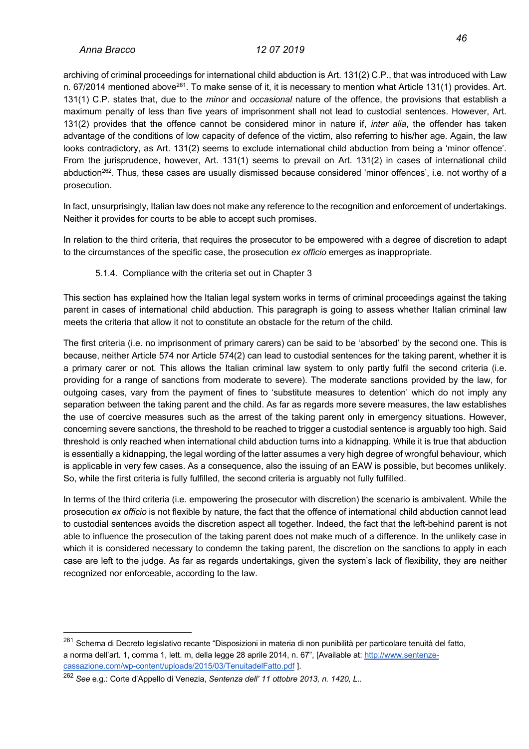archiving of criminal proceedings for international child abduction is Art. 131(2) C.P., that was introduced with Law n. 67/2014 mentioned above[261]. To make sense of it, it is necessary to mention what Article 131(1) provides. Art. 131(1) C.P. states that, due to the *minor* and *occasional* nature of the offence, the provisions that establish a maximum penalty of less than five years of imprisonment shall not lead to custodial sentences. However, Art. 131(2) provides that the offence cannot be considered minor in nature if, *inter alia*, the offender has taken advantage of the conditions of low capacity of defence of the victim, also referring to his/her age. Again, the law looks contradictory, as Art. 131(2) seems to exclude international child abduction from being a 'minor offence'. From the jurisprudence, however, Art. 131(1) seems to prevail on Art. 131(2) in cases of international child abduction[262]. Thus, these cases are usually dismissed because considered 'minor offences', i.e. not worthy of a prosecution.

In fact, unsurprisingly, Italian law does not make any reference to the recognition and enforcement of undertakings. Neither it provides for courts to be able to accept such promises.

In relation to the third criteria, that requires the prosecutor to be empowered with a degree of discretion to adapt to the circumstances of the specific case, the prosecution *ex officio* emerges as inappropriate.

#### 5.1.4. Compliance with the criteria set out in Chapter 3

This section has explained how the Italian legal system works in terms of criminal proceedings against the taking parent in cases of international child abduction. This paragraph is going to assess whether Italian criminal law meets the criteria that allow it not to constitute an obstacle for the return of the child.

The first criteria (i.e. no imprisonment of primary carers) can be said to be 'absorbed' by the second one. This is because, neither Article 574 nor Article 574(2) can lead to custodial sentences for the taking parent, whether it is a primary carer or not. This allows the Italian criminal law system to only partly fulfil the second criteria (i.e. providing for a range of sanctions from moderate to severe). The moderate sanctions provided by the law, for outgoing cases, vary from the payment of fines to 'substitute measures to detention' which do not imply any separation between the taking parent and the child. As far as regards more severe measures, the law establishes the use of coercive measures such as the arrest of the taking parent only in emergency situations. However, concerning severe sanctions, the threshold to be reached to trigger a custodial sentence is arguably too high. Said threshold is only reached when international child abduction turns into a kidnapping. While it is true that abduction is essentially a kidnapping, the legal wording of the latter assumes a very high degree of wrongful behaviour, which is applicable in very few cases. As a consequence, also the issuing of an EAW is possible, but becomes unlikely. So, while the first criteria is fully fulfilled, the second criteria is arguably not fully fulfilled.

In terms of the third criteria (i.e. empowering the prosecutor with discretion) the scenario is ambivalent. While the prosecution *ex officio* is not flexible by nature, the fact that the offence of international child abduction cannot lead to custodial sentences avoids the discretion aspect all together. Indeed, the fact that the left-behind parent is not able to influence the prosecution of the taking parent does not make much of a difference. In the unlikely case in which it is considered necessary to condemn the taking parent, the discretion on the sanctions to apply in each case are left to the judge. As far as regards undertakings, given the system's lack of flexibility, they are neither recognized nor enforceable, according to the law.

---

[261] Schema di Decreto legislativo recante "Disposizioni in materia di non punibilità per particolare tenuità del fatto, a norma dell'art. 1, comma 1, lett. m, della legge 28 aprile 2014, n. 67", [Available at: http://www.sentenze-cassazione.com/wp-content/uploads/2015/03/TenuitadelFatto.pdf ].

[262] *See* e.g.: Corte d'Appello di Venezia, *Sentenza dell' 11 ottobre 2013, n. 1420, L.*.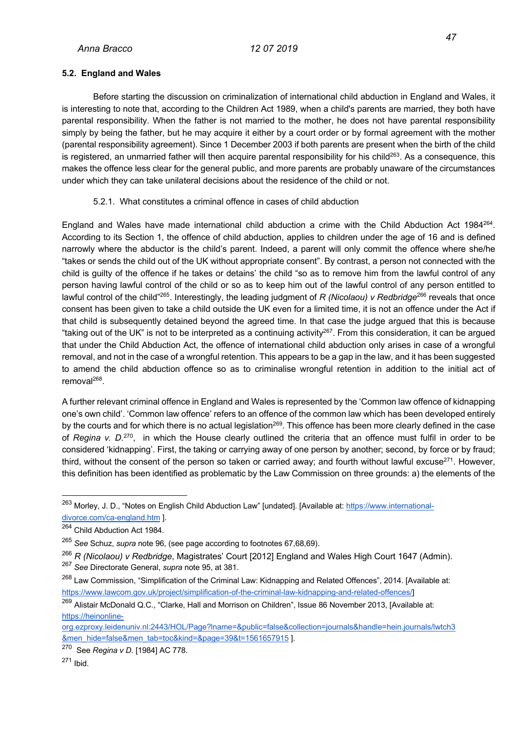## 5.2. England and Wales

Before starting the discussion on criminalization of international child abduction in England and Wales, it is interesting to note that, according to the Children Act 1989, when a child's parents are married, they both have parental responsibility. When the father is not married to the mother, he does not have parental responsibility simply by being the father, but he may acquire it either by a court order or by formal agreement with the mother (parental responsibility agreement). Since 1 December 2003 if both parents are present when the birth of the child is registered, an unmarried father will then acquire parental responsibility for his child[263]. As a consequence, this makes the offence less clear for the general public, and more parents are probably unaware of the circumstances under which they can take unilateral decisions about the residence of the child or not.

### 5.2.1. What constitutes a criminal offence in cases of child abduction

England and Wales have made international child abduction a crime with the Child Abduction Act 1984[264]. According to its Section 1, the offence of child abduction, applies to children under the age of 16 and is defined narrowly where the abductor is the child's parent. Indeed, a parent will only commit the offence where she/he "takes or sends the child out of the UK without appropriate consent". By contrast, a person not connected with the child is guilty of the offence if he takes or detains' the child "so as to remove him from the lawful control of any person having lawful control of the child or so as to keep him out of the lawful control of any person entitled to lawful control of the child"[265]. Interestingly, the leading judgment of *R (Nicolaou) v Redbridge*[266] reveals that once consent has been given to take a child outside the UK even for a limited time, it is not an offence under the Act if that child is subsequently detained beyond the agreed time. In that case the judge argued that this is because "taking out of the UK" is not to be interpreted as a continuing activity[267]. From this consideration, it can be argued that under the Child Abduction Act, the offence of international child abduction only arises in case of a wrongful removal, and not in the case of a wrongful retention. This appears to be a gap in the law, and it has been suggested to amend the child abduction offence so as to criminalise wrongful retention in addition to the initial act of removal[268].

A further relevant criminal offence in England and Wales is represented by the 'Common law offence of kidnapping one's own child'. 'Common law offence' refers to an offence of the common law which has been developed entirely by the courts and for which there is no actual legislation[269]. This offence has been more clearly defined in the case of *Regina v. D.*[270], in which the House clearly outlined the criteria that an offence must fulfil in order to be considered 'kidnapping'. First, the taking or carrying away of one person by another; second, by force or by fraud; third, without the consent of the person so taken or carried away; and fourth without lawful excuse[271]. However, this definition has been identified as problematic by the Law Commission on three grounds: a) the elements of the

---

[263] Morley, J. D., "Notes on English Child Abduction Law" [undated]. [Available at: https://www.international-divorce.com/ca-england.htm ].

[264] Child Abduction Act 1984.

[265] *See* Schuz, *supra* note 96, (see page according to footnotes 67,68,69).

[266] *R (Nicolaou) v Redbridge*, Magistrates' Court [2012] England and Wales High Court 1647 (Admin).

[267] *See* Directorate General, *supra* note 95, at 381.

[268] Law Commission, "Simplification of the Criminal Law: Kidnapping and Related Offences", 2014. [Available at: https://www.lawcom.gov.uk/project/simplification-of-the-criminal-law-kidnapping-and-related-offences/]

[269] Alistair McDonald Q.C., "Clarke, Hall and Morrison on Children", Issue 86 November 2013, [Available at: https://heinonline-org.ezproxy.leidenuniv.nl:2443/HOL/Page?lname=&public=false&collection=journals&handle=hein.journals/lwtch3&men_hide=false&men_tab=toc&kind=&page=39&t=1561657915 ].

[270] See *Regina v D.* [1984] AC 778.

[271] Ibid.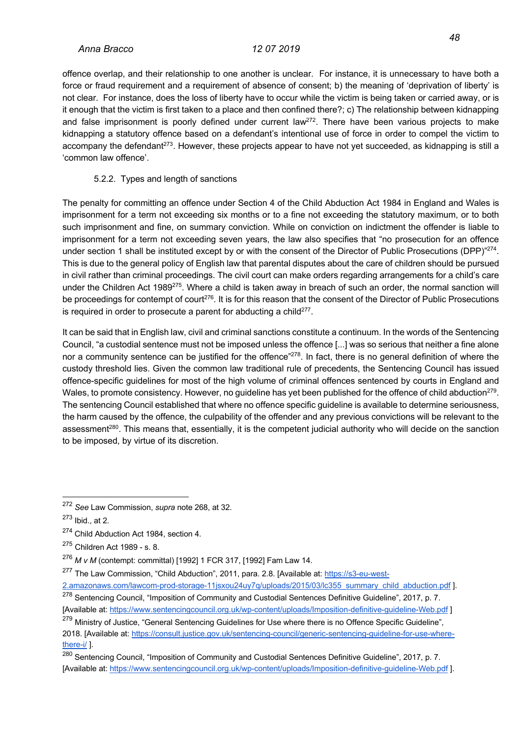offence overlap, and their relationship to one another is unclear. For instance, it is unnecessary to have both a force or fraud requirement and a requirement of absence of consent; b) the meaning of 'deprivation of liberty' is not clear. For instance, does the loss of liberty have to occur while the victim is being taken or carried away, or is it enough that the victim is first taken to a place and then confined there?; c) The relationship between kidnapping and false imprisonment is poorly defined under current law[272]. There have been various projects to make kidnapping a statutory offence based on a defendant's intentional use of force in order to compel the victim to accompany the defendant[273]. However, these projects appear to have not yet succeeded, as kidnapping is still a 'common law offence'.

#### 5.2.2. Types and length of sanctions

The penalty for committing an offence under Section 4 of the Child Abduction Act 1984 in England and Wales is imprisonment for a term not exceeding six months or to a fine not exceeding the statutory maximum, or to both such imprisonment and fine, on summary conviction. While on conviction on indictment the offender is liable to imprisonment for a term not exceeding seven years, the law also specifies that "no prosecution for an offence under section 1 shall be instituted except by or with the consent of the Director of Public Prosecutions (DPP)"[274]. This is due to the general policy of English law that parental disputes about the care of children should be pursued in civil rather than criminal proceedings. The civil court can make orders regarding arrangements for a child's care under the Children Act 1989[275]. Where a child is taken away in breach of such an order, the normal sanction will be proceedings for contempt of court[276]. It is for this reason that the consent of the Director of Public Prosecutions is required in order to prosecute a parent for abducting a child[277].

It can be said that in English law, civil and criminal sanctions constitute a continuum. In the words of the Sentencing Council, "a custodial sentence must not be imposed unless the offence [...] was so serious that neither a fine alone nor a community sentence can be justified for the offence"[278]. In fact, there is no general definition of where the custody threshold lies. Given the common law traditional rule of precedents, the Sentencing Council has issued offence-specific guidelines for most of the high volume of criminal offences sentenced by courts in England and Wales, to promote consistency. However, no guideline has yet been published for the offence of child abduction[279]. The sentencing Council established that where no offence specific guideline is available to determine seriousness, the harm caused by the offence, the culpability of the offender and any previous convictions will be relevant to the assessment[280]. This means that, essentially, it is the competent judicial authority who will decide on the sanction to be imposed, by virtue of its discretion.

---

[272] *See* Law Commission, *supra* note 268, at 32.

[273] Ibid., at 2.

[274] Child Abduction Act 1984, section 4.

[275] Children Act 1989 - s. 8.

[276] *M v M* (contempt: committal) [1992] 1 FCR 317, [1992] Fam Law 14.

[277] The Law Commission, "Child Abduction", 2011, para. 2.8. [Available at: https://s3-eu-west-2.amazonaws.com/lawcom-prod-storage-11jsxou24uy7q/uploads/2015/03/lc355_summary_child_abduction.pdf ].

[278] Sentencing Council, "Imposition of Community and Custodial Sentences Definitive Guideline", 2017, p. 7. [Available at: https://www.sentencingcouncil.org.uk/wp-content/uploads/Imposition-definitive-guideline-Web.pdf ]

[279] Ministry of Justice, "General Sentencing Guidelines for Use where there is no Offence Specific Guideline", 2018. [Available at: https://consult.justice.gov.uk/sentencing-council/generic-sentencing-guideline-for-use-where-there-i/ ].

[280] Sentencing Council, "Imposition of Community and Custodial Sentences Definitive Guideline", 2017, p. 7. [Available at: https://www.sentencingcouncil.org.uk/wp-content/uploads/Imposition-definitive-guideline-Web.pdf ].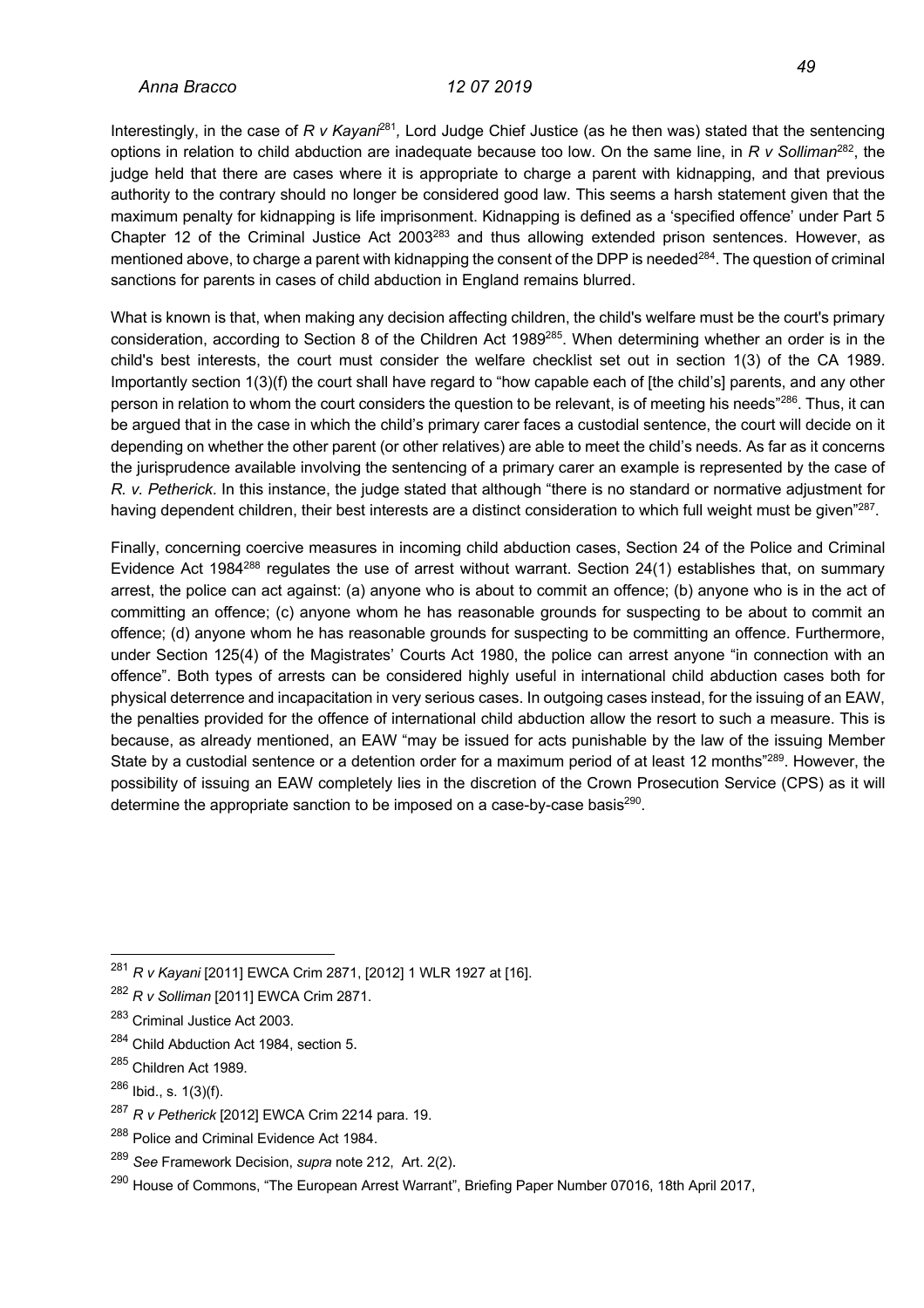Interestingly, in the case of *R v Kayani*[281], Lord Judge Chief Justice (as he then was) stated that the sentencing options in relation to child abduction are inadequate because too low. On the same line, in *R v Solliman*[282], the judge held that there are cases where it is appropriate to charge a parent with kidnapping, and that previous authority to the contrary should no longer be considered good law. This seems a harsh statement given that the maximum penalty for kidnapping is life imprisonment. Kidnapping is defined as a 'specified offence' under Part 5 Chapter 12 of the Criminal Justice Act 2003[283] and thus allowing extended prison sentences. However, as mentioned above, to charge a parent with kidnapping the consent of the DPP is needed[284]. The question of criminal sanctions for parents in cases of child abduction in England remains blurred.

What is known is that, when making any decision affecting children, the child's welfare must be the court's primary consideration, according to Section 8 of the Children Act 1989[285]. When determining whether an order is in the child's best interests, the court must consider the welfare checklist set out in section 1(3) of the CA 1989. Importantly section 1(3)(f) the court shall have regard to "how capable each of [the child's] parents, and any other person in relation to whom the court considers the question to be relevant, is of meeting his needs"[286]. Thus, it can be argued that in the case in which the child's primary carer faces a custodial sentence, the court will decide on it depending on whether the other parent (or other relatives) are able to meet the child's needs. As far as it concerns the jurisprudence available involving the sentencing of a primary carer an example is represented by the case of *R. v. Petherick*. In this instance, the judge stated that although "there is no standard or normative adjustment for having dependent children, their best interests are a distinct consideration to which full weight must be given"[287].

Finally, concerning coercive measures in incoming child abduction cases, Section 24 of the Police and Criminal Evidence Act 1984[288] regulates the use of arrest without warrant. Section 24(1) establishes that, on summary arrest, the police can act against: (a) anyone who is about to commit an offence; (b) anyone who is in the act of committing an offence; (c) anyone whom he has reasonable grounds for suspecting to be about to commit an offence; (d) anyone whom he has reasonable grounds for suspecting to be committing an offence. Furthermore, under Section 125(4) of the Magistrates' Courts Act 1980, the police can arrest anyone "in connection with an offence". Both types of arrests can be considered highly useful in international child abduction cases both for physical deterrence and incapacitation in very serious cases. In outgoing cases instead, for the issuing of an EAW, the penalties provided for the offence of international child abduction allow the resort to such a measure. This is because, as already mentioned, an EAW "may be issued for acts punishable by the law of the issuing Member State by a custodial sentence or a detention order for a maximum period of at least 12 months"[289]. However, the possibility of issuing an EAW completely lies in the discretion of the Crown Prosecution Service (CPS) as it will determine the appropriate sanction to be imposed on a case-by-case basis[290].

---

[281] *R v Kayani* [2011] EWCA Crim 2871, [2012] 1 WLR 1927 at [16].

[282] *R v Solliman* [2011] EWCA Crim 2871.

[283] Criminal Justice Act 2003.

[284] Child Abduction Act 1984, section 5.

[285] Children Act 1989.

[286] Ibid., s. 1(3)(f).

[287] *R v Petherick* [2012] EWCA Crim 2214 para. 19.

[288] Police and Criminal Evidence Act 1984.

[289] *See* Framework Decision, *supra* note 212, Art. 2(2).

[290] House of Commons, "The European Arrest Warrant", Briefing Paper Number 07016, 18th April 2017,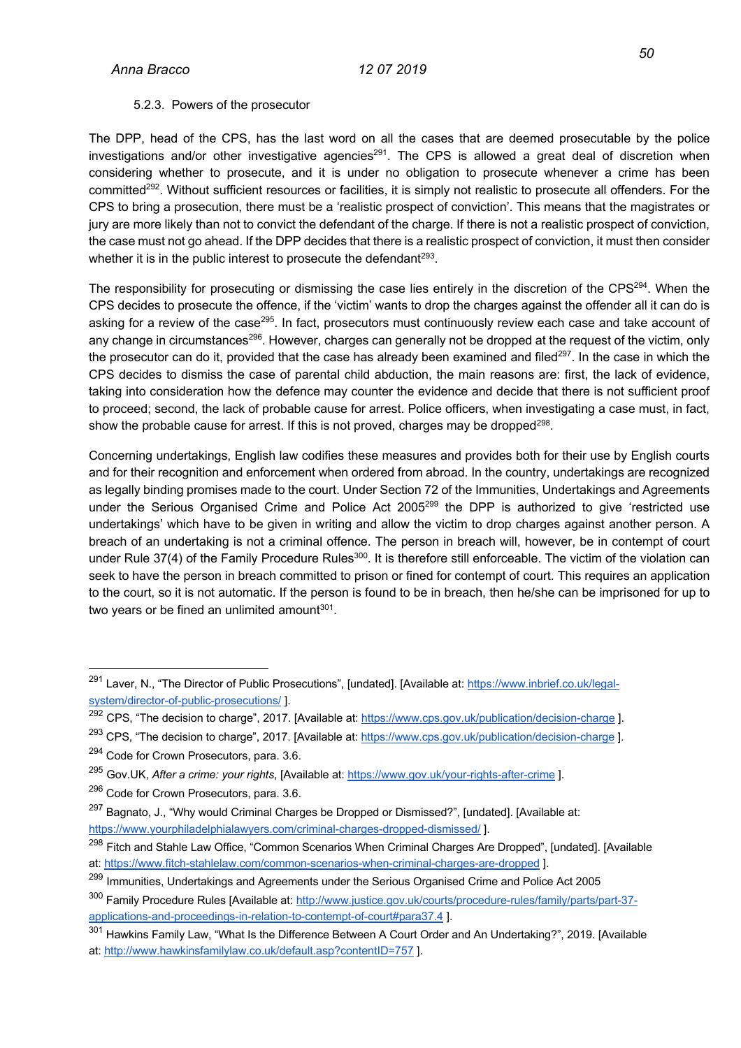### 5.2.3. Powers of the prosecutor

The DPP, head of the CPS, has the last word on all the cases that are deemed prosecutable by the police investigations and/or other investigative agencies[291]. The CPS is allowed a great deal of discretion when considering whether to prosecute, and it is under no obligation to prosecute whenever a crime has been committed[292]. Without sufficient resources or facilities, it is simply not realistic to prosecute all offenders. For the CPS to bring a prosecution, there must be a 'realistic prospect of conviction'. This means that the magistrates or jury are more likely than not to convict the defendant of the charge. If there is not a realistic prospect of conviction, the case must not go ahead. If the DPP decides that there is a realistic prospect of conviction, it must then consider whether it is in the public interest to prosecute the defendant[293].

The responsibility for prosecuting or dismissing the case lies entirely in the discretion of the CPS[294]. When the CPS decides to prosecute the offence, if the 'victim' wants to drop the charges against the offender all it can do is asking for a review of the case[295]. In fact, prosecutors must continuously review each case and take account of any change in circumstances[296]. However, charges can generally not be dropped at the request of the victim, only the prosecutor can do it, provided that the case has already been examined and filed[297]. In the case in which the CPS decides to dismiss the case of parental child abduction, the main reasons are: first, the lack of evidence, taking into consideration how the defence may counter the evidence and decide that there is not sufficient proof to proceed; second, the lack of probable cause for arrest. Police officers, when investigating a case must, in fact, show the probable cause for arrest. If this is not proved, charges may be dropped[298].

Concerning undertakings, English law codifies these measures and provides both for their use by English courts and for their recognition and enforcement when ordered from abroad. In the country, undertakings are recognized as legally binding promises made to the court. Under Section 72 of the Immunities, Undertakings and Agreements under the Serious Organised Crime and Police Act 2005[299] the DPP is authorized to give 'restricted use undertakings' which have to be given in writing and allow the victim to drop charges against another person. A breach of an undertaking is not a criminal offence. The person in breach will, however, be in contempt of court under Rule 37(4) of the Family Procedure Rules[300]. It is therefore still enforceable. The victim of the violation can seek to have the person in breach committed to prison or fined for contempt of court. This requires an application to the court, so it is not automatic. If the person is found to be in breach, then he/she can be imprisoned for up to two years or be fined an unlimited amount[301].

---

[291] Laver, N., "The Director of Public Prosecutions", [undated]. [Available at: https://www.inbrief.co.uk/legal-system/director-of-public-prosecutions/ ].

[292] CPS, "The decision to charge", 2017. [Available at: https://www.cps.gov.uk/publication/decision-charge ].

[293] CPS, "The decision to charge", 2017. [Available at: https://www.cps.gov.uk/publication/decision-charge ].

[294] Code for Crown Prosecutors, para. 3.6.

[295] Gov.UK, *After a crime: your rights*, [Available at: https://www.gov.uk/your-rights-after-crime ].

[296] Code for Crown Prosecutors, para. 3.6.

[297] Bagnato, J., "Why would Criminal Charges be Dropped or Dismissed?", [undated]. [Available at: https://www.yourphiladelphialawyers.com/criminal-charges-dropped-dismissed/ ].

[298] Fitch and Stahle Law Office, "Common Scenarios When Criminal Charges Are Dropped", [undated]. [Available at: https://www.fitch-stahlelaw.com/common-scenarios-when-criminal-charges-are-dropped ].

[299] Immunities, Undertakings and Agreements under the Serious Organised Crime and Police Act 2005

[300] Family Procedure Rules [Available at: http://www.justice.gov.uk/courts/procedure-rules/family/parts/part-37-applications-and-proceedings-in-relation-to-contempt-of-court#para37.4 ].

[301] Hawkins Family Law, "What Is the Difference Between A Court Order and An Undertaking?", 2019. [Available at: http://www.hawkinsfamilylaw.co.uk/default.asp?contentID=757 ].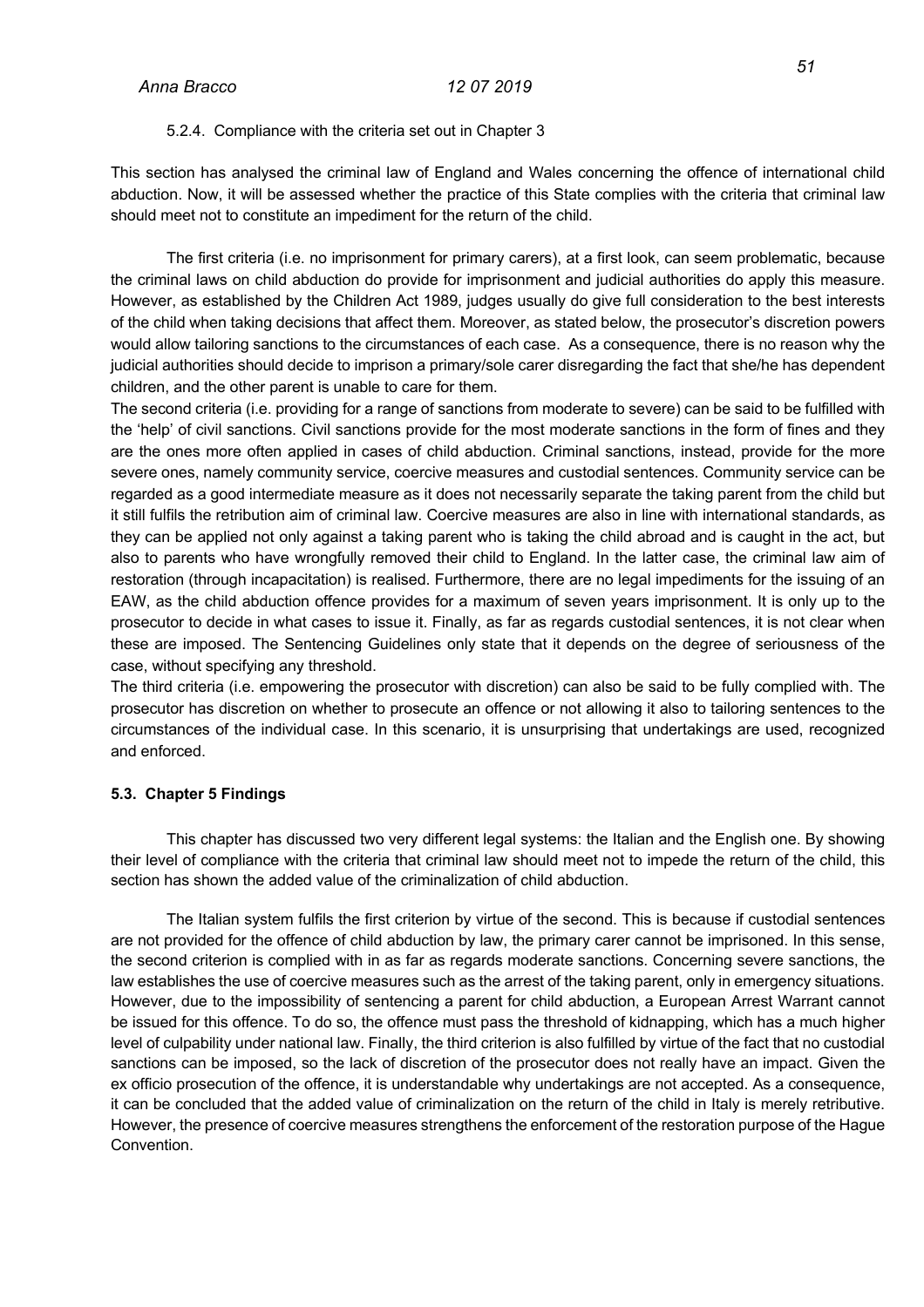### 5.2.4. Compliance with the criteria set out in Chapter 3

This section has analysed the criminal law of England and Wales concerning the offence of international child abduction. Now, it will be assessed whether the practice of this State complies with the criteria that criminal law should meet not to constitute an impediment for the return of the child.

The first criteria (i.e. no imprisonment for primary carers), at a first look, can seem problematic, because the criminal laws on child abduction do provide for imprisonment and judicial authorities do apply this measure. However, as established by the Children Act 1989, judges usually do give full consideration to the best interests of the child when taking decisions that affect them. Moreover, as stated below, the prosecutor's discretion powers would allow tailoring sanctions to the circumstances of each case. As a consequence, there is no reason why the judicial authorities should decide to imprison a primary/sole carer disregarding the fact that she/he has dependent children, and the other parent is unable to care for them.

The second criteria (i.e. providing for a range of sanctions from moderate to severe) can be said to be fulfilled with the 'help' of civil sanctions. Civil sanctions provide for the most moderate sanctions in the form of fines and they are the ones more often applied in cases of child abduction. Criminal sanctions, instead, provide for the more severe ones, namely community service, coercive measures and custodial sentences. Community service can be regarded as a good intermediate measure as it does not necessarily separate the taking parent from the child but it still fulfils the retribution aim of criminal law. Coercive measures are also in line with international standards, as they can be applied not only against a taking parent who is taking the child abroad and is caught in the act, but also to parents who have wrongfully removed their child to England. In the latter case, the criminal law aim of restoration (through incapacitation) is realised. Furthermore, there are no legal impediments for the issuing of an EAW, as the child abduction offence provides for a maximum of seven years imprisonment. It is only up to the prosecutor to decide in what cases to issue it. Finally, as far as regards custodial sentences, it is not clear when these are imposed. The Sentencing Guidelines only state that it depends on the degree of seriousness of the case, without specifying any threshold.

The third criteria (i.e. empowering the prosecutor with discretion) can also be said to be fully complied with. The prosecutor has discretion on whether to prosecute an offence or not allowing it also to tailoring sentences to the circumstances of the individual case. In this scenario, it is unsurprising that undertakings are used, recognized and enforced.

## 5.3. Chapter 5 Findings

This chapter has discussed two very different legal systems: the Italian and the English one. By showing their level of compliance with the criteria that criminal law should meet not to impede the return of the child, this section has shown the added value of the criminalization of child abduction.

The Italian system fulfils the first criterion by virtue of the second. This is because if custodial sentences are not provided for the offence of child abduction by law, the primary carer cannot be imprisoned. In this sense, the second criterion is complied with in as far as regards moderate sanctions. Concerning severe sanctions, the law establishes the use of coercive measures such as the arrest of the taking parent, only in emergency situations. However, due to the impossibility of sentencing a parent for child abduction, a European Arrest Warrant cannot be issued for this offence. To do so, the offence must pass the threshold of kidnapping, which has a much higher level of culpability under national law. Finally, the third criterion is also fulfilled by virtue of the fact that no custodial sanctions can be imposed, so the lack of discretion of the prosecutor does not really have an impact. Given the ex officio prosecution of the offence, it is understandable why undertakings are not accepted. As a consequence, it can be concluded that the added value of criminalization on the return of the child in Italy is merely retributive. However, the presence of coercive measures strengthens the enforcement of the restoration purpose of the Hague Convention.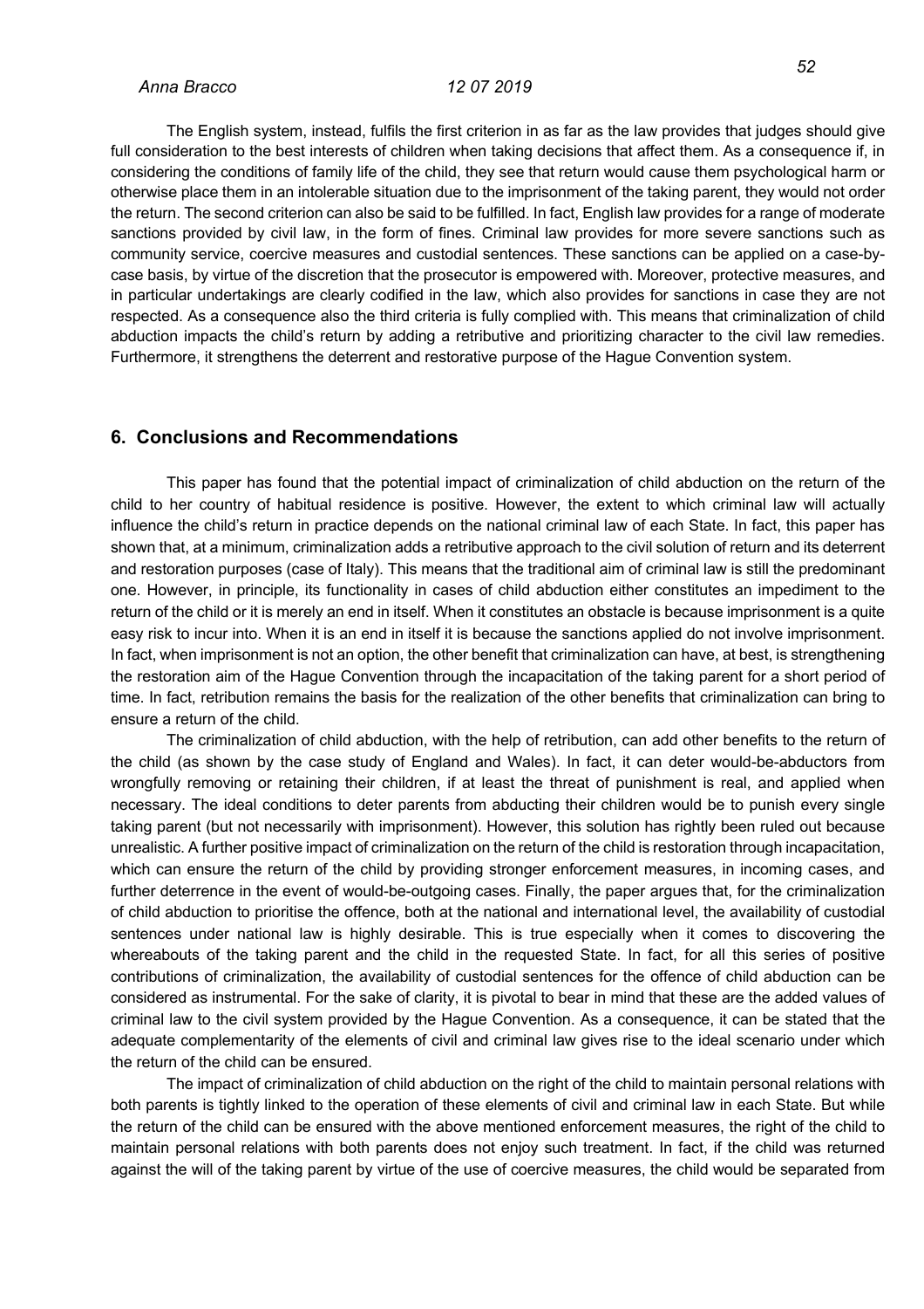The English system, instead, fulfils the first criterion in as far as the law provides that judges should give full consideration to the best interests of children when taking decisions that affect them. As a consequence if, in considering the conditions of family life of the child, they see that return would cause them psychological harm or otherwise place them in an intolerable situation due to the imprisonment of the taking parent, they would not order the return. The second criterion can also be said to be fulfilled. In fact, English law provides for a range of moderate sanctions provided by civil law, in the form of fines. Criminal law provides for more severe sanctions such as community service, coercive measures and custodial sentences. These sanctions can be applied on a case-by-case basis, by virtue of the discretion that the prosecutor is empowered with. Moreover, protective measures, and in particular undertakings are clearly codified in the law, which also provides for sanctions in case they are not respected. As a consequence also the third criteria is fully complied with. This means that criminalization of child abduction impacts the child's return by adding a retributive and prioritizing character to the civil law remedies. Furthermore, it strengthens the deterrent and restorative purpose of the Hague Convention system.

## 6. Conclusions and Recommendations

This paper has found that the potential impact of criminalization of child abduction on the return of the child to her country of habitual residence is positive. However, the extent to which criminal law will actually influence the child's return in practice depends on the national criminal law of each State. In fact, this paper has shown that, at a minimum, criminalization adds a retributive approach to the civil solution of return and its deterrent and restoration purposes (case of Italy). This means that the traditional aim of criminal law is still the predominant one. However, in principle, its functionality in cases of child abduction either constitutes an impediment to the return of the child or it is merely an end in itself. When it constitutes an obstacle is because imprisonment is a quite easy risk to incur into. When it is an end in itself it is because the sanctions applied do not involve imprisonment. In fact, when imprisonment is not an option, the other benefit that criminalization can have, at best, is strengthening the restoration aim of the Hague Convention through the incapacitation of the taking parent for a short period of time. In fact, retribution remains the basis for the realization of the other benefits that criminalization can bring to ensure a return of the child.

The criminalization of child abduction, with the help of retribution, can add other benefits to the return of the child (as shown by the case study of England and Wales). In fact, it can deter would-be-abductors from wrongfully removing or retaining their children, if at least the threat of punishment is real, and applied when necessary. The ideal conditions to deter parents from abducting their children would be to punish every single taking parent (but not necessarily with imprisonment). However, this solution has rightly been ruled out because unrealistic. A further positive impact of criminalization on the return of the child is restoration through incapacitation, which can ensure the return of the child by providing stronger enforcement measures, in incoming cases, and further deterrence in the event of would-be-outgoing cases. Finally, the paper argues that, for the criminalization of child abduction to prioritise the offence, both at the national and international level, the availability of custodial sentences under national law is highly desirable. This is true especially when it comes to discovering the whereabouts of the taking parent and the child in the requested State. In fact, for all this series of positive contributions of criminalization, the availability of custodial sentences for the offence of child abduction can be considered as instrumental. For the sake of clarity, it is pivotal to bear in mind that these are the added values of criminal law to the civil system provided by the Hague Convention. As a consequence, it can be stated that the adequate complementarity of the elements of civil and criminal law gives rise to the ideal scenario under which the return of the child can be ensured.

The impact of criminalization of child abduction on the right of the child to maintain personal relations with both parents is tightly linked to the operation of these elements of civil and criminal law in each State. But while the return of the child can be ensured with the above mentioned enforcement measures, the right of the child to maintain personal relations with both parents does not enjoy such treatment. In fact, if the child was returned against the will of the taking parent by virtue of the use of coercive measures, the child would be separated from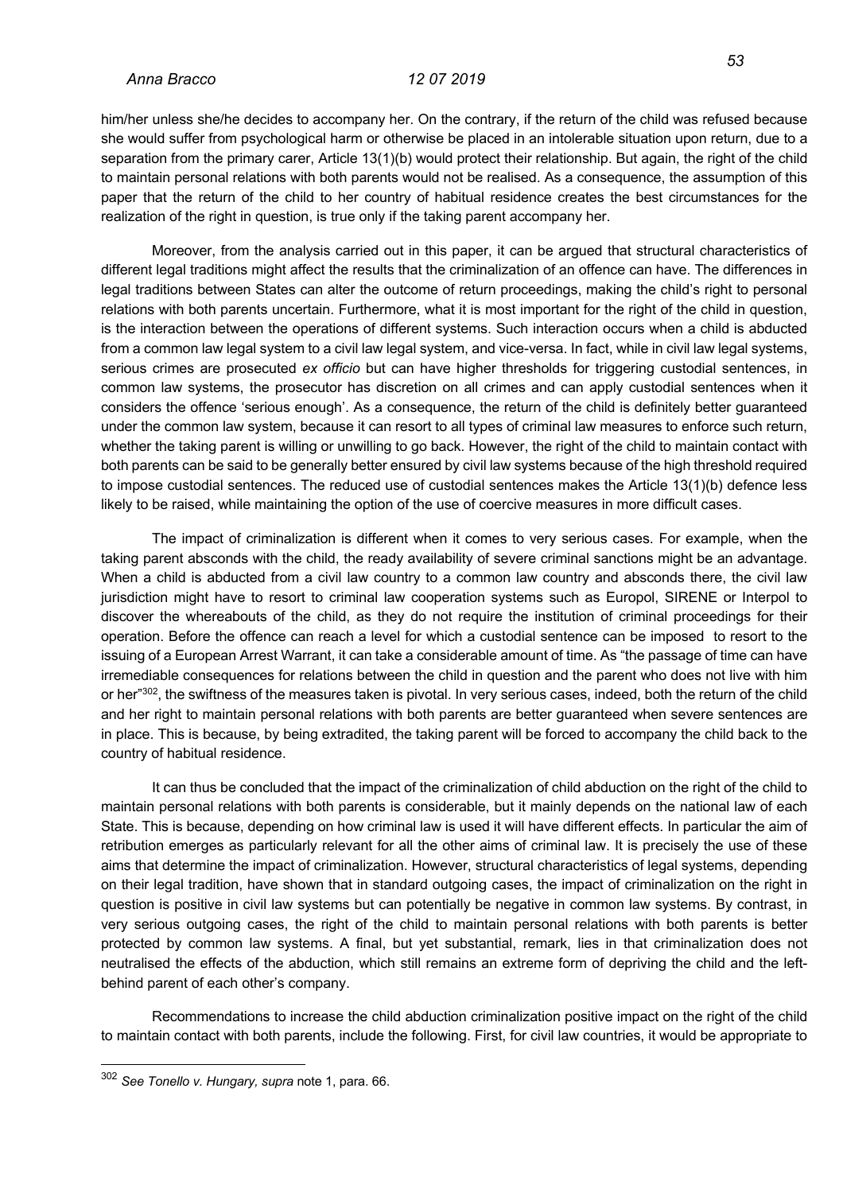him/her unless she/he decides to accompany her. On the contrary, if the return of the child was refused because she would suffer from psychological harm or otherwise be placed in an intolerable situation upon return, due to a separation from the primary carer, Article 13(1)(b) would protect their relationship. But again, the right of the child to maintain personal relations with both parents would not be realised. As a consequence, the assumption of this paper that the return of the child to her country of habitual residence creates the best circumstances for the realization of the right in question, is true only if the taking parent accompany her.

Moreover, from the analysis carried out in this paper, it can be argued that structural characteristics of different legal traditions might affect the results that the criminalization of an offence can have. The differences in legal traditions between States can alter the outcome of return proceedings, making the child's right to personal relations with both parents uncertain. Furthermore, what it is most important for the right of the child in question, is the interaction between the operations of different systems. Such interaction occurs when a child is abducted from a common law legal system to a civil law legal system, and vice-versa. In fact, while in civil law legal systems, serious crimes are prosecuted *ex officio* but can have higher thresholds for triggering custodial sentences, in common law systems, the prosecutor has discretion on all crimes and can apply custodial sentences when it considers the offence 'serious enough'. As a consequence, the return of the child is definitely better guaranteed under the common law system, because it can resort to all types of criminal law measures to enforce such return, whether the taking parent is willing or unwilling to go back. However, the right of the child to maintain contact with both parents can be said to be generally better ensured by civil law systems because of the high threshold required to impose custodial sentences. The reduced use of custodial sentences makes the Article 13(1)(b) defence less likely to be raised, while maintaining the option of the use of coercive measures in more difficult cases.

The impact of criminalization is different when it comes to very serious cases. For example, when the taking parent absconds with the child, the ready availability of severe criminal sanctions might be an advantage. When a child is abducted from a civil law country to a common law country and absconds there, the civil law jurisdiction might have to resort to criminal law cooperation systems such as Europol, SIRENE or Interpol to discover the whereabouts of the child, as they do not require the institution of criminal proceedings for their operation. Before the offence can reach a level for which a custodial sentence can be imposed to resort to the issuing of a European Arrest Warrant, it can take a considerable amount of time. As "the passage of time can have irremediable consequences for relations between the child in question and the parent who does not live with him or her"[302], the swiftness of the measures taken is pivotal. In very serious cases, indeed, both the return of the child and her right to maintain personal relations with both parents are better guaranteed when severe sentences are in place. This is because, by being extradited, the taking parent will be forced to accompany the child back to the country of habitual residence.

It can thus be concluded that the impact of the criminalization of child abduction on the right of the child to maintain personal relations with both parents is considerable, but it mainly depends on the national law of each State. This is because, depending on how criminal law is used it will have different effects. In particular the aim of retribution emerges as particularly relevant for all the other aims of criminal law. It is precisely the use of these aims that determine the impact of criminalization. However, structural characteristics of legal systems, depending on their legal tradition, have shown that in standard outgoing cases, the impact of criminalization on the right in question is positive in civil law systems but can potentially be negative in common law systems. By contrast, in very serious outgoing cases, the right of the child to maintain personal relations with both parents is better protected by common law systems. A final, but yet substantial, remark, lies in that criminalization does not neutralised the effects of the abduction, which still remains an extreme form of depriving the child and the left-behind parent of each other's company.

Recommendations to increase the child abduction criminalization positive impact on the right of the child to maintain contact with both parents, include the following. First, for civil law countries, it would be appropriate to

[302] *See Tonello v. Hungary, supra* note 1, para. 66.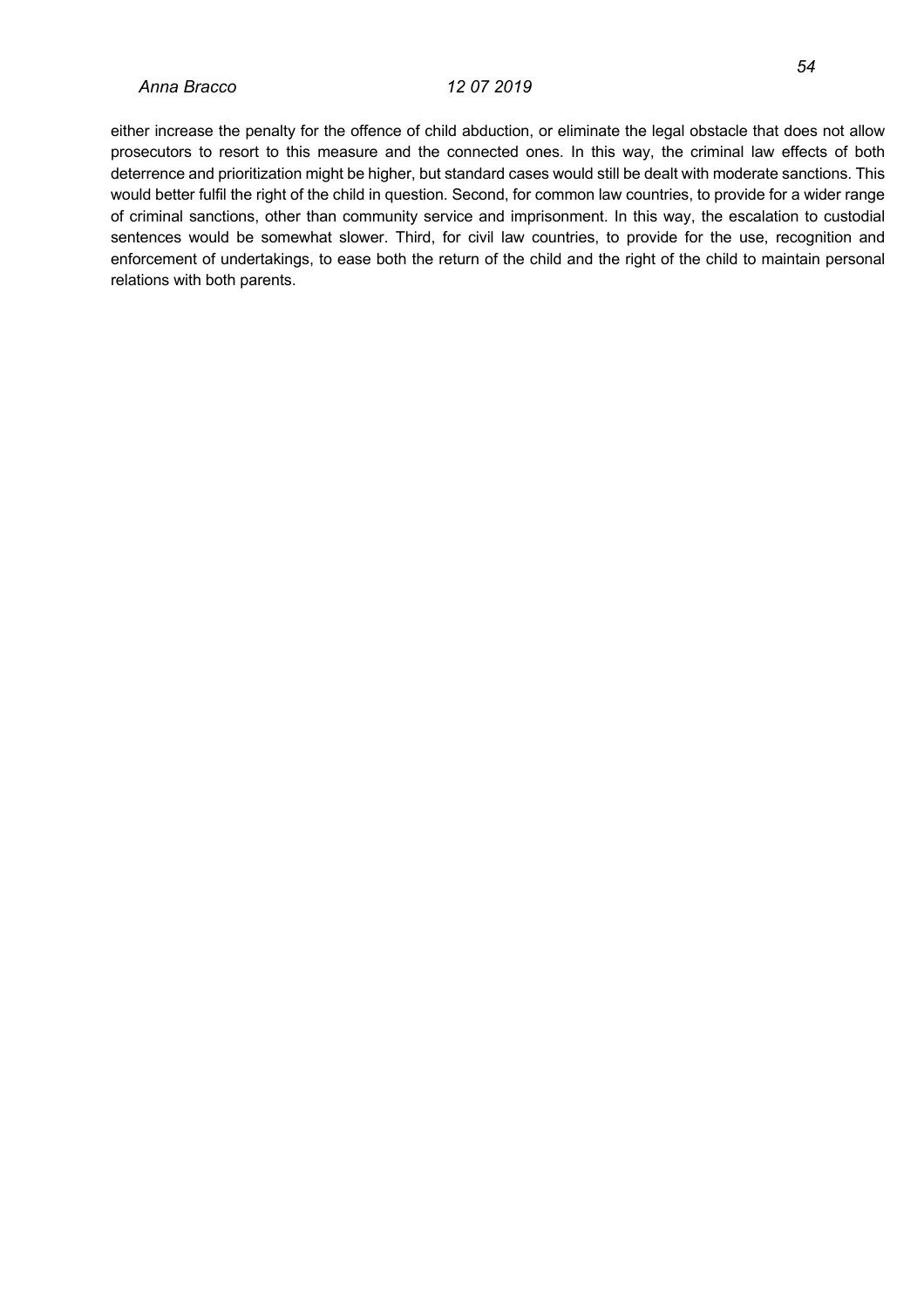either increase the penalty for the offence of child abduction, or eliminate the legal obstacle that does not allow prosecutors to resort to this measure and the connected ones. In this way, the criminal law effects of both deterrence and prioritization might be higher, but standard cases would still be dealt with moderate sanctions. This would better fulfil the right of the child in question. Second, for common law countries, to provide for a wider range of criminal sanctions, other than community service and imprisonment. In this way, the escalation to custodial sentences would be somewhat slower. Third, for civil law countries, to provide for the use, recognition and enforcement of undertakings, to ease both the return of the child and the right of the child to maintain personal relations with both parents.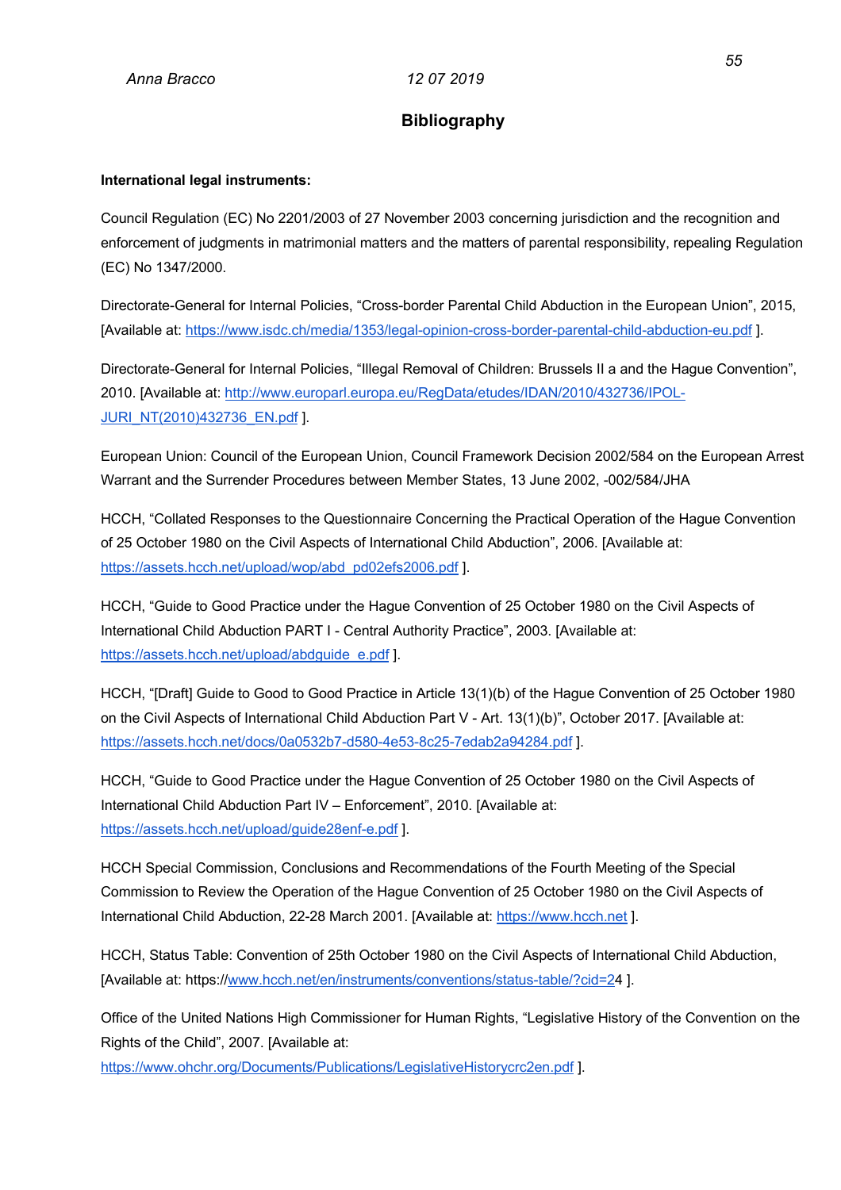## Bibliography

**International legal instruments:**

Council Regulation (EC) No 2201/2003 of 27 November 2003 concerning jurisdiction and the recognition and enforcement of judgments in matrimonial matters and the matters of parental responsibility, repealing Regulation (EC) No 1347/2000.

Directorate-General for Internal Policies, "Cross-border Parental Child Abduction in the European Union", 2015, [Available at: https://www.isdc.ch/media/1353/legal-opinion-cross-border-parental-child-abduction-eu.pdf ].

Directorate-General for Internal Policies, "Illegal Removal of Children: Brussels II a and the Hague Convention", 2010. [Available at: http://www.europarl.europa.eu/RegData/etudes/IDAN/2010/432736/IPOL-JURI_NT(2010)432736_EN.pdf ].

European Union: Council of the European Union, Council Framework Decision 2002/584 on the European Arrest Warrant and the Surrender Procedures between Member States, 13 June 2002, -002/584/JHA

HCCH, "Collated Responses to the Questionnaire Concerning the Practical Operation of the Hague Convention of 25 October 1980 on the Civil Aspects of International Child Abduction", 2006. [Available at: https://assets.hcch.net/upload/wop/abd_pd02efs2006.pdf ].

HCCH, "Guide to Good Practice under the Hague Convention of 25 October 1980 on the Civil Aspects of International Child Abduction PART I - Central Authority Practice", 2003. [Available at: https://assets.hcch.net/upload/abdguide_e.pdf ].

HCCH, "[Draft] Guide to Good to Good Practice in Article 13(1)(b) of the Hague Convention of 25 October 1980 on the Civil Aspects of International Child Abduction Part V - Art. 13(1)(b)", October 2017. [Available at: https://assets.hcch.net/docs/0a0532b7-d580-4e53-8c25-7edab2a94284.pdf ].

HCCH, "Guide to Good Practice under the Hague Convention of 25 October 1980 on the Civil Aspects of International Child Abduction Part IV – Enforcement", 2010. [Available at: https://assets.hcch.net/upload/guide28enf-e.pdf ].

HCCH Special Commission, Conclusions and Recommendations of the Fourth Meeting of the Special Commission to Review the Operation of the Hague Convention of 25 October 1980 on the Civil Aspects of International Child Abduction, 22-28 March 2001. [Available at: https://www.hcch.net ].

HCCH, Status Table: Convention of 25th October 1980 on the Civil Aspects of International Child Abduction, [Available at: https://www.hcch.net/en/instruments/conventions/status-table/?cid=24 ].

Office of the United Nations High Commissioner for Human Rights, "Legislative History of the Convention on the Rights of the Child", 2007. [Available at: https://www.ohchr.org/Documents/Publications/LegislativeHistorycrc2en.pdf ].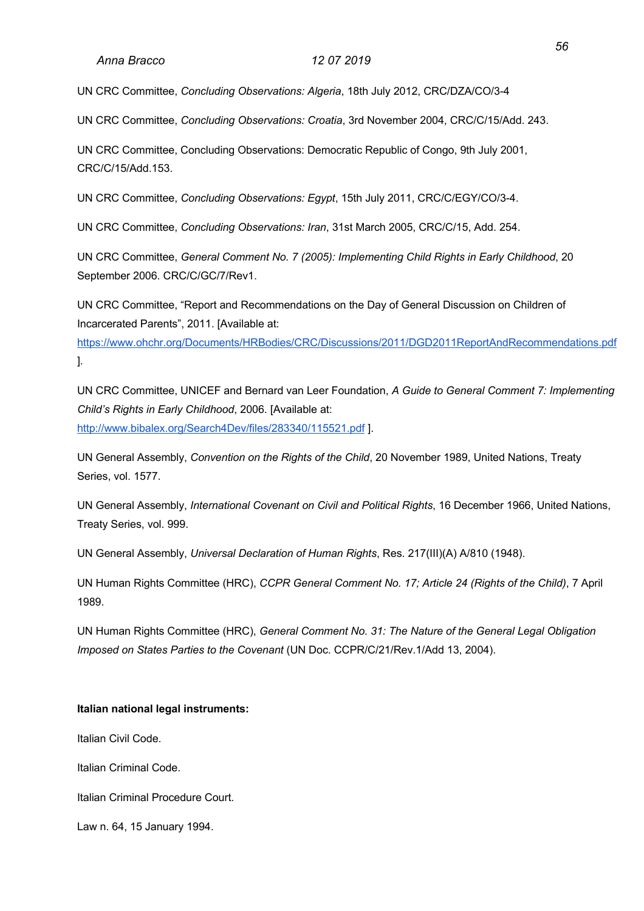UN CRC Committee, *Concluding Observations: Algeria*, 18th July 2012, CRC/DZA/CO/3-4

UN CRC Committee, *Concluding Observations: Croatia*, 3rd November 2004, CRC/C/15/Add. 243.

UN CRC Committee, Concluding Observations: Democratic Republic of Congo, 9th July 2001, CRC/C/15/Add.153.

UN CRC Committee, *Concluding Observations: Egypt*, 15th July 2011, CRC/C/EGY/CO/3-4.

UN CRC Committee, *Concluding Observations: Iran*, 31st March 2005, CRC/C/15, Add. 254.

UN CRC Committee, *General Comment No. 7 (2005): Implementing Child Rights in Early Childhood*, 20 September 2006. CRC/C/GC/7/Rev1.

UN CRC Committee, "Report and Recommendations on the Day of General Discussion on Children of Incarcerated Parents", 2011. [Available at: https://www.ohchr.org/Documents/HRBodies/CRC/Discussions/2011/DGD2011ReportAndRecommendations.pdf ].

UN CRC Committee, UNICEF and Bernard van Leer Foundation, *A Guide to General Comment 7: Implementing Child's Rights in Early Childhood*, 2006. [Available at: http://www.bibalex.org/Search4Dev/files/283340/115521.pdf ].

UN General Assembly, *Convention on the Rights of the Child*, 20 November 1989, United Nations, Treaty Series, vol. 1577.

UN General Assembly, *International Covenant on Civil and Political Rights*, 16 December 1966, United Nations, Treaty Series, vol. 999.

UN General Assembly, *Universal Declaration of Human Rights*, Res. 217(III)(A) A/810 (1948).

UN Human Rights Committee (HRC), *CCPR General Comment No. 17; Article 24 (Rights of the Child)*, 7 April 1989.

UN Human Rights Committee (HRC), *General Comment No. 31: The Nature of the General Legal Obligation Imposed on States Parties to the Covenant* (UN Doc. CCPR/C/21/Rev.1/Add 13, 2004).

**Italian national legal instruments:**

Italian Civil Code.

Italian Criminal Code.

Italian Criminal Procedure Court.

Law n. 64, 15 January 1994.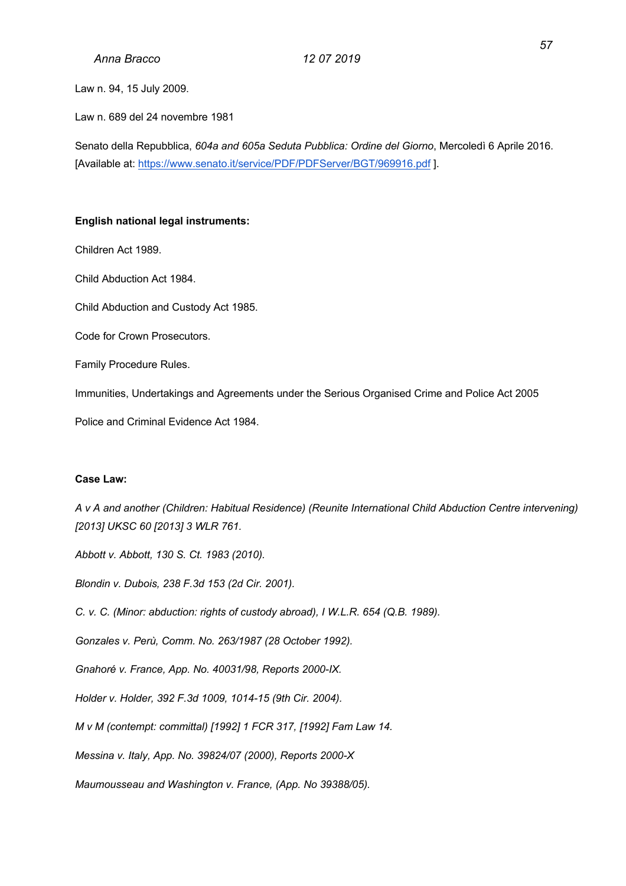Law n. 94, 15 July 2009.

Law n. 689 del 24 novembre 1981

Senato della Repubblica, *604a and 605a Seduta Pubblica: Ordine del Giorno*, Mercoledì 6 Aprile 2016. [Available at: https://www.senato.it/service/PDF/PDFServer/BGT/969916.pdf ].

**English national legal instruments:**

Children Act 1989.

Child Abduction Act 1984.

Child Abduction and Custody Act 1985.

Code for Crown Prosecutors.

Family Procedure Rules.

Immunities, Undertakings and Agreements under the Serious Organised Crime and Police Act 2005

Police and Criminal Evidence Act 1984.

**Case Law:**

*A v A and another (Children: Habitual Residence) (Reunite International Child Abduction Centre intervening) [2013] UKSC 60 [2013] 3 WLR 761.*

*Abbott v. Abbott, 130 S. Ct. 1983 (2010).*

*Blondin v. Dubois, 238 F.3d 153 (2d Cir. 2001).*

*C. v. C. (Minor: abduction: rights of custody abroad), I W.L.R. 654 (Q.B. 1989).*

*Gonzales v. Perù, Comm. No. 263/1987 (28 October 1992).*

*Gnahoré v. France, App. No. 40031/98, Reports 2000-IX.*

*Holder v. Holder, 392 F.3d 1009, 1014-15 (9th Cir. 2004).*

*M v M (contempt: committal) [1992] 1 FCR 317, [1992] Fam Law 14.*

*Messina v. Italy, App. No. 39824/07 (2000), Reports 2000-X*

*Maumousseau and Washington v. France, (App. No 39388/05).*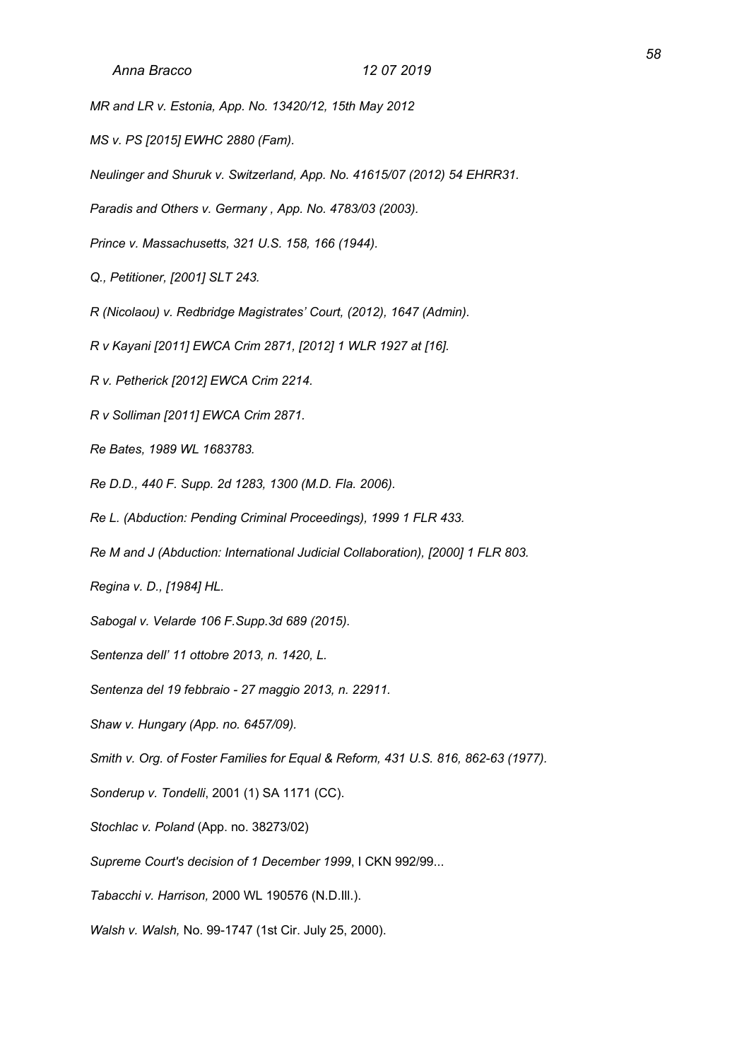*MR and LR v. Estonia, App. No. 13420/12, 15th May 2012*

*MS v. PS [2015] EWHC 2880 (Fam).*

*Neulinger and Shuruk v. Switzerland, App. No. 41615/07 (2012) 54 EHRR31.*

*Paradis and Others v. Germany , App. No. 4783/03 (2003).*

*Prince v. Massachusetts, 321 U.S. 158, 166 (1944).*

*Q., Petitioner, [2001] SLT 243.*

*R (Nicolaou) v. Redbridge Magistrates' Court, (2012), 1647 (Admin).*

*R v Kayani [2011] EWCA Crim 2871, [2012] 1 WLR 1927 at [16].*

*R v. Petherick [2012] EWCA Crim 2214.*

*R v Solliman [2011] EWCA Crim 2871.*

*Re Bates, 1989 WL 1683783.*

*Re D.D., 440 F. Supp. 2d 1283, 1300 (M.D. Fla. 2006).*

*Re L. (Abduction: Pending Criminal Proceedings), 1999 1 FLR 433.*

*Re M and J (Abduction: International Judicial Collaboration), [2000] 1 FLR 803.*

*Regina v. D., [1984] HL.*

*Sabogal v. Velarde 106 F.Supp.3d 689 (2015).*

*Sentenza dell' 11 ottobre 2013, n. 1420, L.*

*Sentenza del 19 febbraio - 27 maggio 2013, n. 22911.*

*Shaw v. Hungary (App. no. 6457/09).*

*Smith v. Org. of Foster Families for Equal & Reform, 431 U.S. 816, 862-63 (1977).*

*Sonderup v. Tondelli*, 2001 (1) SA 1171 (CC).

*Stochlac v. Poland* (App. no. 38273/02)

*Supreme Court's decision of 1 December 1999*, I CKN 992/99...

*Tabacchi v. Harrison,* 2000 WL 190576 (N.D.Ill.).

*Walsh v. Walsh,* No. 99-1747 (1st Cir. July 25, 2000).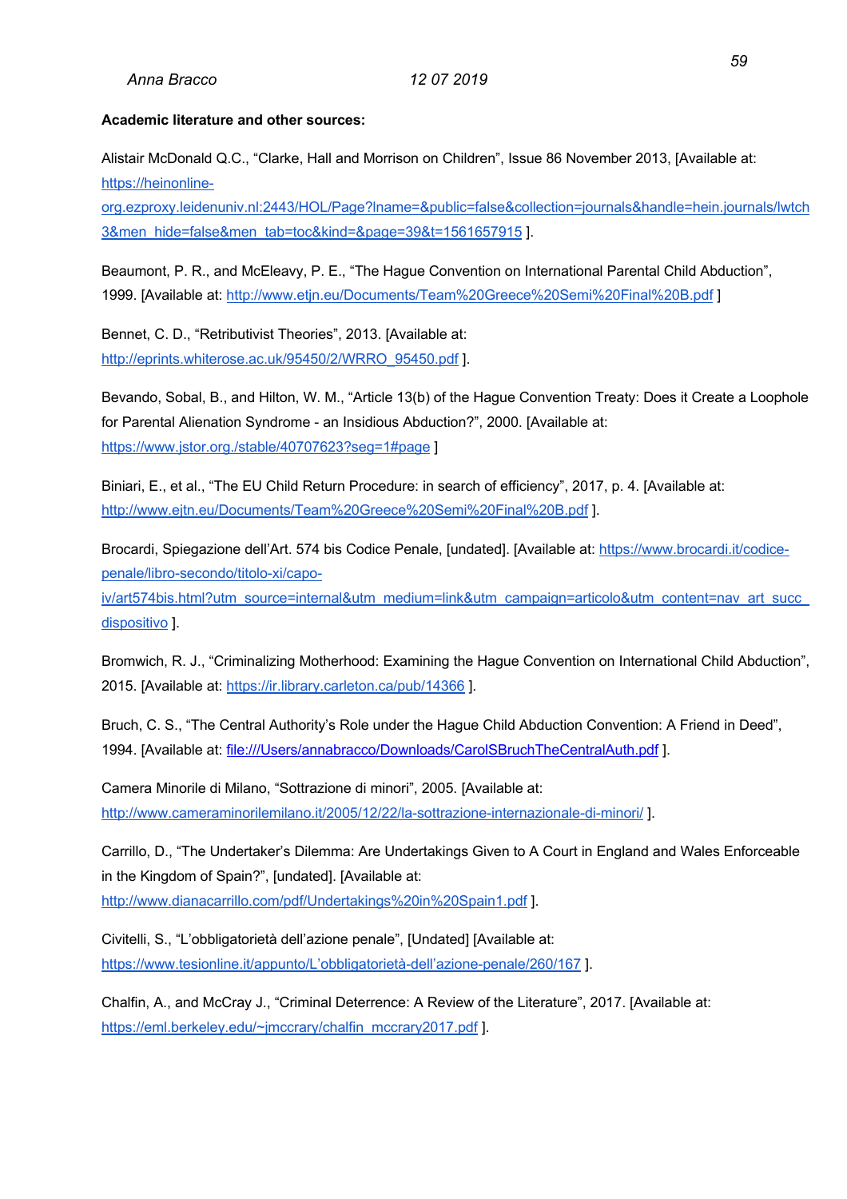**Academic literature and other sources:**

Alistair McDonald Q.C., "Clarke, Hall and Morrison on Children", Issue 86 November 2013, [Available at: https://heinonline-org.ezproxy.leidenuniv.nl:2443/HOL/Page?lname=&public=false&collection=journals&handle=hein.journals/lwtch3&men_hide=false&men_tab=toc&kind=&page=39&t=1561657915 ].

Beaumont, P. R., and McEleavy, P. E., "The Hague Convention on International Parental Child Abduction", 1999. [Available at: http://www.etjn.eu/Documents/Team%20Greece%20Semi%20Final%20B.pdf ]

Bennet, C. D., "Retributivist Theories", 2013. [Available at: http://eprints.whiterose.ac.uk/95450/2/WRRO_95450.pdf ].

Bevando, Sobal, B., and Hilton, W. M., "Article 13(b) of the Hague Convention Treaty: Does it Create a Loophole for Parental Alienation Syndrome - an Insidious Abduction?", 2000. [Available at: https://www.jstor.org./stable/40707623?seg=1#page ]

Biniari, E., et al., "The EU Child Return Procedure: in search of efficiency", 2017, p. 4. [Available at: http://www.ejtn.eu/Documents/Team%20Greece%20Semi%20Final%20B.pdf ].

Brocardi, Spiegazione dell'Art. 574 bis Codice Penale, [undated]. [Available at: https://www.brocardi.it/codice-penale/libro-secondo/titolo-xi/capo-iv/art574bis.html?utm_source=internal&utm_medium=link&utm_campaign=articolo&utm_content=nav_art_succ_dispositivo ].

Bromwich, R. J., "Criminalizing Motherhood: Examining the Hague Convention on International Child Abduction", 2015. [Available at: https://ir.library.carleton.ca/pub/14366 ].

Bruch, C. S., "The Central Authority's Role under the Hague Child Abduction Convention: A Friend in Deed", 1994. [Available at: file:///Users/annabracco/Downloads/CarolSBruchTheCentralAuth.pdf ].

Camera Minorile di Milano, "Sottrazione di minori", 2005. [Available at: http://www.cameraminorilemilano.it/2005/12/22/la-sottrazione-internazionale-di-minori/ ].

Carrillo, D., "The Undertaker's Dilemma: Are Undertakings Given to A Court in England and Wales Enforceable in the Kingdom of Spain?", [undated]. [Available at: http://www.dianacarrillo.com/pdf/Undertakings%20in%20Spain1.pdf ].

Civitelli, S., "L'obbligatorietà dell'azione penale", [Undated] [Available at: https://www.tesionline.it/appunto/L'obbligatorietà-dell'azione-penale/260/167 ].

Chalfin, A., and McCray J., "Criminal Deterrence: A Review of the Literature", 2017. [Available at: https://eml.berkeley.edu/~jmccrary/chalfin_mccrary2017.pdf ].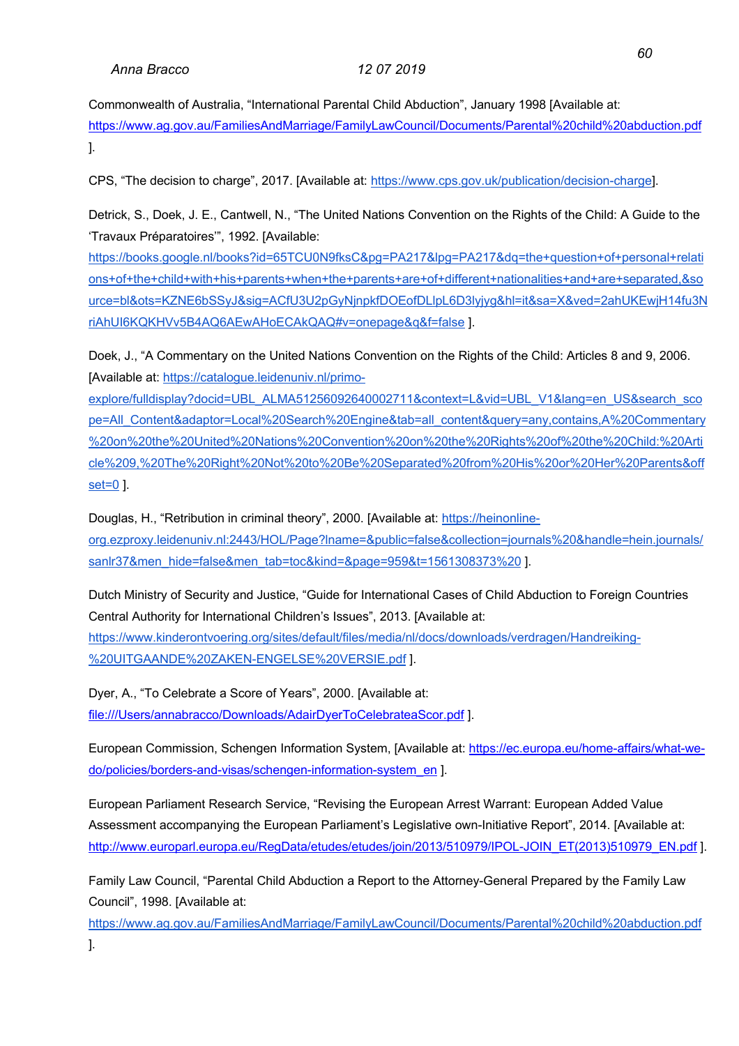Commonwealth of Australia, “International Parental Child Abduction”, January 1998 [Available at: https://www.ag.gov.au/FamiliesAndMarriage/FamilyLawCouncil/Documents/Parental%20child%20abduction.pdf ].

CPS, “The decision to charge”, 2017. [Available at: https://www.cps.gov.uk/publication/decision-charge].

Detrick, S., Doek, J. E., Cantwell, N., “The United Nations Convention on the Rights of the Child: A Guide to the ‘Travaux Préparatoires’”, 1992. [Available: https://books.google.nl/books?id=65TCU0N9fksC&pg=PA217&lpg=PA217&dq=the+question+of+personal+relations+of+the+child+with+his+parents+when+the+parents+are+of+different+nationalities+and+are+separated,&source=bl&ots=KZNE6bSSyJ&sig=ACfU3U2pGyNjnpkfDOEofDLlpL6D3lyjyg&hl=it&sa=X&ved=2ahUKEwjH14fu3NriAhUI6KQKHVv5B4AQ6AEwAHoECAkQAQ#v=onepage&q&f=false ].

Doek, J., “A Commentary on the United Nations Convention on the Rights of the Child: Articles 8 and 9, 2006. [Available at: https://catalogue.leidenuniv.nl/primo-explore/fulldisplay?docid=UBL_ALMA51256092640002711&context=L&vid=UBL_V1&lang=en_US&search_scope=All_Content&adaptor=Local%20Search%20Engine&tab=all_content&query=any,contains,A%20Commentary%20on%20the%20United%20Nations%20Convention%20on%20the%20Rights%20of%20the%20Child:%20Article%209,%20The%20Right%20Not%20to%20Be%20Separated%20from%20His%20or%20Her%20Parents&offset=0 ].

Douglas, H., “Retribution in criminal theory”, 2000. [Available at: https://heinonline-org.ezproxy.leidenuniv.nl:2443/HOL/Page?lname=&public=false&collection=journals%20&handle=hein.journals/sanlr37&men_hide=false&men_tab=toc&kind=&page=959&t=1561308373%20 ].

Dutch Ministry of Security and Justice, “Guide for International Cases of Child Abduction to Foreign Countries Central Authority for International Children’s Issues”, 2013. [Available at: https://www.kinderontvoering.org/sites/default/files/media/nl/docs/downloads/verdragen/Handreiking-%20UITGAANDE%20ZAKEN-ENGELSE%20VERSIE.pdf ].

Dyer, A., “To Celebrate a Score of Years”, 2000. [Available at: file:///Users/annabracco/Downloads/AdairDyerToCelebrateaScor.pdf ].

European Commission, Schengen Information System, [Available at: https://ec.europa.eu/home-affairs/what-we-do/policies/borders-and-visas/schengen-information-system_en ].

European Parliament Research Service, “Revising the European Arrest Warrant: European Added Value Assessment accompanying the European Parliament’s Legislative own-Initiative Report”, 2014. [Available at: http://www.europarl.europa.eu/RegData/etudes/etudes/join/2013/510979/IPOL-JOIN_ET(2013)510979_EN.pdf ].

Family Law Council, “Parental Child Abduction a Report to the Attorney-General Prepared by the Family Law Council”, 1998. [Available at: https://www.ag.gov.au/FamiliesAndMarriage/FamilyLawCouncil/Documents/Parental%20child%20abduction.pdf ].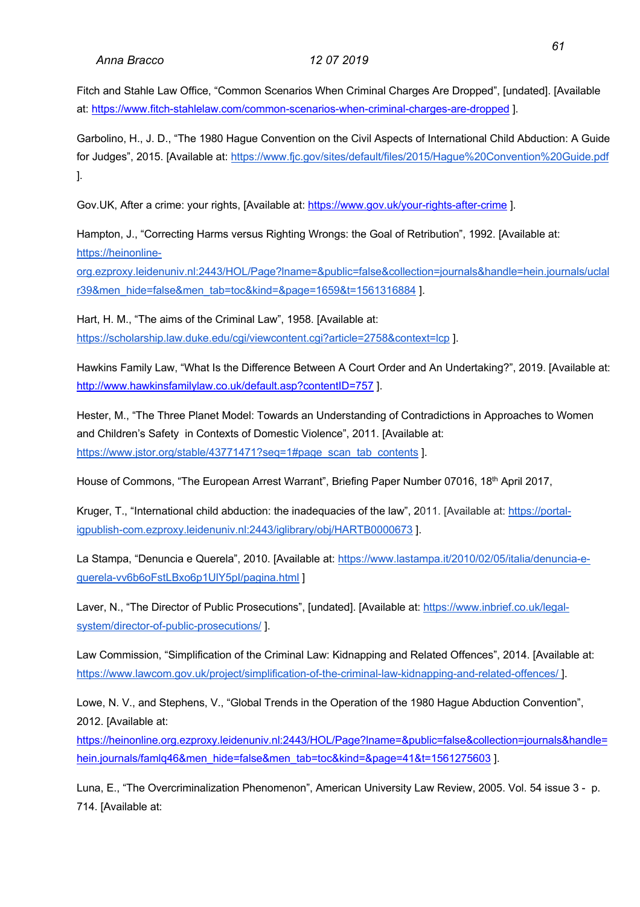Fitch and Stahle Law Office, “Common Scenarios When Criminal Charges Are Dropped”, [undated]. [Available at: https://www.fitch-stahlelaw.com/common-scenarios-when-criminal-charges-are-dropped ].

Garbolino, H., J. D., “The 1980 Hague Convention on the Civil Aspects of International Child Abduction: A Guide for Judges”, 2015. [Available at: https://www.fjc.gov/sites/default/files/2015/Hague%20Convention%20Guide.pdf ].

Gov.UK, After a crime: your rights, [Available at: https://www.gov.uk/your-rights-after-crime ].

Hampton, J., “Correcting Harms versus Righting Wrongs: the Goal of Retribution”, 1992. [Available at: https://heinonline-org.ezproxy.leidenuniv.nl:2443/HOL/Page?lname=&public=false&collection=journals&handle=hein.journals/uclalr39&men_hide=false&men_tab=toc&kind=&page=1659&t=1561316884 ].

Hart, H. M., “The aims of the Criminal Law”, 1958. [Available at: https://scholarship.law.duke.edu/cgi/viewcontent.cgi?article=2758&context=lcp ].

Hawkins Family Law, “What Is the Difference Between A Court Order and An Undertaking?”, 2019. [Available at: http://www.hawkinsfamilylaw.co.uk/default.asp?contentID=757 ].

Hester, M., “The Three Planet Model: Towards an Understanding of Contradictions in Approaches to Women and Children’s Safety in Contexts of Domestic Violence”, 2011. [Available at: https://www.jstor.org/stable/43771471?seq=1#page_scan_tab_contents ].

House of Commons, “The European Arrest Warrant”, Briefing Paper Number 07016, 18th April 2017,

Kruger, T., “International child abduction: the inadequacies of the law”, 2011. [Available at: https://portal-igpublish-com.ezproxy.leidenuniv.nl:2443/iglibrary/obj/HARTB0000673 ].

La Stampa, “Denuncia e Querela”, 2010. [Available at: https://www.lastampa.it/2010/02/05/italia/denuncia-e-querela-vv6b6oFstLBxo6p1UlY5pl/pagina.html ]

Laver, N., “The Director of Public Prosecutions”, [undated]. [Available at: https://www.inbrief.co.uk/legal-system/director-of-public-prosecutions/ ].

Law Commission, “Simplification of the Criminal Law: Kidnapping and Related Offences”, 2014. [Available at: https://www.lawcom.gov.uk/project/simplification-of-the-criminal-law-kidnapping-and-related-offences/ ].

Lowe, N. V., and Stephens, V., “Global Trends in the Operation of the 1980 Hague Abduction Convention”, 2012. [Available at: https://heinonline.org.ezproxy.leidenuniv.nl:2443/HOL/Page?lname=&public=false&collection=journals&handle=hein.journals/famlq46&men_hide=false&men_tab=toc&kind=&page=41&t=1561275603 ].

Luna, E., “The Overcriminalization Phenomenon”, American University Law Review, 2005. Vol. 54 issue 3 - p. 714. [Available at: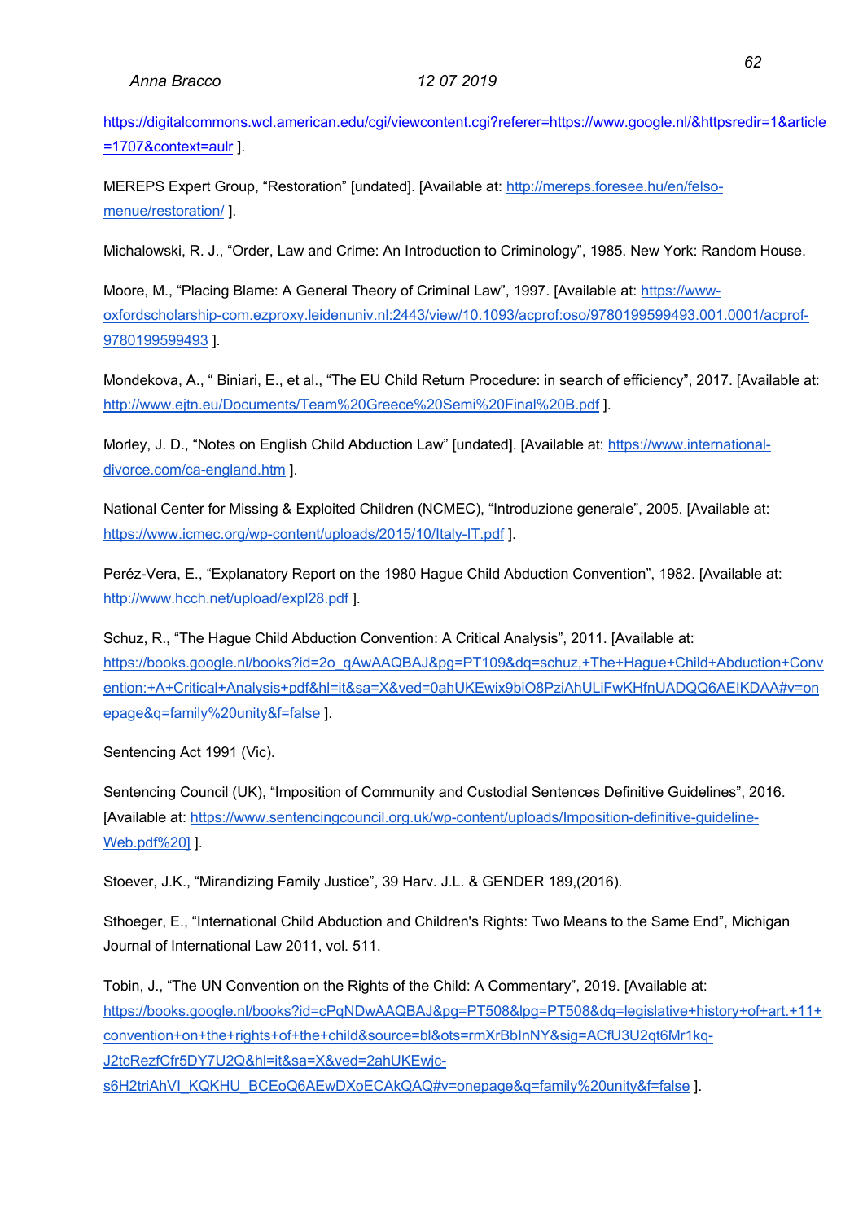https://digitalcommons.wcl.american.edu/cgi/viewcontent.cgi?referer=https://www.google.nl/&httpsredir=1&article=1707&context=aulr ].

MEREPS Expert Group, “Restoration” [undated]. [Available at: http://mereps.foresee.hu/en/felso-menue/restoration/ ].

Michalowski, R. J., “Order, Law and Crime: An Introduction to Criminology”, 1985. New York: Random House.

Moore, M., “Placing Blame: A General Theory of Criminal Law”, 1997. [Available at: https://www-oxfordscholarship-com.ezproxy.leidenuniv.nl:2443/view/10.1093/acprof:oso/9780199599493.001.0001/acprof-9780199599493 ].

Mondekova, A., “ Biniari, E., et al., “The EU Child Return Procedure: in search of efficiency”, 2017. [Available at: http://www.ejtn.eu/Documents/Team%20Greece%20Semi%20Final%20B.pdf ].

Morley, J. D., “Notes on English Child Abduction Law” [undated]. [Available at: https://www.international-divorce.com/ca-england.htm ].

National Center for Missing & Exploited Children (NCMEC), “Introduzione generale”, 2005. [Available at: https://www.icmec.org/wp-content/uploads/2015/10/Italy-IT.pdf ].

Peréz-Vera, E., “Explanatory Report on the 1980 Hague Child Abduction Convention”, 1982. [Available at: http://www.hcch.net/upload/expl28.pdf ].

Schuz, R., “The Hague Child Abduction Convention: A Critical Analysis”, 2011. [Available at: https://books.google.nl/books?id=2o_qAwAAQBAJ&pg=PT109&dq=schuz,+The+Hague+Child+Abduction+Convention:+A+Critical+Analysis+pdf&hl=it&sa=X&ved=0ahUKEwix9biO8PziAhULiFwKHfnUADQQ6AEIKDAA#v=onepage&q=family%20unity&f=false ].

Sentencing Act 1991 (Vic).

Sentencing Council (UK), “Imposition of Community and Custodial Sentences Definitive Guidelines”, 2016. [Available at: https://www.sentencingcouncil.org.uk/wp-content/uploads/Imposition-definitive-guideline-Web.pdf%20] ].

Stoever, J.K., “Mirandizing Family Justice”, 39 Harv. J.L. & GENDER 189,(2016).

Sthoeger, E., “International Child Abduction and Children's Rights: Two Means to the Same End”, Michigan Journal of International Law 2011, vol. 511.

Tobin, J., “The UN Convention on the Rights of the Child: A Commentary”, 2019. [Available at: https://books.google.nl/books?id=cPqNDwAAQBAJ&pg=PT508&lpg=PT508&dq=legislative+history+of+art.+11+convention+on+the+rights+of+the+child&source=bl&ots=rmXrBbInNY&sig=ACfU3U2qt6Mr1kq-J2tcRezfCfr5DY7U2Q&hl=it&sa=X&ved=2ahUKEwjc-s6H2triAhVI_KQKHU_BCEoQ6AEwDXoECAkQAQ#v=onepage&q=family%20unity&f=false ].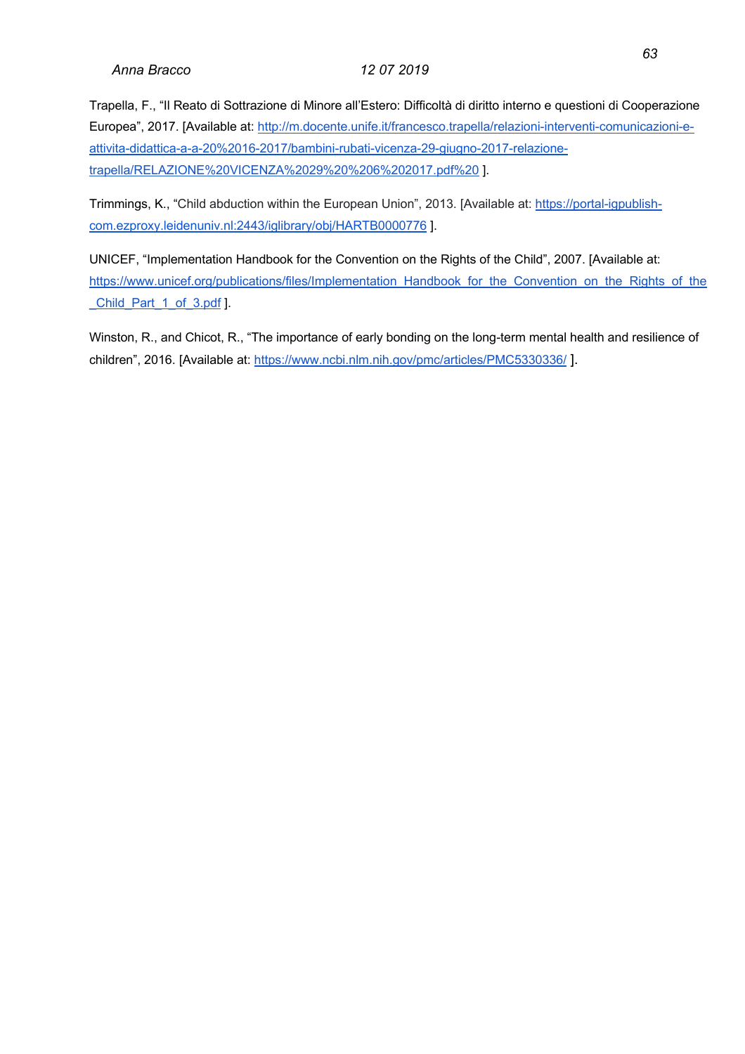Trapella, F., “Il Reato di Sottrazione di Minore all’Estero: Difficoltà di diritto interno e questioni di Cooperazione Europea”, 2017. [Available at: http://m.docente.unife.it/francesco.trapella/relazioni-interventi-comunicazioni-e-attivita-didattica-a-a-20%2016-2017/bambini-rubati-vicenza-29-giugno-2017-relazione-trapella/RELAZIONE%20VICENZA%2029%20%206%202017.pdf%20 ].

Trimmings, K., “Child abduction within the European Union”, 2013. [Available at: https://portal-igpublish-com.ezproxy.leidenuniv.nl:2443/iglibrary/obj/HARTB0000776 ].

UNICEF, “Implementation Handbook for the Convention on the Rights of the Child”, 2007. [Available at: https://www.unicef.org/publications/files/Implementation_Handbook_for_the_Convention_on_the_Rights_of_the_Child_Part_1_of_3.pdf ].

Winston, R., and Chicot, R., “The importance of early bonding on the long-term mental health and resilience of children”, 2016. [Available at: https://www.ncbi.nlm.nih.gov/pmc/articles/PMC5330336/ ].